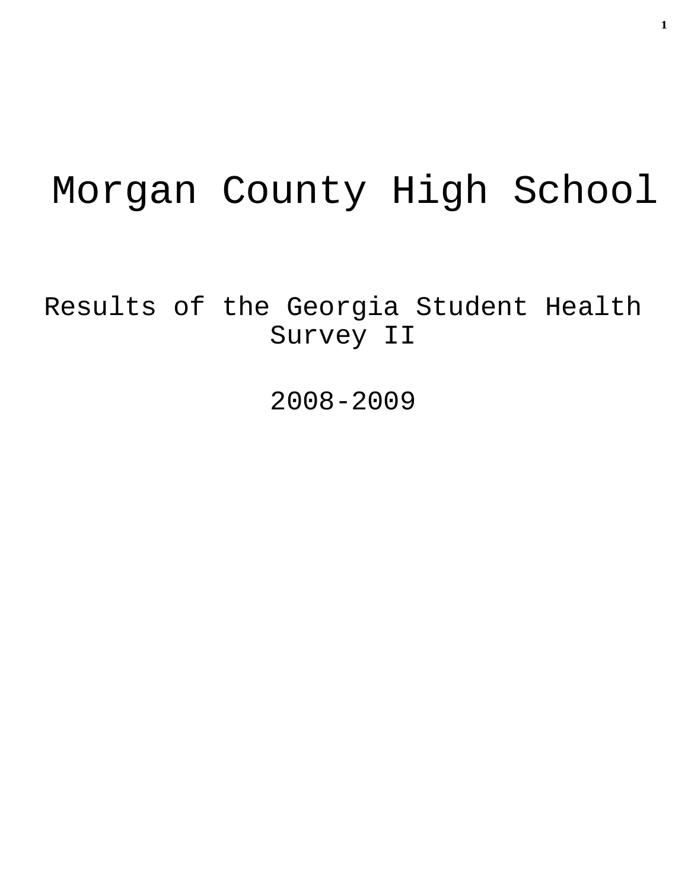# Morgan County High School

## Results of the Georgia Student Health Survey II

## 2008-2009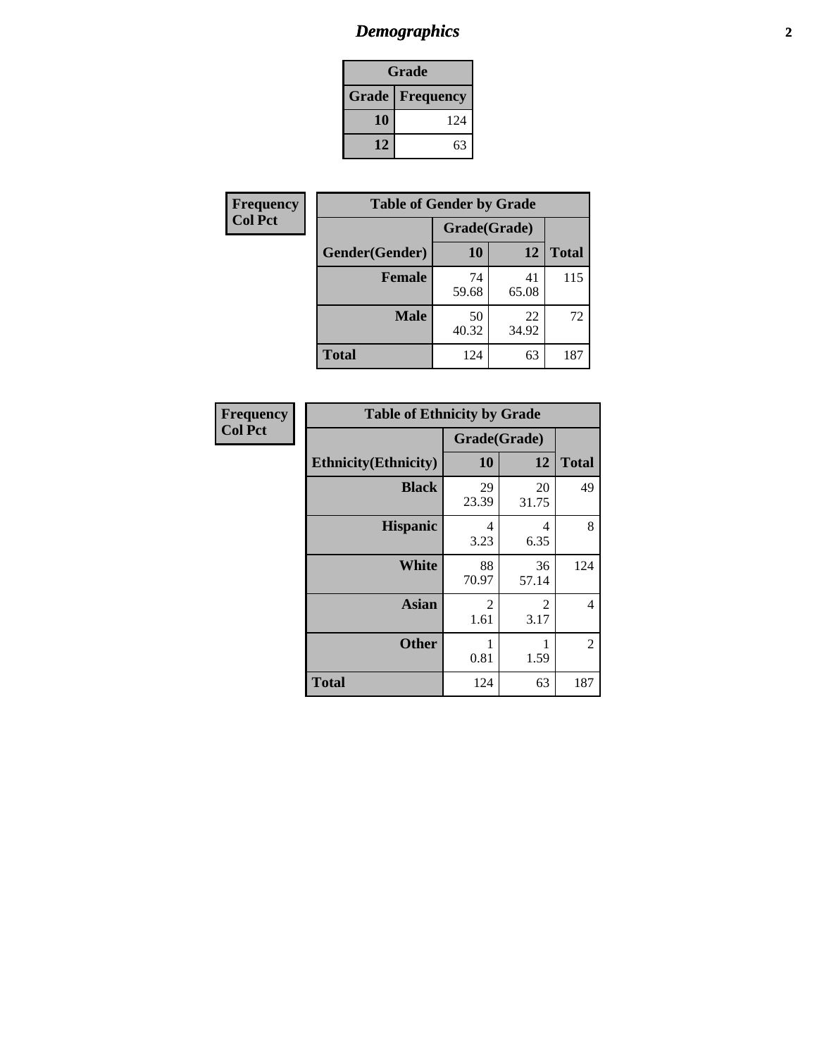# *Demographics*

| Grade | |
|---|---|
| **Grade** | **Frequency** |
| **10** | 124 |
| **12** | 63 |

**Frequency**
**Col Pct**

| Table of Gender by Grade | | | |
|---|---|---|---|
| | Grade(Grade) | | |
| **Gender(Gender)** | **10** | **12** | **Total** |
| **Female** | 74<br>59.68 | 41<br>65.08 | 115 |
| **Male** | 50<br>40.32 | 22<br>34.92 | 72 |
| **Total** | 124 | 63 | 187 |

**Frequency**
**Col Pct**

| Table of Ethnicity by Grade | | | |
|---|---|---|---|
| | Grade(Grade) | | |
| **Ethnicity(Ethnicity)** | **10** | **12** | **Total** |
| **Black** | 29<br>23.39 | 20<br>31.75 | 49 |
| **Hispanic** | 4<br>3.23 | 4<br>6.35 | 8 |
| **White** | 88<br>70.97 | 36<br>57.14 | 124 |
| **Asian** | 2<br>1.61 | 2<br>3.17 | 4 |
| **Other** | 1<br>0.81 | 1<br>1.59 | 2 |
| **Total** | 124 | 63 | 187 |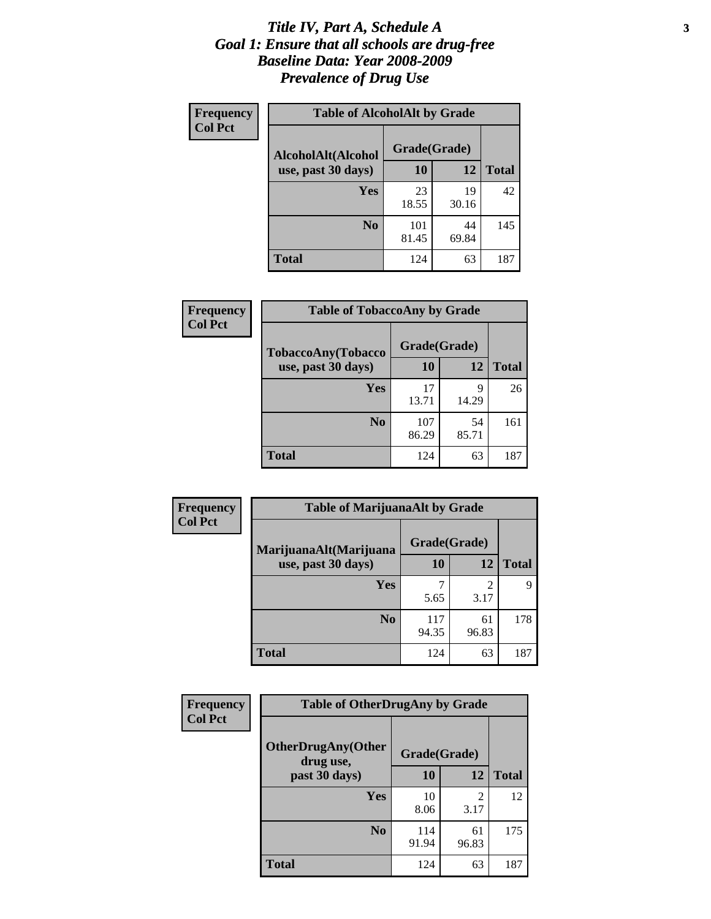# *Title IV, Part A, Schedule A*
# *Goal 1: Ensure that all schools are drug-free*
# *Baseline Data: Year 2008-2009*
# *Prevalence of Drug Use*

**Frequency**
**Col Pct**

**Table of AlcoholAlt by Grade**

| AlcoholAlt(Alcohol use, past 30 days) | Grade(Grade) 10 | 12 | Total |
|---|---|---|---|
| **Yes** | 23<br>18.55 | 19<br>30.16 | 42 |
| **No** | 101<br>81.45 | 44<br>69.84 | 145 |
| **Total** | 124 | 63 | 187 |

**Frequency**
**Col Pct**

**Table of TobaccoAny by Grade**

| TobaccoAny(Tobacco use, past 30 days) | Grade(Grade) 10 | 12 | Total |
|---|---|---|---|
| **Yes** | 17<br>13.71 | 9<br>14.29 | 26 |
| **No** | 107<br>86.29 | 54<br>85.71 | 161 |
| **Total** | 124 | 63 | 187 |

**Frequency**
**Col Pct**

**Table of MarijuanaAlt by Grade**

| MarijuanaAlt(Marijuana use, past 30 days) | Grade(Grade) 10 | 12 | Total |
|---|---|---|---|
| **Yes** | 7<br>5.65 | 2<br>3.17 | 9 |
| **No** | 117<br>94.35 | 61<br>96.83 | 178 |
| **Total** | 124 | 63 | 187 |

**Frequency**
**Col Pct**

**Table of OtherDrugAny by Grade**

| OtherDrugAny(Other drug use, past 30 days) | Grade(Grade) 10 | 12 | Total |
|---|---|---|---|
| **Yes** | 10<br>8.06 | 2<br>3.17 | 12 |
| **No** | 114<br>91.94 | 61<br>96.83 | 175 |
| **Total** | 124 | 63 | 187 |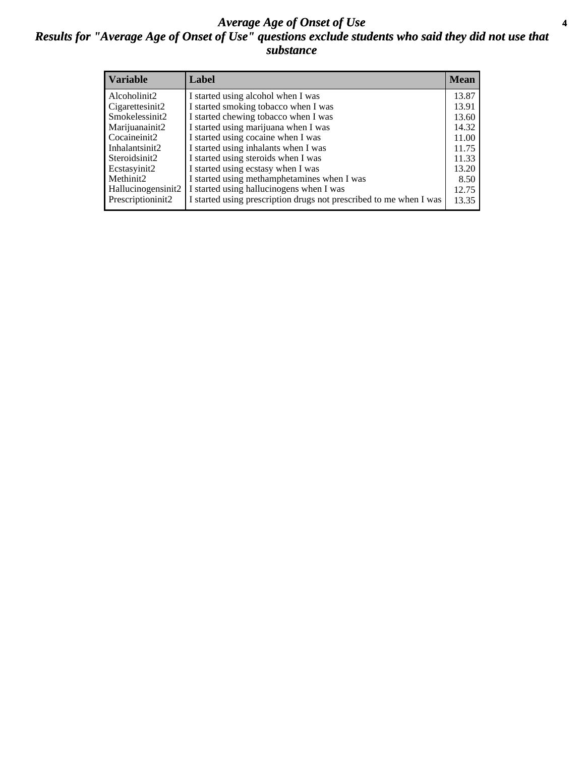# *Average Age of Onset of Use*

## *Results for "Average Age of Onset of Use" questions exclude students who said they did not use that substance*

| Variable | Label | Mean |
|---|---|---|
| Alcoholinit2 | I started using alcohol when I was | 13.87 |
| Cigarettesinit2 | I started smoking tobacco when I was | 13.91 |
| Smokelessinit2 | I started chewing tobacco when I was | 13.60 |
| Marijuanainit2 | I started using marijuana when I was | 14.32 |
| Cocaineinit2 | I started using cocaine when I was | 11.00 |
| Inhalantsinit2 | I started using inhalants when I was | 11.75 |
| Steroidsinit2 | I started using steroids when I was | 11.33 |
| Ecstasyinit2 | I started using ecstasy when I was | 13.20 |
| Methinit2 | I started using methamphetamines when I was | 8.50 |
| Hallucinogensinit2 | I started using hallucinogens when I was | 12.75 |
| Prescriptioninit2 | I started using prescription drugs not prescribed to me when I was | 13.35 |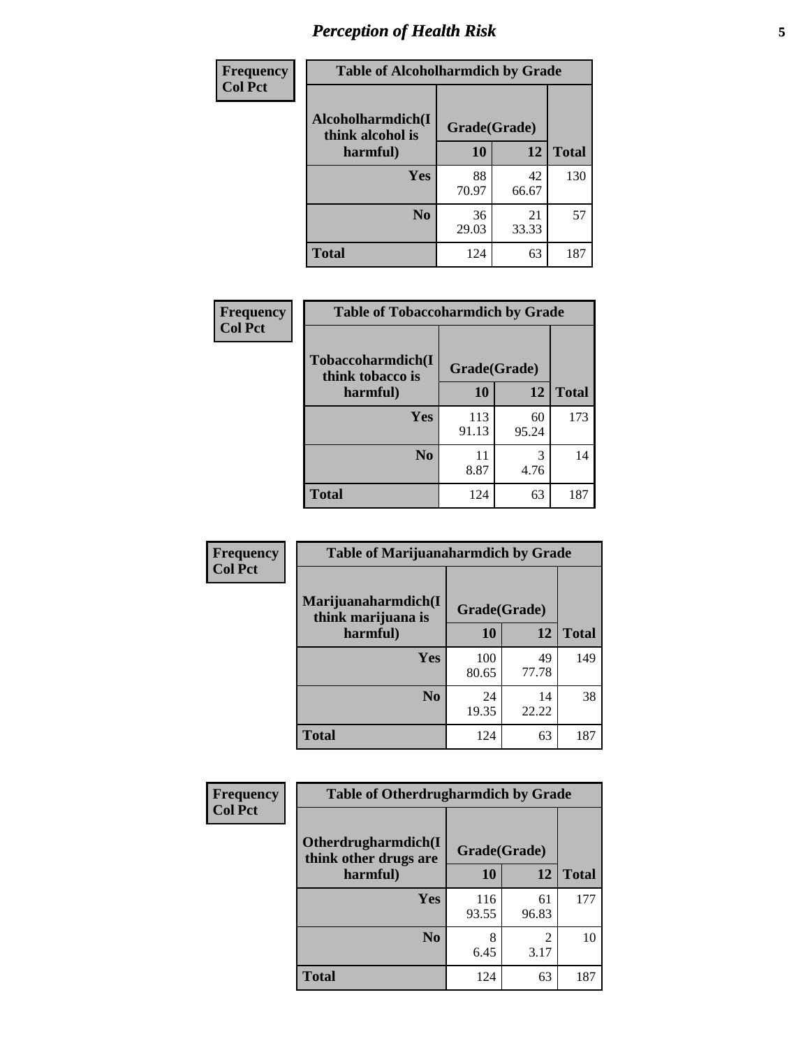# Perception of Health Risk

**Frequency / Col Pct**

**Table of Alcoholharmdich by Grade**

| Alcoholharmdich(I think alcohol is harmful) | Grade(Grade) 10 | 12 | Total |
|---|---|---|---|
| Yes | 88<br>70.97 | 42<br>66.67 | 130 |
| No | 36<br>29.03 | 21<br>33.33 | 57 |
| Total | 124 | 63 | 187 |

**Frequency / Col Pct**

**Table of Tobaccoharmdich by Grade**

| Tobaccoharmdich(I think tobacco is harmful) | Grade(Grade) 10 | 12 | Total |
|---|---|---|---|
| Yes | 113<br>91.13 | 60<br>95.24 | 173 |
| No | 11<br>8.87 | 3<br>4.76 | 14 |
| Total | 124 | 63 | 187 |

**Frequency / Col Pct**

**Table of Marijuanaharmdich by Grade**

| Marijuanaharmdich(I think marijuana is harmful) | Grade(Grade) 10 | 12 | Total |
|---|---|---|---|
| Yes | 100<br>80.65 | 49<br>77.78 | 149 |
| No | 24<br>19.35 | 14<br>22.22 | 38 |
| Total | 124 | 63 | 187 |

**Frequency / Col Pct**

**Table of Otherdrugharmdich by Grade**

| Otherdrugharmdich(I think other drugs are harmful) | Grade(Grade) 10 | 12 | Total |
|---|---|---|---|
| Yes | 116<br>93.55 | 61<br>96.83 | 177 |
| No | 8<br>6.45 | 2<br>3.17 | 10 |
| Total | 124 | 63 | 187 |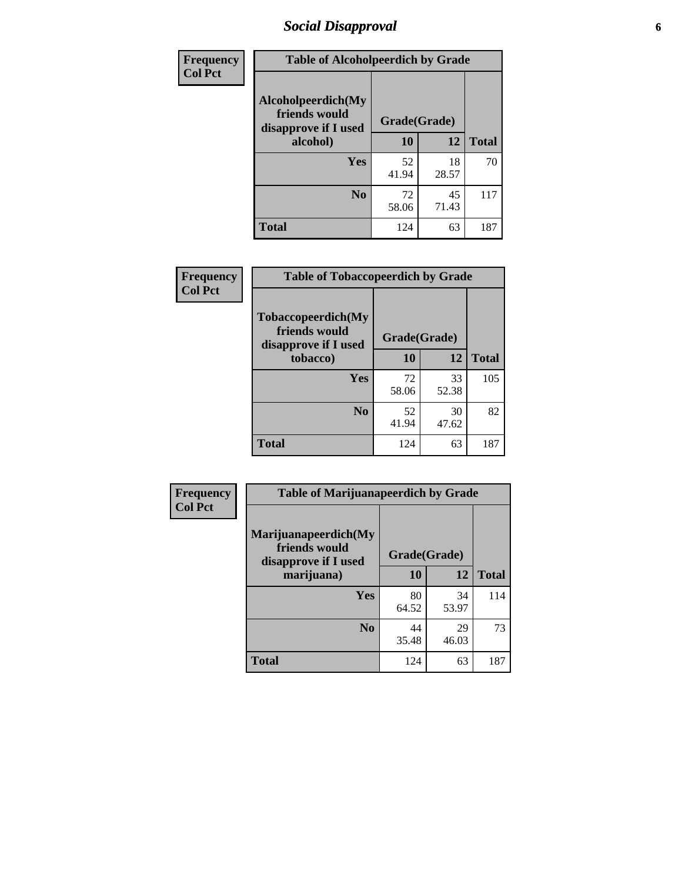# Social Disapproval

| Frequency<br>Col Pct | Table of Alcoholpeerdich by Grade | | |
|---|---|---|---|
| Alcoholpeerdich(My friends would disapprove if I used alcohol) | Grade(Grade) | | |
| | 10 | 12 | Total |
| Yes | 52<br>41.94 | 18<br>28.57 | 70 |
| No | 72<br>58.06 | 45<br>71.43 | 117 |
| Total | 124 | 63 | 187 |

| Frequency<br>Col Pct | Table of Tobaccopeerdich by Grade | | |
|---|---|---|---|
| Tobaccopeerdich(My friends would disapprove if I used tobacco) | Grade(Grade) | | |
| | 10 | 12 | Total |
| Yes | 72<br>58.06 | 33<br>52.38 | 105 |
| No | 52<br>41.94 | 30<br>47.62 | 82 |
| Total | 124 | 63 | 187 |

| Frequency<br>Col Pct | Table of Marijuanapeerdich by Grade | | |
|---|---|---|---|
| Marijuanapeerdich(My friends would disapprove if I used marijuana) | Grade(Grade) | | |
| | 10 | 12 | Total |
| Yes | 80<br>64.52 | 34<br>53.97 | 114 |
| No | 44<br>35.48 | 29<br>46.03 | 73 |
| Total | 124 | 63 | 187 |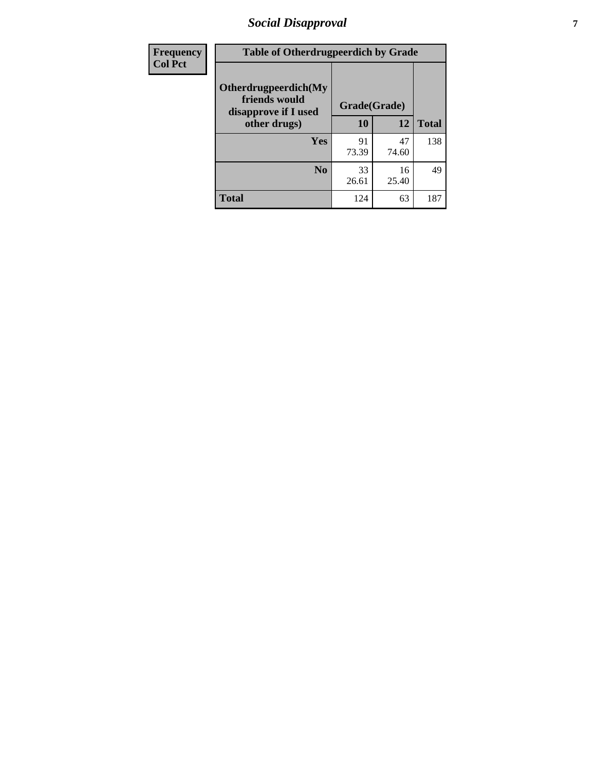## Social Disapproval

| Frequency<br>Col Pct | Table of Otherdrugpeerdich by Grade | | |
|---|---|---|---|
| Otherdrugpeerdich(My friends would disapprove if I used other drugs) | Grade(Grade) | | |
| | 10 | 12 | Total |
| Yes | 91<br>73.39 | 47<br>74.60 | 138 |
| No | 33<br>26.61 | 16<br>25.40 | 49 |
| Total | 124 | 63 | 187 |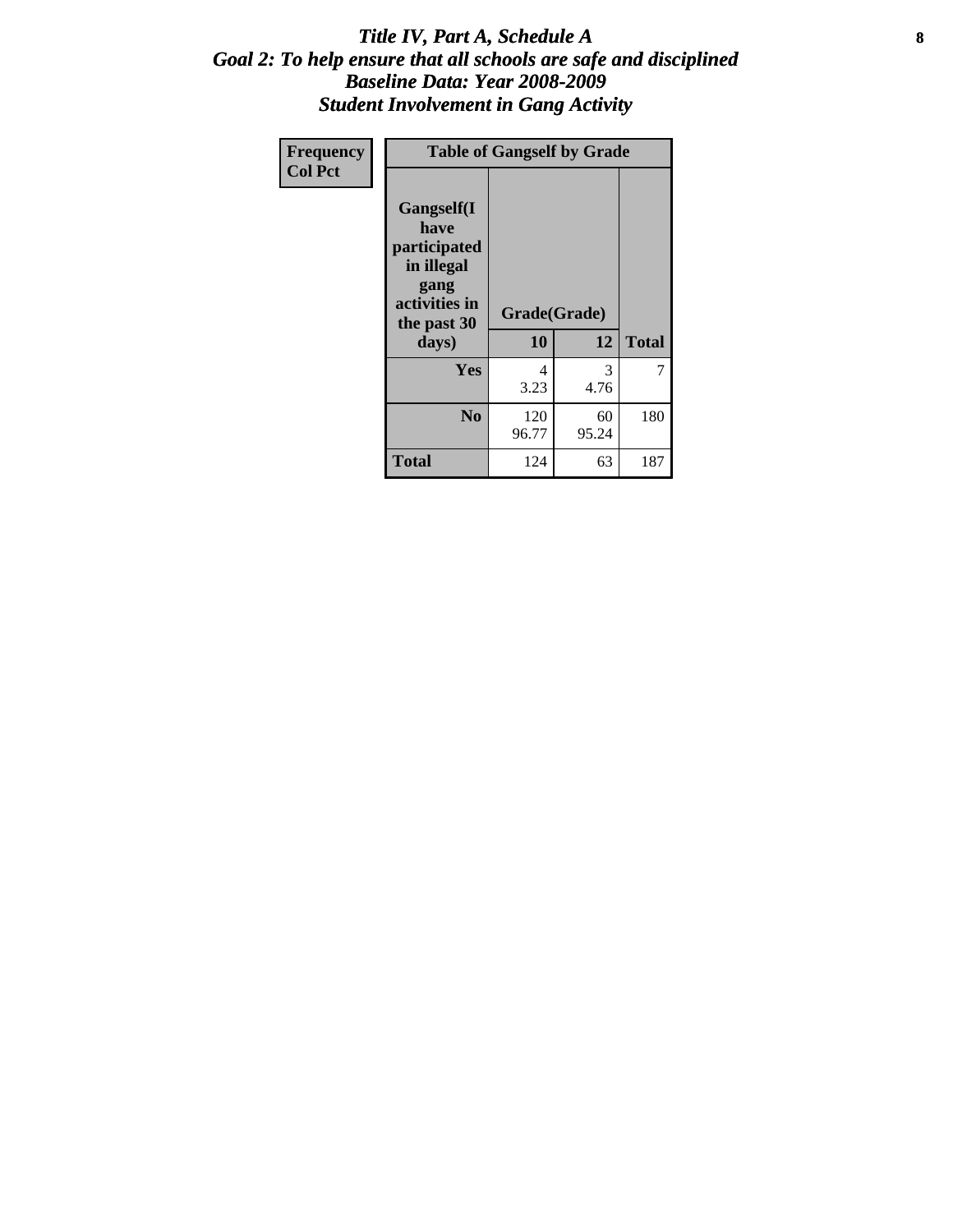# *Title IV, Part A, Schedule A*
## *Goal 2: To help ensure that all schools are safe and disciplined*
## *Baseline Data: Year 2008-2009*
## *Student Involvement in Gang Activity*

| Frequency<br>Col Pct | Table of Gangself by Grade | | |
|---|---|---|---|
| Gangself(I have participated in illegal gang activities in the past 30 days) | Grade(Grade) | | |
| | 10 | 12 | Total |
| Yes | 4<br>3.23 | 3<br>4.76 | 7 |
| No | 120<br>96.77 | 60<br>95.24 | 180 |
| Total | 124 | 63 | 187 |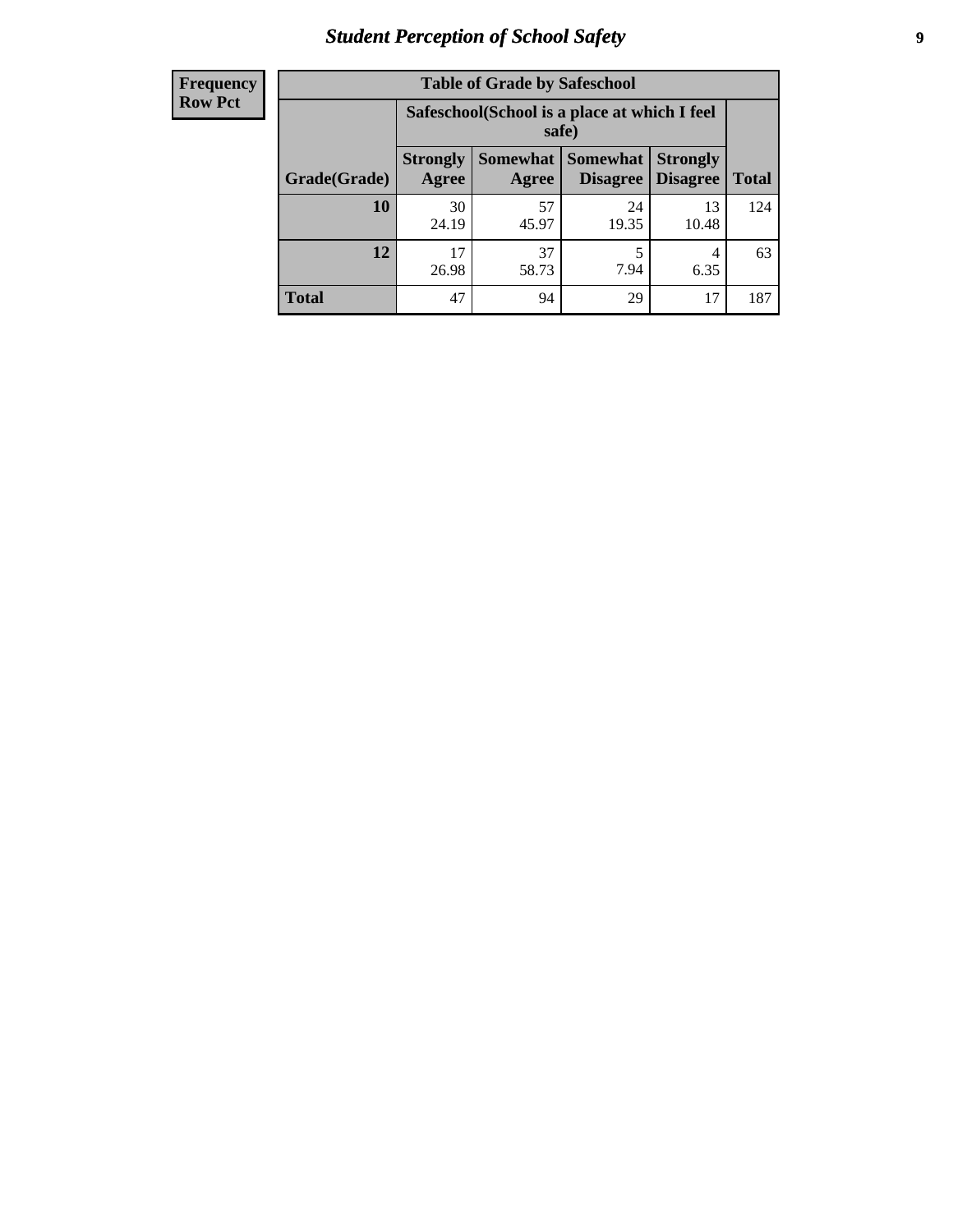# Student Perception of School Safety

| Frequency Row Pct | Table of Grade by Safeschool | | | | |
|---|---|---|---|---|---|
| | Safeschool(School is a place at which I feel safe) | | | | |
| Grade(Grade) | Strongly Agree | Somewhat Agree | Somewhat Disagree | Strongly Disagree | Total |
| 10 | 30<br>24.19 | 57<br>45.97 | 24<br>19.35 | 13<br>10.48 | 124 |
| 12 | 17<br>26.98 | 37<br>58.73 | 5<br>7.94 | 4<br>6.35 | 63 |
| Total | 47 | 94 | 29 | 17 | 187 |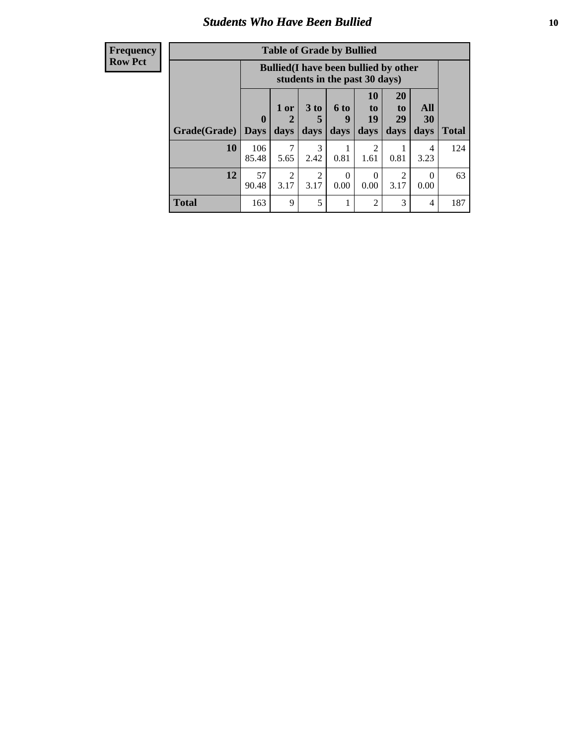## Students Who Have Been Bullied

| Frequency<br>Row Pct |
|---|

**Table of Grade by Bullied**

| Grade(Grade) | Bullied(I have been bullied by other students in the past 30 days) | | | | | | | Total |
|---|---|---|---|---|---|---|---|---|
| | 0 Days | 1 or 2 days | 3 to 5 days | 6 to 9 days | 10 to 19 days | 20 to 29 days | All 30 days | |
| **10** | 106<br>85.48 | 7<br>5.65 | 3<br>2.42 | 1<br>0.81 | 2<br>1.61 | 1<br>0.81 | 4<br>3.23 | 124 |
| **12** | 57<br>90.48 | 2<br>3.17 | 2<br>3.17 | 0<br>0.00 | 0<br>0.00 | 2<br>3.17 | 0<br>0.00 | 63 |
| **Total** | 163 | 9 | 5 | 1 | 2 | 3 | 4 | 187 |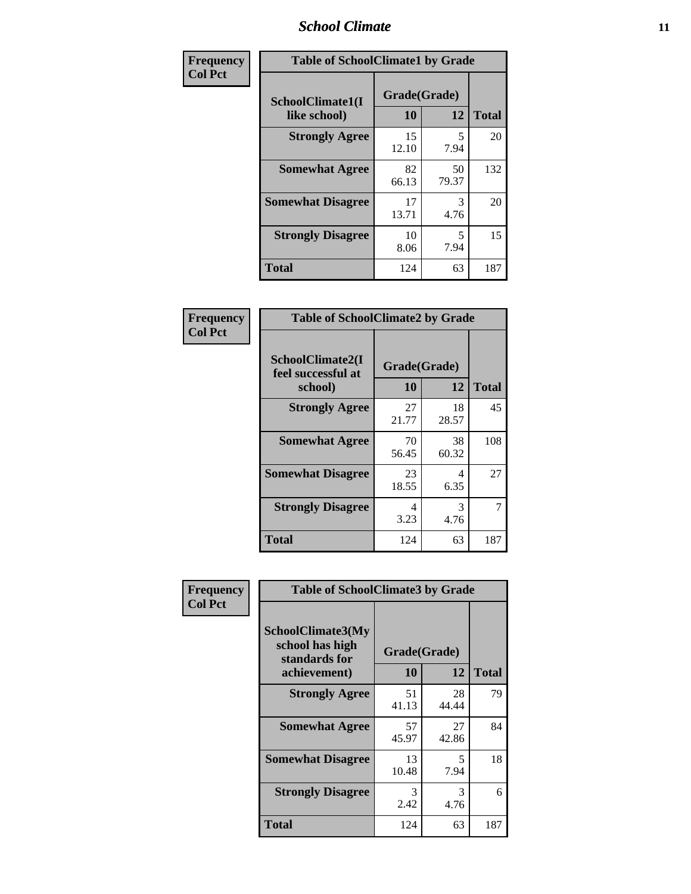| Frequency<br>Col Pct | Table of SchoolClimate1 by Grade | | |
|---|---|---|---|
| SchoolClimate1(I like school) | Grade(Grade) | | |
| | 10 | 12 | Total |
| Strongly Agree | 15<br>12.10 | 5<br>7.94 | 20 |
| Somewhat Agree | 82<br>66.13 | 50<br>79.37 | 132 |
| Somewhat Disagree | 17<br>13.71 | 3<br>4.76 | 20 |
| Strongly Disagree | 10<br>8.06 | 5<br>7.94 | 15 |
| Total | 124 | 63 | 187 |

| Frequency<br>Col Pct | Table of SchoolClimate2 by Grade | | |
|---|---|---|---|
| SchoolClimate2(I feel successful at school) | Grade(Grade) | | |
| | 10 | 12 | Total |
| Strongly Agree | 27<br>21.77 | 18<br>28.57 | 45 |
| Somewhat Agree | 70<br>56.45 | 38<br>60.32 | 108 |
| Somewhat Disagree | 23<br>18.55 | 4<br>6.35 | 27 |
| Strongly Disagree | 4<br>3.23 | 3<br>4.76 | 7 |
| Total | 124 | 63 | 187 |

| Frequency<br>Col Pct | Table of SchoolClimate3 by Grade | | |
|---|---|---|---|
| SchoolClimate3(My school has high standards for achievement) | Grade(Grade) | | |
| | 10 | 12 | Total |
| Strongly Agree | 51<br>41.13 | 28<br>44.44 | 79 |
| Somewhat Agree | 57<br>45.97 | 27<br>42.86 | 84 |
| Somewhat Disagree | 13<br>10.48 | 5<br>7.94 | 18 |
| Strongly Disagree | 3<br>2.42 | 3<br>4.76 | 6 |
| Total | 124 | 63 | 187 |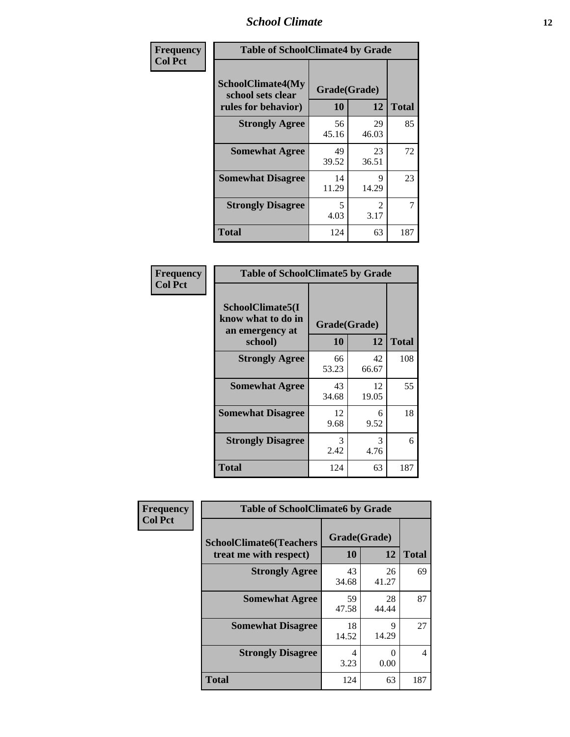| Frequency<br>Col Pct | Table of SchoolClimate4 by Grade | | |
|---|---|---|---|
| SchoolClimate4(My school sets clear rules for behavior) | Grade(Grade) | | |
| | 10 | 12 | Total |
| Strongly Agree | 56<br>45.16 | 29<br>46.03 | 85 |
| Somewhat Agree | 49<br>39.52 | 23<br>36.51 | 72 |
| Somewhat Disagree | 14<br>11.29 | 9<br>14.29 | 23 |
| Strongly Disagree | 5<br>4.03 | 2<br>3.17 | 7 |
| Total | 124 | 63 | 187 |

| Frequency<br>Col Pct | Table of SchoolClimate5 by Grade | | |
|---|---|---|---|
| SchoolClimate5(I know what to do in an emergency at school) | Grade(Grade) | | |
| | 10 | 12 | Total |
| Strongly Agree | 66<br>53.23 | 42<br>66.67 | 108 |
| Somewhat Agree | 43<br>34.68 | 12<br>19.05 | 55 |
| Somewhat Disagree | 12<br>9.68 | 6<br>9.52 | 18 |
| Strongly Disagree | 3<br>2.42 | 3<br>4.76 | 6 |
| Total | 124 | 63 | 187 |

| Frequency<br>Col Pct | Table of SchoolClimate6 by Grade | | |
|---|---|---|---|
| SchoolClimate6(Teachers treat me with respect) | Grade(Grade) | | |
| | 10 | 12 | Total |
| Strongly Agree | 43<br>34.68 | 26<br>41.27 | 69 |
| Somewhat Agree | 59<br>47.58 | 28<br>44.44 | 87 |
| Somewhat Disagree | 18<br>14.52 | 9<br>14.29 | 27 |
| Strongly Disagree | 4<br>3.23 | 0<br>0.00 | 4 |
| Total | 124 | 63 | 187 |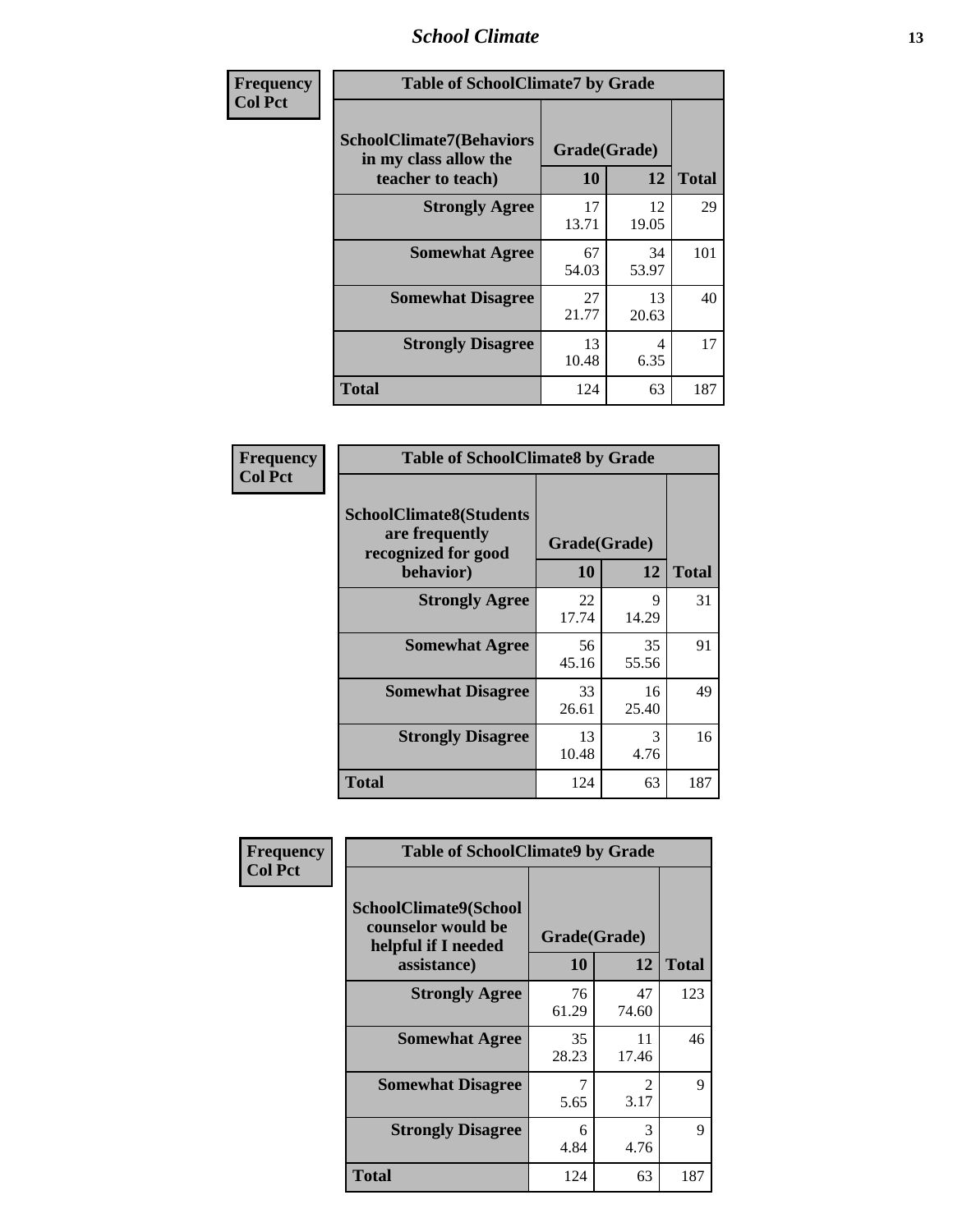| Frequency<br>Col Pct | | | |
|---|---|---|---|

**Table of SchoolClimate7 by Grade**

| SchoolClimate7(Behaviors in my class allow the teacher to teach) | Grade(Grade) | | Total |
|---|---|---|---|
| | 10 | 12 | |
| Strongly Agree | 17<br>13.71 | 12<br>19.05 | 29 |
| Somewhat Agree | 67<br>54.03 | 34<br>53.97 | 101 |
| Somewhat Disagree | 27<br>21.77 | 13<br>20.63 | 40 |
| Strongly Disagree | 13<br>10.48 | 4<br>6.35 | 17 |
| Total | 124 | 63 | 187 |

| Frequency<br>Col Pct | | | |
|---|---|---|---|

**Table of SchoolClimate8 by Grade**

| SchoolClimate8(Students are frequently recognized for good behavior) | Grade(Grade) | | Total |
|---|---|---|---|
| | 10 | 12 | |
| Strongly Agree | 22<br>17.74 | 9<br>14.29 | 31 |
| Somewhat Agree | 56<br>45.16 | 35<br>55.56 | 91 |
| Somewhat Disagree | 33<br>26.61 | 16<br>25.40 | 49 |
| Strongly Disagree | 13<br>10.48 | 3<br>4.76 | 16 |
| Total | 124 | 63 | 187 |

| Frequency<br>Col Pct | | | |
|---|---|---|---|

**Table of SchoolClimate9 by Grade**

| SchoolClimate9(School counselor would be helpful if I needed assistance) | Grade(Grade) | | Total |
|---|---|---|---|
| | 10 | 12 | |
| Strongly Agree | 76<br>61.29 | 47<br>74.60 | 123 |
| Somewhat Agree | 35<br>28.23 | 11<br>17.46 | 46 |
| Somewhat Disagree | 7<br>5.65 | 2<br>3.17 | 9 |
| Strongly Disagree | 6<br>4.84 | 3<br>4.76 | 9 |
| Total | 124 | 63 | 187 |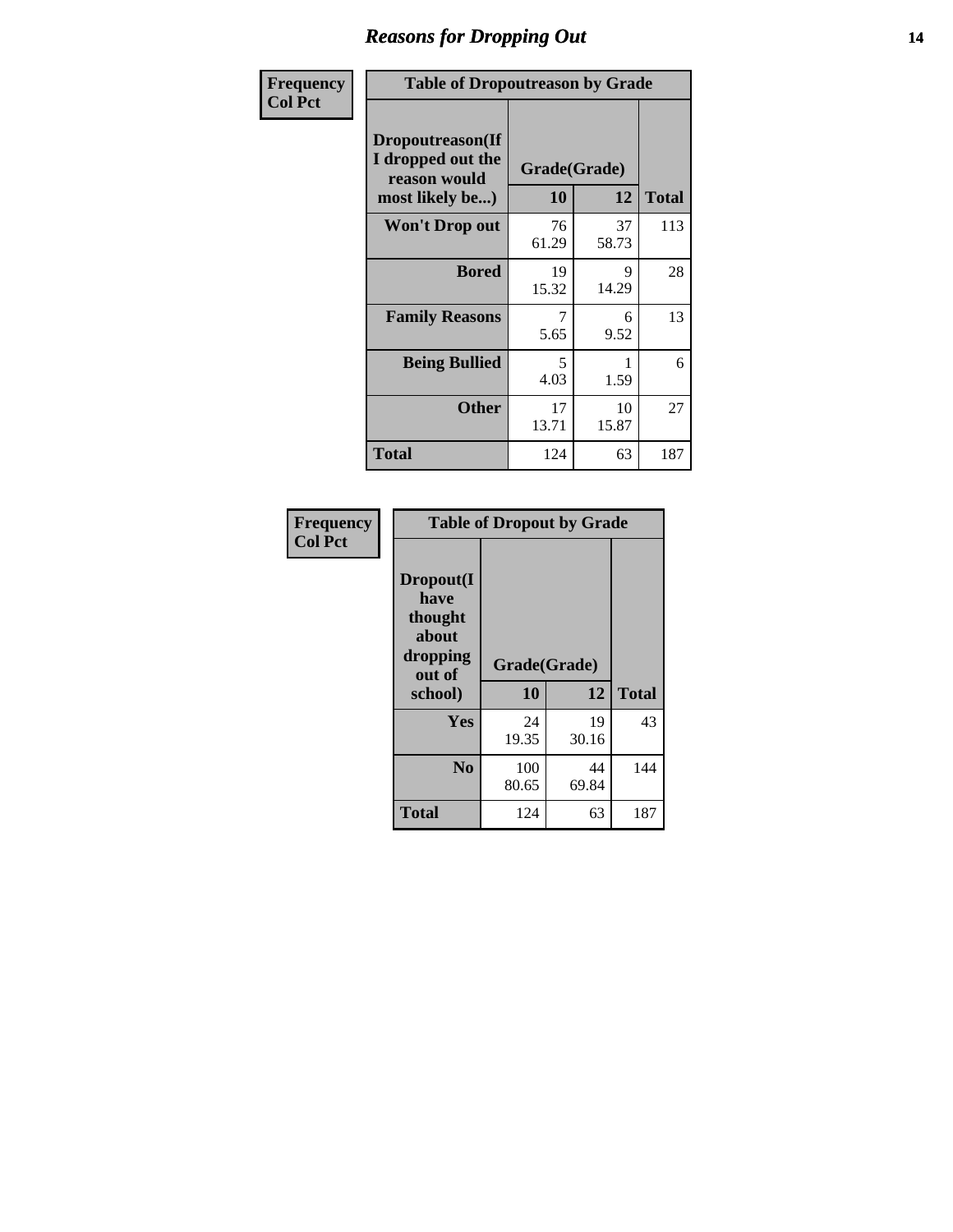## Reasons for Dropping Out

**Frequency**
**Col Pct**

**Table of Dropoutreason by Grade**

| Dropoutreason(If I dropped out the reason would most likely be...) | Grade(Grade) | | Total |
|---|---|---|---|
| | 10 | 12 | |
| Won't Drop out | 76<br>61.29 | 37<br>58.73 | 113 |
| Bored | 19<br>15.32 | 9<br>14.29 | 28 |
| Family Reasons | 7<br>5.65 | 6<br>9.52 | 13 |
| Being Bullied | 5<br>4.03 | 1<br>1.59 | 6 |
| Other | 17<br>13.71 | 10<br>15.87 | 27 |
| Total | 124 | 63 | 187 |

**Frequency**
**Col Pct**

**Table of Dropout by Grade**

| Dropout(I have thought about dropping out of school) | Grade(Grade) | | Total |
|---|---|---|---|
| | 10 | 12 | |
| Yes | 24<br>19.35 | 19<br>30.16 | 43 |
| No | 100<br>80.65 | 44<br>69.84 | 144 |
| Total | 124 | 63 | 187 |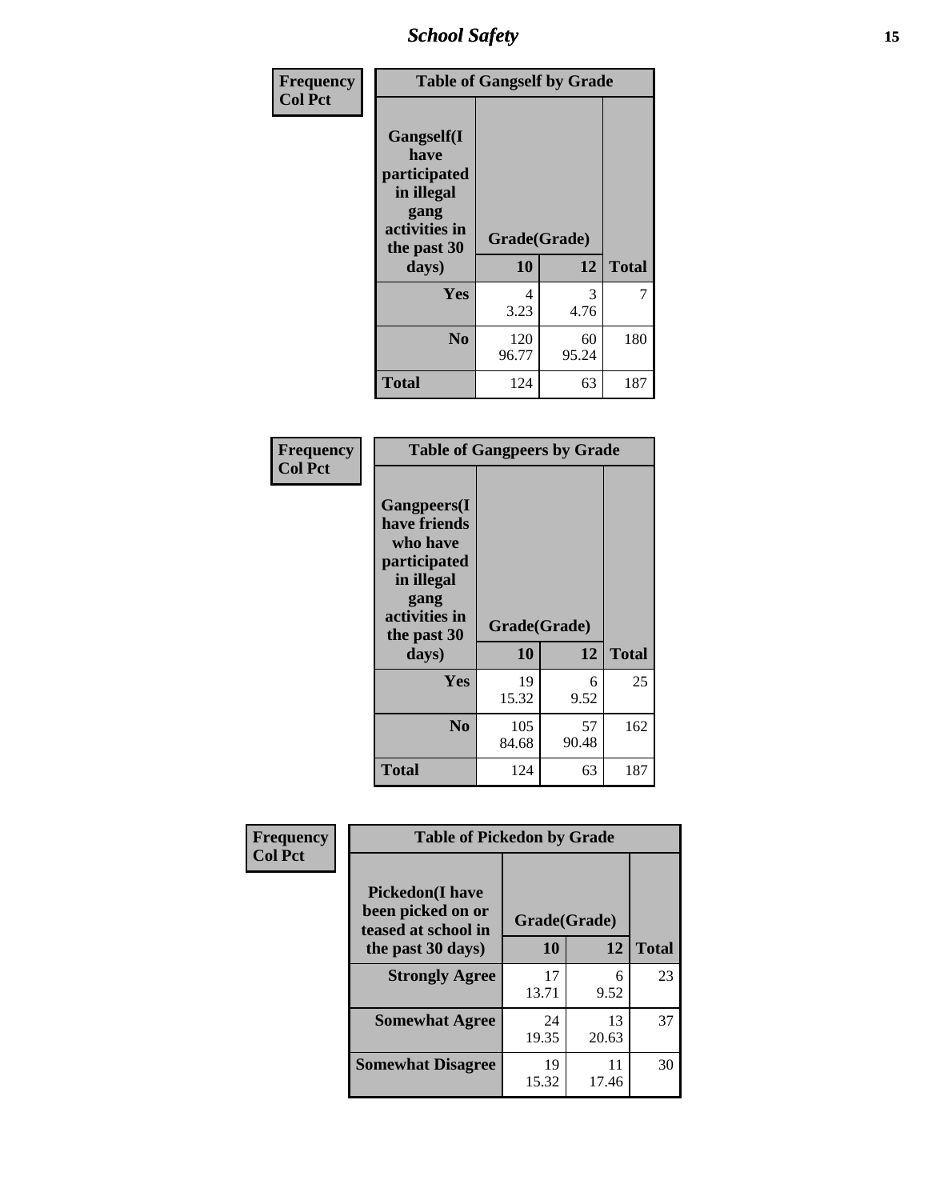| Frequency<br>Col Pct | Table of Gangself by Grade | | |
|---|---|---|---|
| Gangself(I have participated in illegal gang activities in the past 30 days) | Grade(Grade) | | |
| | 10 | 12 | Total |
| Yes | 4<br>3.23 | 3<br>4.76 | 7 |
| No | 120<br>96.77 | 60<br>95.24 | 180 |
| Total | 124 | 63 | 187 |

| Frequency<br>Col Pct | Table of Gangpeers by Grade | | |
|---|---|---|---|
| Gangpeers(I have friends who have participated in illegal gang activities in the past 30 days) | Grade(Grade) | | |
| | 10 | 12 | Total |
| Yes | 19<br>15.32 | 6<br>9.52 | 25 |
| No | 105<br>84.68 | 57<br>90.48 | 162 |
| Total | 124 | 63 | 187 |

| Frequency<br>Col Pct | Table of Pickedon by Grade | | |
|---|---|---|---|
| Pickedon(I have been picked on or teased at school in the past 30 days) | Grade(Grade) | | |
| | 10 | 12 | Total |
| Strongly Agree | 17<br>13.71 | 6<br>9.52 | 23 |
| Somewhat Agree | 24<br>19.35 | 13<br>20.63 | 37 |
| Somewhat Disagree | 19<br>15.32 | 11<br>17.46 | 30 |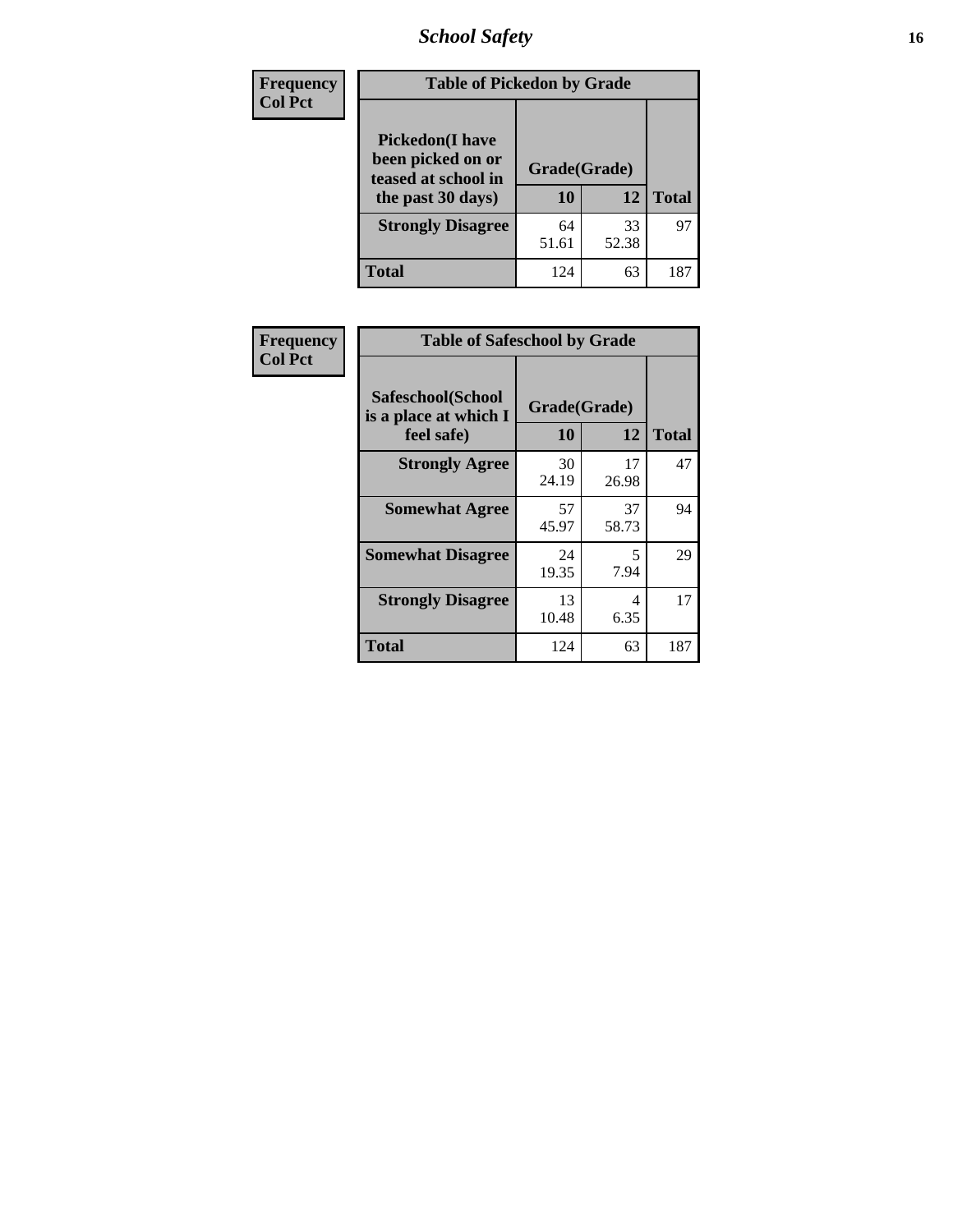| Frequency<br>Col Pct | Table of Pickedon by Grade | | |
|---|---|---|---|
| **Pickedon(I have been picked on or teased at school in the past 30 days)** | **Grade(Grade)** | | |
| | **10** | **12** | **Total** |
| **Strongly Disagree** | 64<br>51.61 | 33<br>52.38 | 97 |
| **Total** | 124 | 63 | 187 |

| Frequency<br>Col Pct | Table of Safeschool by Grade | | |
|---|---|---|---|
| **Safeschool(School is a place at which I feel safe)** | **Grade(Grade)** | | |
| | **10** | **12** | **Total** |
| **Strongly Agree** | 30<br>24.19 | 17<br>26.98 | 47 |
| **Somewhat Agree** | 57<br>45.97 | 37<br>58.73 | 94 |
| **Somewhat Disagree** | 24<br>19.35 | 5<br>7.94 | 29 |
| **Strongly Disagree** | 13<br>10.48 | 4<br>6.35 | 17 |
| **Total** | 124 | 63 | 187 |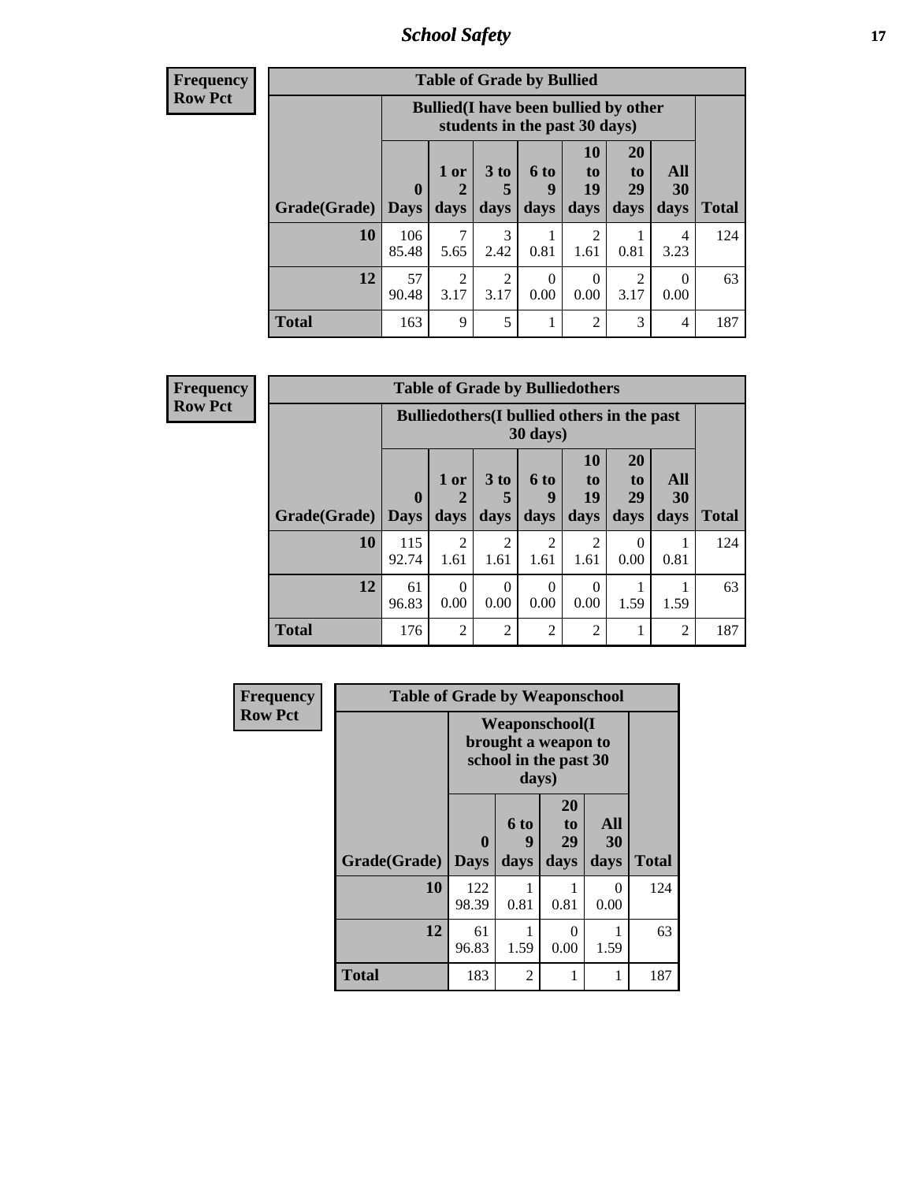| Frequency<br>Row Pct | Table of Grade by Bullied | | | | | | | |
|---|---|---|---|---|---|---|---|---|
| | Bullied(I have been bullied by other students in the past 30 days) | | | | | | | |
| Grade(Grade) | 0 Days | 1 or 2 days | 3 to 5 days | 6 to 9 days | 10 to 19 days | 20 to 29 days | All 30 days | Total |
| 10 | 106<br>85.48 | 7<br>5.65 | 3<br>2.42 | 1<br>0.81 | 2<br>1.61 | 1<br>0.81 | 4<br>3.23 | 124 |
| 12 | 57<br>90.48 | 2<br>3.17 | 2<br>3.17 | 0<br>0.00 | 0<br>0.00 | 2<br>3.17 | 0<br>0.00 | 63 |
| Total | 163 | 9 | 5 | 1 | 2 | 3 | 4 | 187 |

| Frequency<br>Row Pct | Table of Grade by Bulliedothers | | | | | | | |
|---|---|---|---|---|---|---|---|---|
| | Bulliedothers(I bullied others in the past 30 days) | | | | | | | |
| Grade(Grade) | 0 Days | 1 or 2 days | 3 to 5 days | 6 to 9 days | 10 to 19 days | 20 to 29 days | All 30 days | Total |
| 10 | 115<br>92.74 | 2<br>1.61 | 2<br>1.61 | 2<br>1.61 | 2<br>1.61 | 0<br>0.00 | 1<br>0.81 | 124 |
| 12 | 61<br>96.83 | 0<br>0.00 | 0<br>0.00 | 0<br>0.00 | 0<br>0.00 | 1<br>1.59 | 1<br>1.59 | 63 |
| Total | 176 | 2 | 2 | 2 | 2 | 1 | 2 | 187 |

| Frequency<br>Row Pct | Table of Grade by Weaponschool | | | | |
|---|---|---|---|---|---|
| | Weaponschool(I brought a weapon to school in the past 30 days) | | | | |
| Grade(Grade) | 0 Days | 6 to 9 days | 20 to 29 days | All 30 days | Total |
| 10 | 122<br>98.39 | 1<br>0.81 | 1<br>0.81 | 0<br>0.00 | 124 |
| 12 | 61<br>96.83 | 1<br>1.59 | 0<br>0.00 | 1<br>1.59 | 63 |
| Total | 183 | 2 | 1 | 1 | 187 |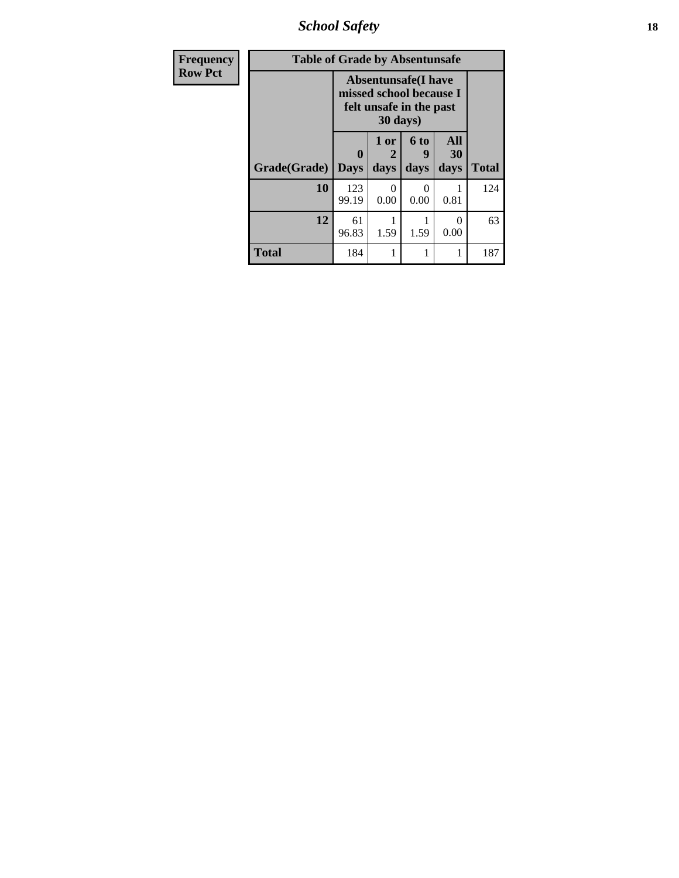| Frequency |
|---|
| Row Pct |

**Table of Grade by Absentunsafe**

| | Absentunsafe(I have missed school because I felt unsafe in the past 30 days) | | | | |
|---|---|---|---|---|---|
| Grade(Grade) | 0 Days | 1 or 2 days | 6 to 9 days | All 30 days | Total |
| 10 | 123<br>99.19 | 0<br>0.00 | 0<br>0.00 | 1<br>0.81 | 124 |
| 12 | 61<br>96.83 | 1<br>1.59 | 1<br>1.59 | 0<br>0.00 | 63 |
| Total | 184 | 1 | 1 | 1 | 187 |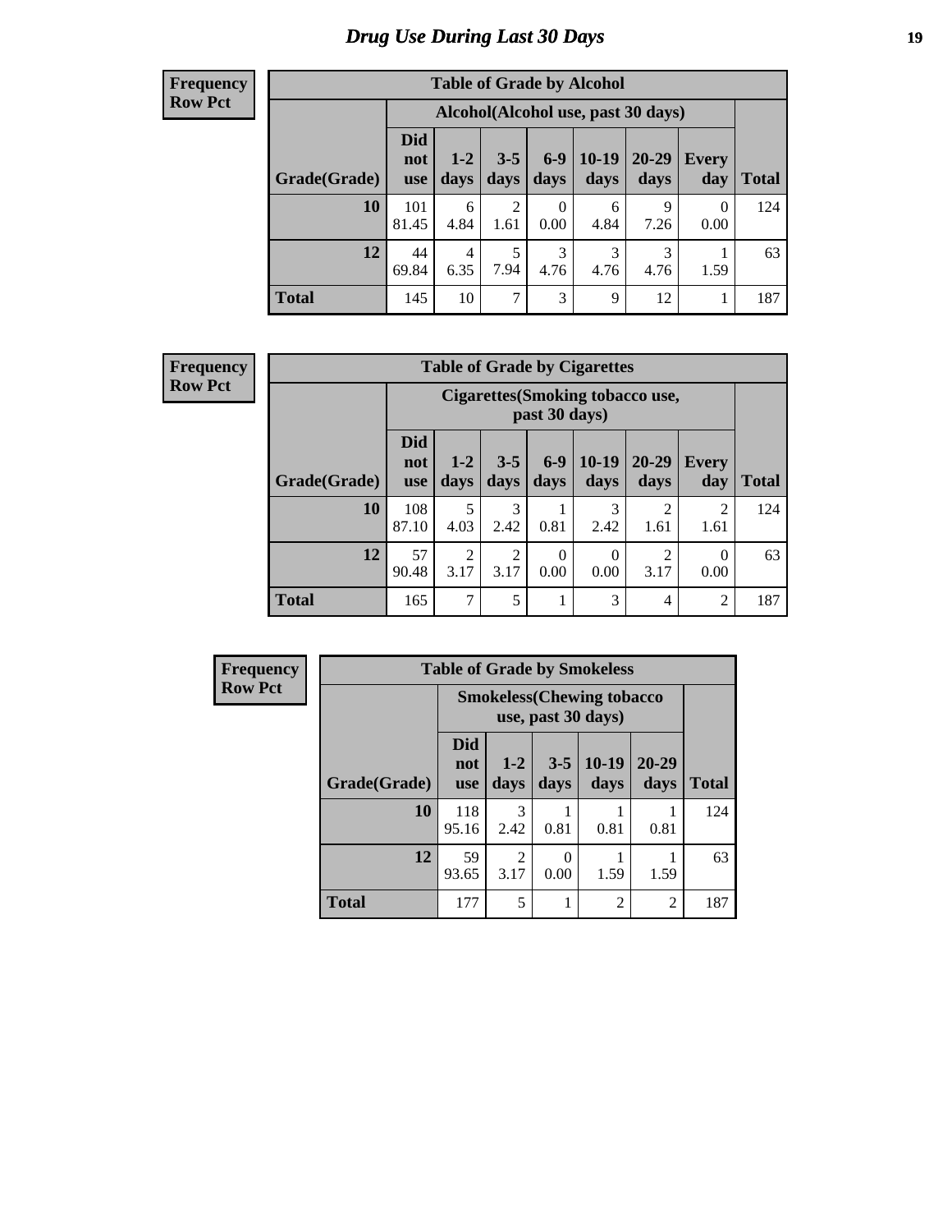# Drug Use During Last 30 Days

**Frequency**
**Row Pct**

| Table of Grade by Alcohol | | | | | | | | |
|---|---|---|---|---|---|---|---|---|
| | Alcohol(Alcohol use, past 30 days) | | | | | | | |
| Grade(Grade) | Did not use | 1-2 days | 3-5 days | 6-9 days | 10-19 days | 20-29 days | Every day | Total |
| **10** | 101<br>81.45 | 6<br>4.84 | 2<br>1.61 | 0<br>0.00 | 6<br>4.84 | 9<br>7.26 | 0<br>0.00 | 124 |
| **12** | 44<br>69.84 | 4<br>6.35 | 5<br>7.94 | 3<br>4.76 | 3<br>4.76 | 3<br>4.76 | 1<br>1.59 | 63 |
| **Total** | 145 | 10 | 7 | 3 | 9 | 12 | 1 | 187 |

**Frequency**
**Row Pct**

| Table of Grade by Cigarettes | | | | | | | | |
|---|---|---|---|---|---|---|---|---|
| | Cigarettes(Smoking tobacco use, past 30 days) | | | | | | | |
| Grade(Grade) | Did not use | 1-2 days | 3-5 days | 6-9 days | 10-19 days | 20-29 days | Every day | Total |
| **10** | 108<br>87.10 | 5<br>4.03 | 3<br>2.42 | 1<br>0.81 | 3<br>2.42 | 2<br>1.61 | 2<br>1.61 | 124 |
| **12** | 57<br>90.48 | 2<br>3.17 | 2<br>3.17 | 0<br>0.00 | 0<br>0.00 | 2<br>3.17 | 0<br>0.00 | 63 |
| **Total** | 165 | 7 | 5 | 1 | 3 | 4 | 2 | 187 |

**Frequency**
**Row Pct**

| Table of Grade by Smokeless | | | | | | |
|---|---|---|---|---|---|---|
| | Smokeless(Chewing tobacco use, past 30 days) | | | | | |
| Grade(Grade) | Did not use | 1-2 days | 3-5 days | 10-19 days | 20-29 days | Total |
| **10** | 118<br>95.16 | 3<br>2.42 | 1<br>0.81 | 1<br>0.81 | 1<br>0.81 | 124 |
| **12** | 59<br>93.65 | 2<br>3.17 | 0<br>0.00 | 1<br>1.59 | 1<br>1.59 | 63 |
| **Total** | 177 | 5 | 1 | 2 | 2 | 187 |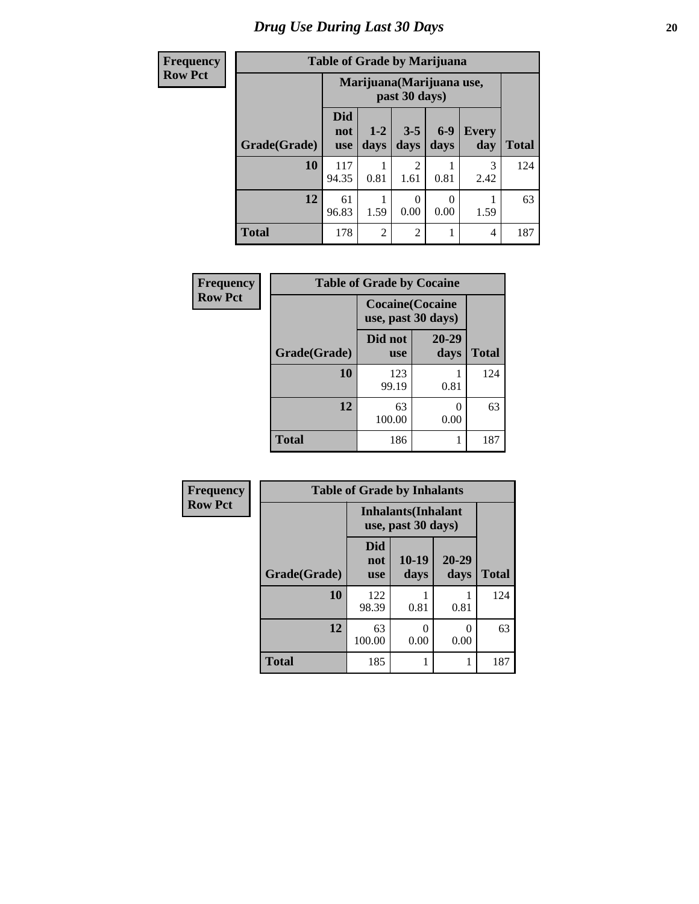# Drug Use During Last 30 Days

| Frequency<br>Row Pct |
|---|

**Table of Grade by Marijuana**

| | Marijuana(Marijuana use, past 30 days) | | | | | |
|---|---|---|---|---|---|---|
| Grade(Grade) | Did not use | 1-2 days | 3-5 days | 6-9 days | Every day | Total |
| 10 | 117<br>94.35 | 1<br>0.81 | 2<br>1.61 | 1<br>0.81 | 3<br>2.42 | 124 |
| 12 | 61<br>96.83 | 1<br>1.59 | 0<br>0.00 | 0<br>0.00 | 1<br>1.59 | 63 |
| Total | 178 | 2 | 2 | 1 | 4 | 187 |

| Frequency<br>Row Pct |
|---|

**Table of Grade by Cocaine**

| | Cocaine(Cocaine use, past 30 days) | | |
|---|---|---|---|
| Grade(Grade) | Did not use | 20-29 days | Total |
| 10 | 123<br>99.19 | 1<br>0.81 | 124 |
| 12 | 63<br>100.00 | 0<br>0.00 | 63 |
| Total | 186 | 1 | 187 |

| Frequency<br>Row Pct |
|---|

**Table of Grade by Inhalants**

| | Inhalants(Inhalant use, past 30 days) | | | |
|---|---|---|---|---|
| Grade(Grade) | Did not use | 10-19 days | 20-29 days | Total |
| 10 | 122<br>98.39 | 1<br>0.81 | 1<br>0.81 | 124 |
| 12 | 63<br>100.00 | 0<br>0.00 | 0<br>0.00 | 63 |
| Total | 185 | 1 | 1 | 187 |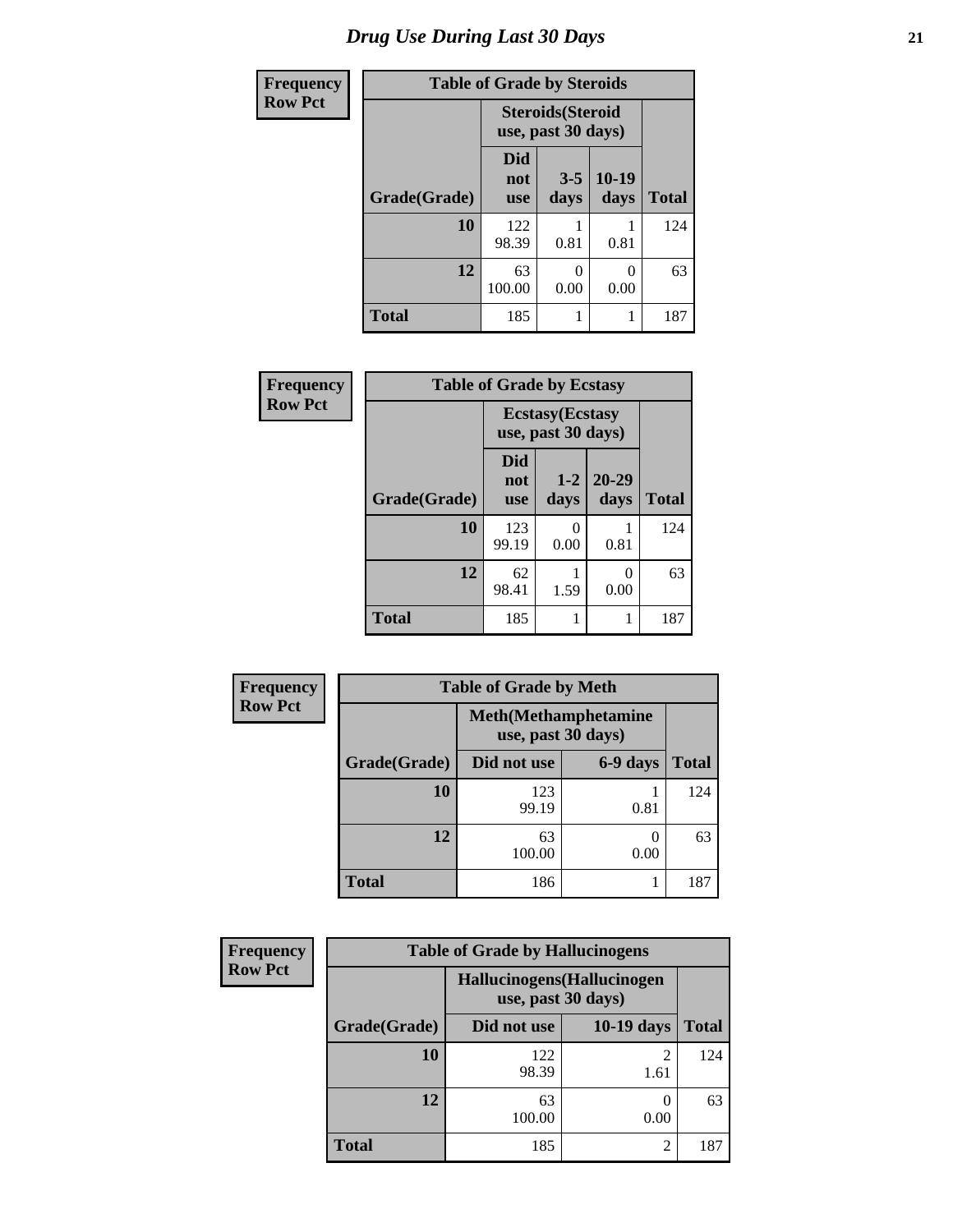# Drug Use During Last 30 Days

| Frequency Row Pct | | | | |
|---|---|---|---|---|
| **Table of Grade by Steroids** | | | | |
| | **Steroids(Steroid use, past 30 days)** | | | |
| **Grade(Grade)** | **Did not use** | **3-5 days** | **10-19 days** | **Total** |
| **10** | 122<br>98.39 | 1<br>0.81 | 1<br>0.81 | 124 |
| **12** | 63<br>100.00 | 0<br>0.00 | 0<br>0.00 | 63 |
| **Total** | 185 | 1 | 1 | 187 |

| Frequency Row Pct | | | | |
|---|---|---|---|---|
| **Table of Grade by Ecstasy** | | | | |
| | **Ecstasy(Ecstasy use, past 30 days)** | | | |
| **Grade(Grade)** | **Did not use** | **1-2 days** | **20-29 days** | **Total** |
| **10** | 123<br>99.19 | 0<br>0.00 | 1<br>0.81 | 124 |
| **12** | 62<br>98.41 | 1<br>1.59 | 0<br>0.00 | 63 |
| **Total** | 185 | 1 | 1 | 187 |

| Frequency Row Pct | | | |
|---|---|---|---|
| **Table of Grade by Meth** | | | |
| | **Meth(Methamphetamine use, past 30 days)** | | |
| **Grade(Grade)** | **Did not use** | **6-9 days** | **Total** |
| **10** | 123<br>99.19 | 1<br>0.81 | 124 |
| **12** | 63<br>100.00 | 0<br>0.00 | 63 |
| **Total** | 186 | 1 | 187 |

| Frequency Row Pct | | | |
|---|---|---|---|
| **Table of Grade by Hallucinogens** | | | |
| | **Hallucinogens(Hallucinogen use, past 30 days)** | | |
| **Grade(Grade)** | **Did not use** | **10-19 days** | **Total** |
| **10** | 122<br>98.39 | 2<br>1.61 | 124 |
| **12** | 63<br>100.00 | 0<br>0.00 | 63 |
| **Total** | 185 | 2 | 187 |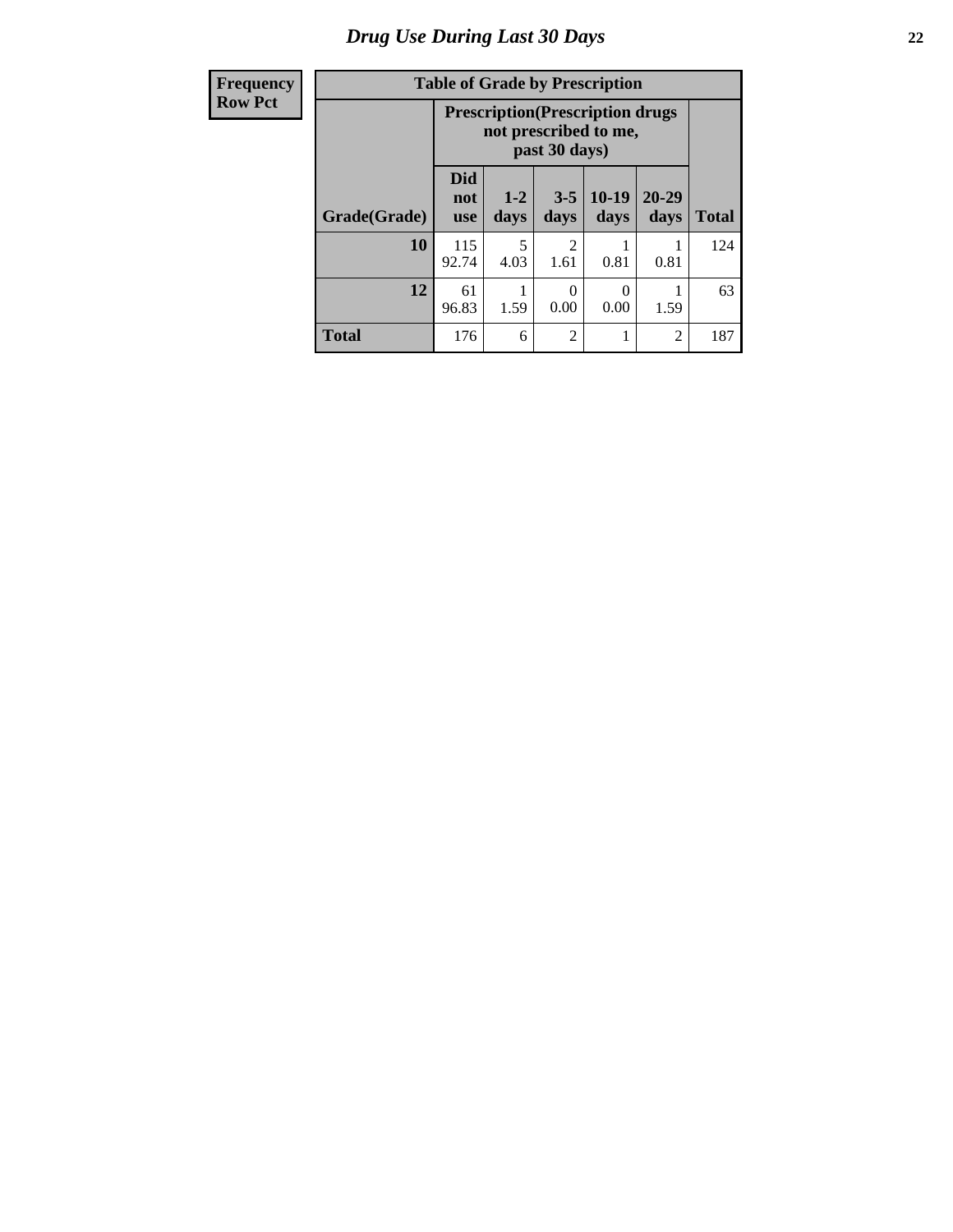# Drug Use During Last 30 Days

| Frequency<br>Row Pct | Table of Grade by Prescription | | | | | |
|---|---|---|---|---|---|---|
| | Prescription(Prescription drugs not prescribed to me, past 30 days) | | | | | |
| Grade(Grade) | Did not use | 1-2 days | 3-5 days | 10-19 days | 20-29 days | Total |
| 10 | 115<br>92.74 | 5<br>4.03 | 2<br>1.61 | 1<br>0.81 | 1<br>0.81 | 124 |
| 12 | 61<br>96.83 | 1<br>1.59 | 0<br>0.00 | 0<br>0.00 | 1<br>1.59 | 63 |
| Total | 176 | 6 | 2 | 1 | 2 | 187 |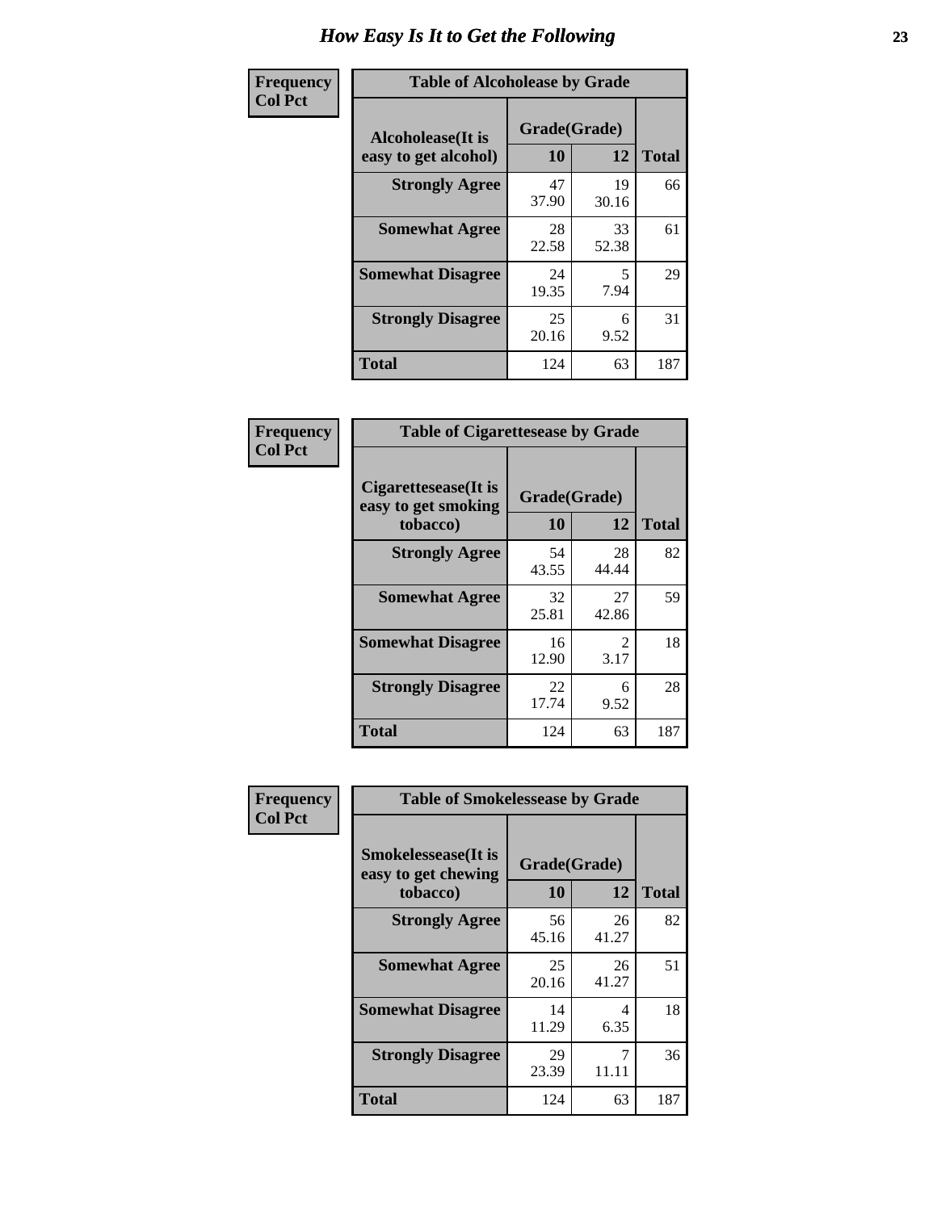# How Easy Is It to Get the Following

**Frequency**
**Col Pct**

**Table of Alcoholease by Grade**

| Alcoholease(It is easy to get alcohol) | Grade(Grade) | | Total |
|---|---|---|---|
| | 10 | 12 | |
| **Strongly Agree** | 47<br>37.90 | 19<br>30.16 | 66 |
| **Somewhat Agree** | 28<br>22.58 | 33<br>52.38 | 61 |
| **Somewhat Disagree** | 24<br>19.35 | 5<br>7.94 | 29 |
| **Strongly Disagree** | 25<br>20.16 | 6<br>9.52 | 31 |
| **Total** | 124 | 63 | 187 |

**Frequency**
**Col Pct**

**Table of Cigarettesease by Grade**

| Cigarettesease(It is easy to get smoking tobacco) | Grade(Grade) | | Total |
|---|---|---|---|
| | 10 | 12 | |
| **Strongly Agree** | 54<br>43.55 | 28<br>44.44 | 82 |
| **Somewhat Agree** | 32<br>25.81 | 27<br>42.86 | 59 |
| **Somewhat Disagree** | 16<br>12.90 | 2<br>3.17 | 18 |
| **Strongly Disagree** | 22<br>17.74 | 6<br>9.52 | 28 |
| **Total** | 124 | 63 | 187 |

**Frequency**
**Col Pct**

**Table of Smokelessease by Grade**

| Smokelessease(It is easy to get chewing tobacco) | Grade(Grade) | | Total |
|---|---|---|---|
| | 10 | 12 | |
| **Strongly Agree** | 56<br>45.16 | 26<br>41.27 | 82 |
| **Somewhat Agree** | 25<br>20.16 | 26<br>41.27 | 51 |
| **Somewhat Disagree** | 14<br>11.29 | 4<br>6.35 | 18 |
| **Strongly Disagree** | 29<br>23.39 | 7<br>11.11 | 36 |
| **Total** | 124 | 63 | 187 |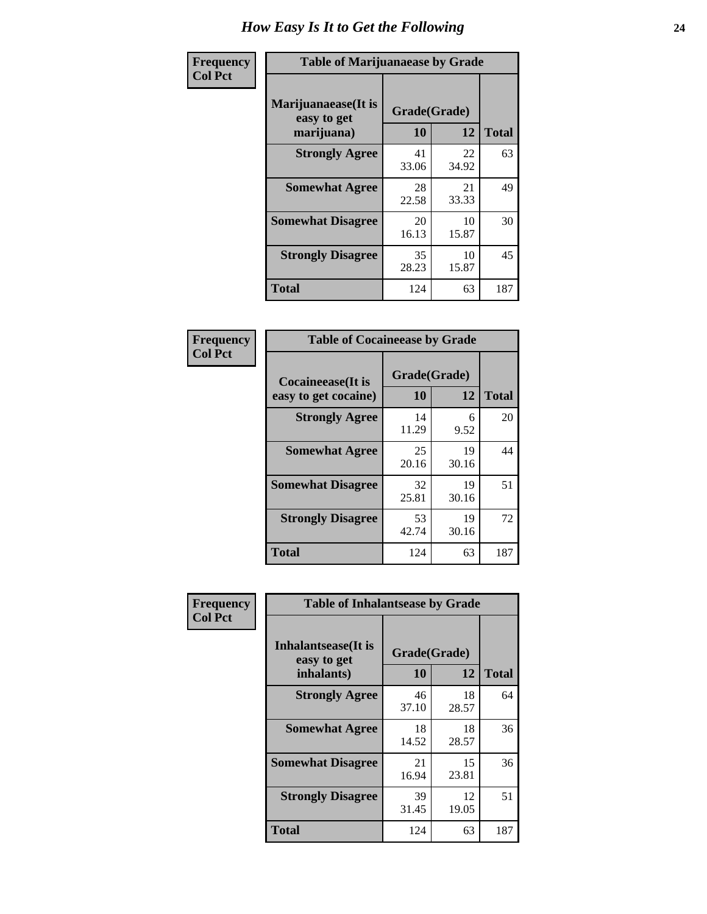# How Easy Is It to Get the Following

| Frequency Col Pct | Table of Marijuanaease by Grade | | |
|---|---|---|---|
| Marijuanaease(It is easy to get marijuana) | Grade(Grade) | | |
| | 10 | 12 | Total |
| Strongly Agree | 41<br>33.06 | 22<br>34.92 | 63 |
| Somewhat Agree | 28<br>22.58 | 21<br>33.33 | 49 |
| Somewhat Disagree | 20<br>16.13 | 10<br>15.87 | 30 |
| Strongly Disagree | 35<br>28.23 | 10<br>15.87 | 45 |
| Total | 124 | 63 | 187 |

| Frequency Col Pct | Table of Cocaineease by Grade | | |
|---|---|---|---|
| Cocaineease(It is easy to get cocaine) | Grade(Grade) | | |
| | 10 | 12 | Total |
| Strongly Agree | 14<br>11.29 | 6<br>9.52 | 20 |
| Somewhat Agree | 25<br>20.16 | 19<br>30.16 | 44 |
| Somewhat Disagree | 32<br>25.81 | 19<br>30.16 | 51 |
| Strongly Disagree | 53<br>42.74 | 19<br>30.16 | 72 |
| Total | 124 | 63 | 187 |

| Frequency Col Pct | Table of Inhalantsease by Grade | | |
|---|---|---|---|
| Inhalantsease(It is easy to get inhalants) | Grade(Grade) | | |
| | 10 | 12 | Total |
| Strongly Agree | 46<br>37.10 | 18<br>28.57 | 64 |
| Somewhat Agree | 18<br>14.52 | 18<br>28.57 | 36 |
| Somewhat Disagree | 21<br>16.94 | 15<br>23.81 | 36 |
| Strongly Disagree | 39<br>31.45 | 12<br>19.05 | 51 |
| Total | 124 | 63 | 187 |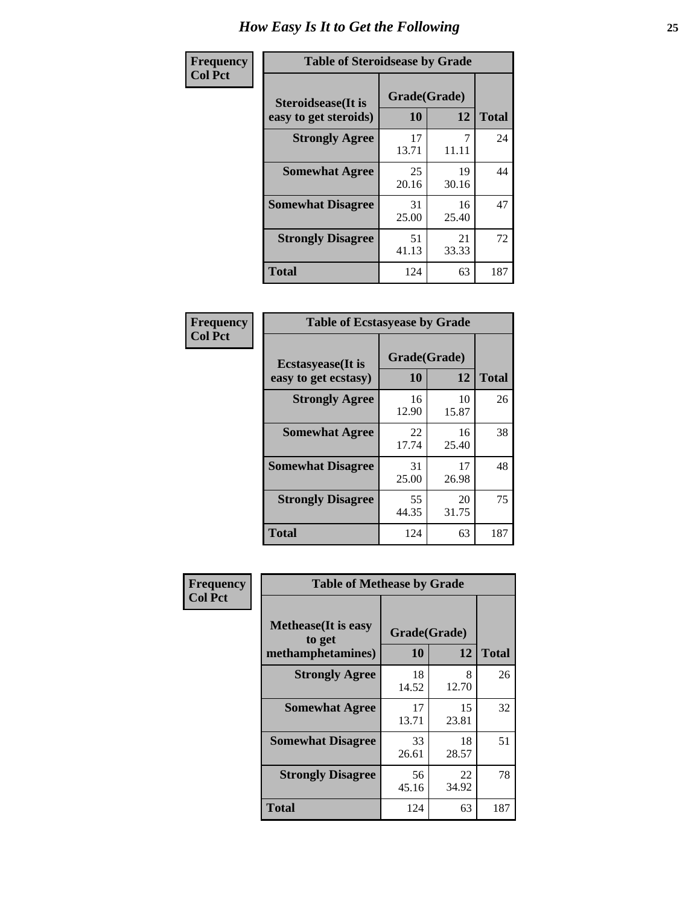# How Easy Is It to Get the Following

**Frequency**
**Col Pct**

| Table of Steroidsease by Grade | | | |
|---|---|---|---|
| Steroidsease(It is easy to get steroids) | Grade(Grade) | | Total |
| | 10 | 12 | |
| **Strongly Agree** | 17<br>13.71 | 7<br>11.11 | 24 |
| **Somewhat Agree** | 25<br>20.16 | 19<br>30.16 | 44 |
| **Somewhat Disagree** | 31<br>25.00 | 16<br>25.40 | 47 |
| **Strongly Disagree** | 51<br>41.13 | 21<br>33.33 | 72 |
| **Total** | 124 | 63 | 187 |

**Frequency**
**Col Pct**

| Table of Ecstasyease by Grade | | | |
|---|---|---|---|
| Ecstasyease(It is easy to get ecstasy) | Grade(Grade) | | Total |
| | 10 | 12 | |
| **Strongly Agree** | 16<br>12.90 | 10<br>15.87 | 26 |
| **Somewhat Agree** | 22<br>17.74 | 16<br>25.40 | 38 |
| **Somewhat Disagree** | 31<br>25.00 | 17<br>26.98 | 48 |
| **Strongly Disagree** | 55<br>44.35 | 20<br>31.75 | 75 |
| **Total** | 124 | 63 | 187 |

**Frequency**
**Col Pct**

| Table of Methease by Grade | | | |
|---|---|---|---|
| Methease(It is easy to get methamphetamines) | Grade(Grade) | | Total |
| | 10 | 12 | |
| **Strongly Agree** | 18<br>14.52 | 8<br>12.70 | 26 |
| **Somewhat Agree** | 17<br>13.71 | 15<br>23.81 | 32 |
| **Somewhat Disagree** | 33<br>26.61 | 18<br>28.57 | 51 |
| **Strongly Disagree** | 56<br>45.16 | 22<br>34.92 | 78 |
| **Total** | 124 | 63 | 187 |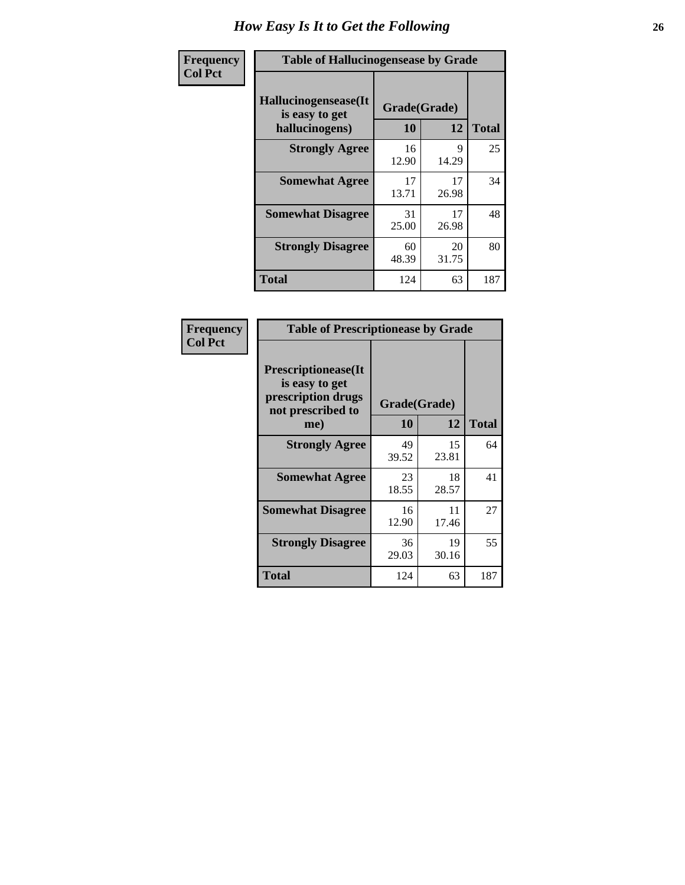# How Easy Is It to Get the Following

| Frequency Col Pct |
|---|

**Table of Hallucinogensease by Grade**

| Hallucinogensease(It is easy to get hallucinogens) | Grade(Grade) 10 | 12 | Total |
|---|---|---|---|
| **Strongly Agree** | 16<br>12.90 | 9<br>14.29 | 25 |
| **Somewhat Agree** | 17<br>13.71 | 17<br>26.98 | 34 |
| **Somewhat Disagree** | 31<br>25.00 | 17<br>26.98 | 48 |
| **Strongly Disagree** | 60<br>48.39 | 20<br>31.75 | 80 |
| **Total** | 124 | 63 | 187 |

| Frequency Col Pct |
|---|

**Table of Prescriptionease by Grade**

| Prescriptionease(It is easy to get prescription drugs not prescribed to me) | Grade(Grade) 10 | 12 | Total |
|---|---|---|---|
| **Strongly Agree** | 49<br>39.52 | 15<br>23.81 | 64 |
| **Somewhat Agree** | 23<br>18.55 | 18<br>28.57 | 41 |
| **Somewhat Disagree** | 16<br>12.90 | 11<br>17.46 | 27 |
| **Strongly Disagree** | 36<br>29.03 | 19<br>30.16 | 55 |
| **Total** | 124 | 63 | 187 |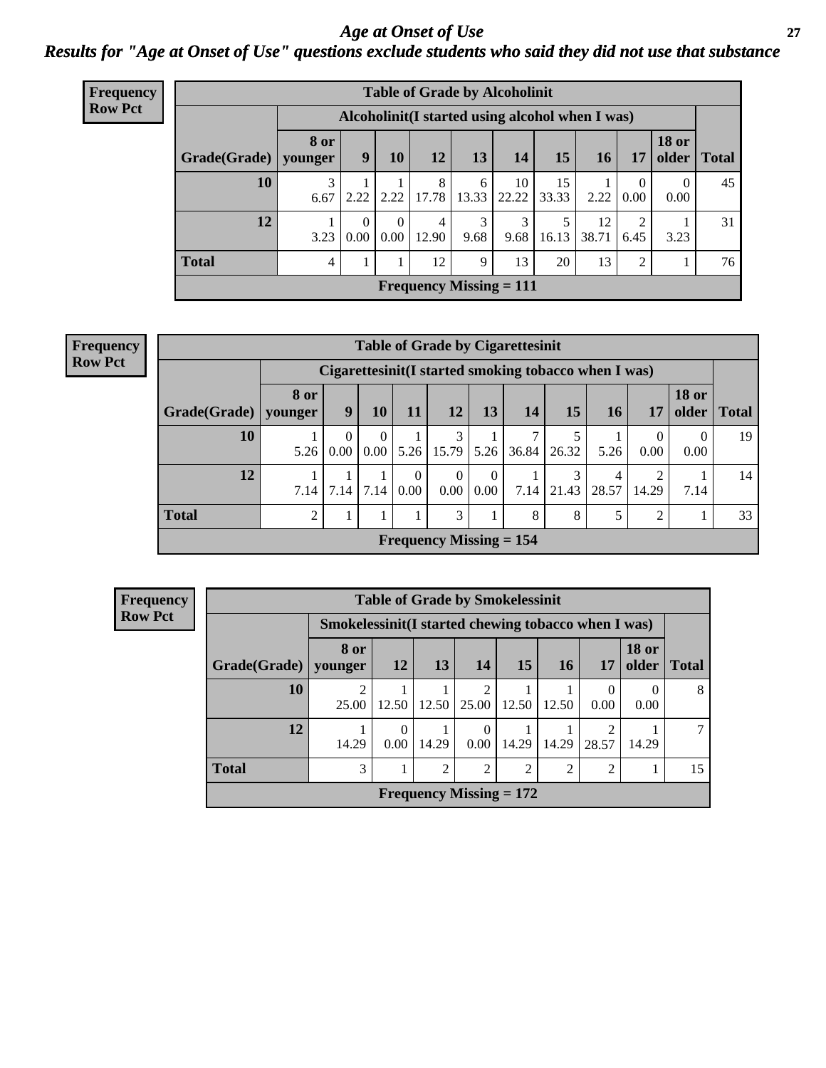# *Age at Onset of Use*

## *Results for "Age at Onset of Use" questions exclude students who said they did not use that substance*

**Frequency**
**Row Pct**

| Table of Grade by Alcoholinit | | | | | | | | | | | |
|---|---|---|---|---|---|---|---|---|---|---|---|
| | Alcoholinit(I started using alcohol when I was) | | | | | | | | | | |
| Grade(Grade) | 8 or younger | 9 | 10 | 12 | 13 | 14 | 15 | 16 | 17 | 18 or older | Total |
| **10** | 3<br>6.67 | 1<br>2.22 | 1<br>2.22 | 8<br>17.78 | 6<br>13.33 | 10<br>22.22 | 15<br>33.33 | 1<br>2.22 | 0<br>0.00 | 0<br>0.00 | 45 |
| **12** | 1<br>3.23 | 0<br>0.00 | 0<br>0.00 | 4<br>12.90 | 3<br>9.68 | 3<br>9.68 | 5<br>16.13 | 12<br>38.71 | 2<br>6.45 | 1<br>3.23 | 31 |
| **Total** | 4 | 1 | 1 | 12 | 9 | 13 | 20 | 13 | 2 | 1 | 76 |
| Frequency Missing = 111 | | | | | | | | | | | |

**Frequency**
**Row Pct**

| Table of Grade by Cigarettesinit | | | | | | | | | | | | |
|---|---|---|---|---|---|---|---|---|---|---|---|---|
| | Cigarettesinit(I started smoking tobacco when I was) | | | | | | | | | | | |
| Grade(Grade) | 8 or younger | 9 | 10 | 11 | 12 | 13 | 14 | 15 | 16 | 17 | 18 or older | Total |
| **10** | 1<br>5.26 | 0<br>0.00 | 0<br>0.00 | 1<br>5.26 | 3<br>15.79 | 1<br>5.26 | 7<br>36.84 | 5<br>26.32 | 1<br>5.26 | 0<br>0.00 | 0<br>0.00 | 19 |
| **12** | 1<br>7.14 | 1<br>7.14 | 1<br>7.14 | 0<br>0.00 | 0<br>0.00 | 0<br>0.00 | 1<br>7.14 | 3<br>21.43 | 4<br>28.57 | 2<br>14.29 | 1<br>7.14 | 14 |
| **Total** | 2 | 1 | 1 | 1 | 3 | 1 | 8 | 8 | 5 | 2 | 1 | 33 |
| Frequency Missing = 154 | | | | | | | | | | | | |

**Frequency**
**Row Pct**

| Table of Grade by Smokelessinit | | | | | | | | | |
|---|---|---|---|---|---|---|---|---|---|
| | Smokelessinit(I started chewing tobacco when I was) | | | | | | | | |
| Grade(Grade) | 8 or younger | 12 | 13 | 14 | 15 | 16 | 17 | 18 or older | Total |
| **10** | 2<br>25.00 | 1<br>12.50 | 1<br>12.50 | 2<br>25.00 | 1<br>12.50 | 1<br>12.50 | 0<br>0.00 | 0<br>0.00 | 8 |
| **12** | 1<br>14.29 | 0<br>0.00 | 1<br>14.29 | 0<br>0.00 | 1<br>14.29 | 1<br>14.29 | 2<br>28.57 | 1<br>14.29 | 7 |
| **Total** | 3 | 1 | 2 | 2 | 2 | 2 | 2 | 1 | 15 |
| Frequency Missing = 172 | | | | | | | | | |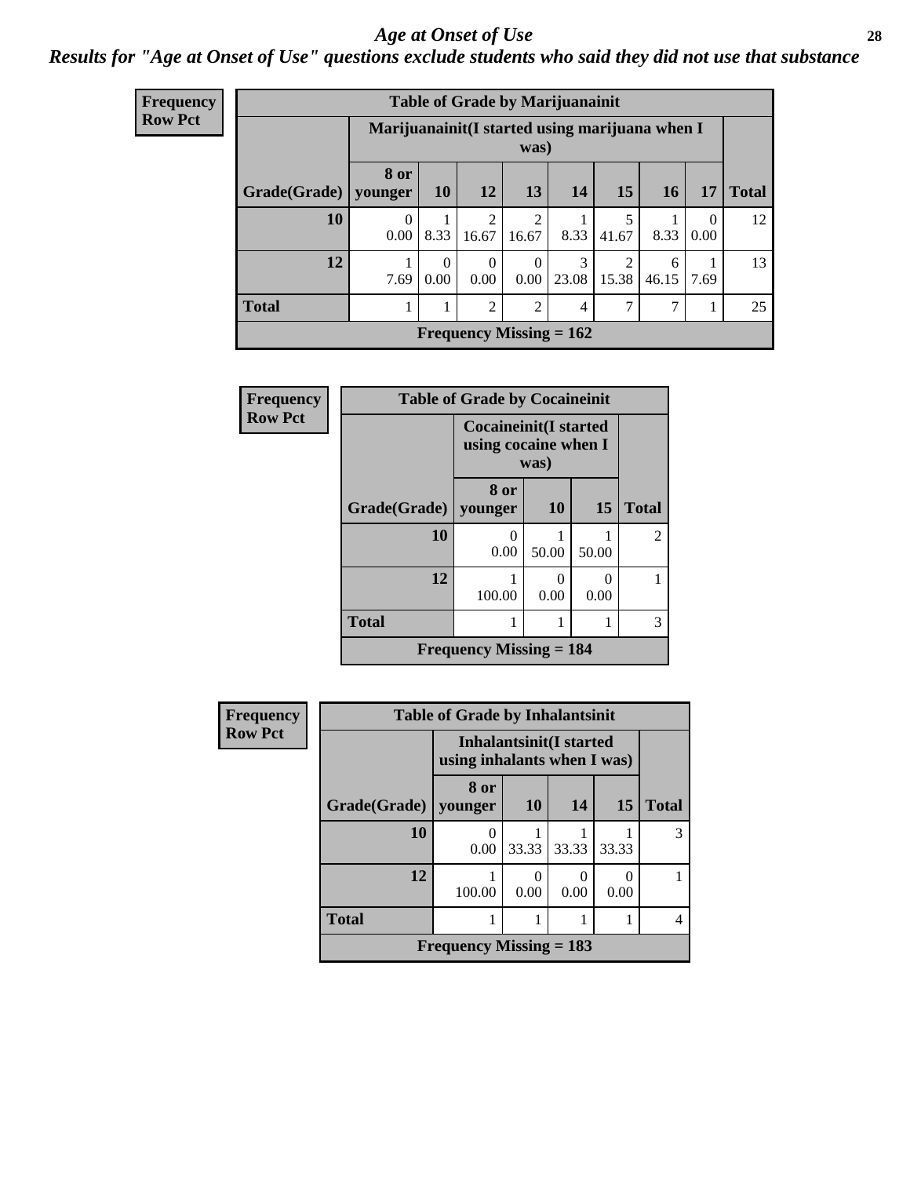# *Age at Onset of Use*

## *Results for "Age at Onset of Use" questions exclude students who said they did not use that substance*

**Frequency**
**Row Pct**

**Table of Grade by Marijuanainit**

| Grade(Grade) | Marijuanainit(I started using marijuana when I was) | | | | | | | | Total |
|---|---|---|---|---|---|---|---|---|---|
| | 8 or younger | 10 | 12 | 13 | 14 | 15 | 16 | 17 | |
| **10** | 0<br>0.00 | 1<br>8.33 | 2<br>16.67 | 2<br>16.67 | 1<br>8.33 | 5<br>41.67 | 1<br>8.33 | 0<br>0.00 | 12 |
| **12** | 1<br>7.69 | 0<br>0.00 | 0<br>0.00 | 0<br>0.00 | 3<br>23.08 | 2<br>15.38 | 6<br>46.15 | 1<br>7.69 | 13 |
| **Total** | 1 | 1 | 2 | 2 | 4 | 7 | 7 | 1 | 25 |

**Frequency Missing = 162**

**Frequency**
**Row Pct**

**Table of Grade by Cocaineinit**

| Grade(Grade) | Cocaineinit(I started using cocaine when I was) | | | Total |
|---|---|---|---|---|
| | 8 or younger | 10 | 15 | |
| **10** | 0<br>0.00 | 1<br>50.00 | 1<br>50.00 | 2 |
| **12** | 1<br>100.00 | 0<br>0.00 | 0<br>0.00 | 1 |
| **Total** | 1 | 1 | 1 | 3 |

**Frequency Missing = 184**

**Frequency**
**Row Pct**

**Table of Grade by Inhalantsinit**

| Grade(Grade) | Inhalantsinit(I started using inhalants when I was) | | | | Total |
|---|---|---|---|---|---|
| | 8 or younger | 10 | 14 | 15 | |
| **10** | 0<br>0.00 | 1<br>33.33 | 1<br>33.33 | 1<br>33.33 | 3 |
| **12** | 1<br>100.00 | 0<br>0.00 | 0<br>0.00 | 0<br>0.00 | 1 |
| **Total** | 1 | 1 | 1 | 1 | 4 |

**Frequency Missing = 183**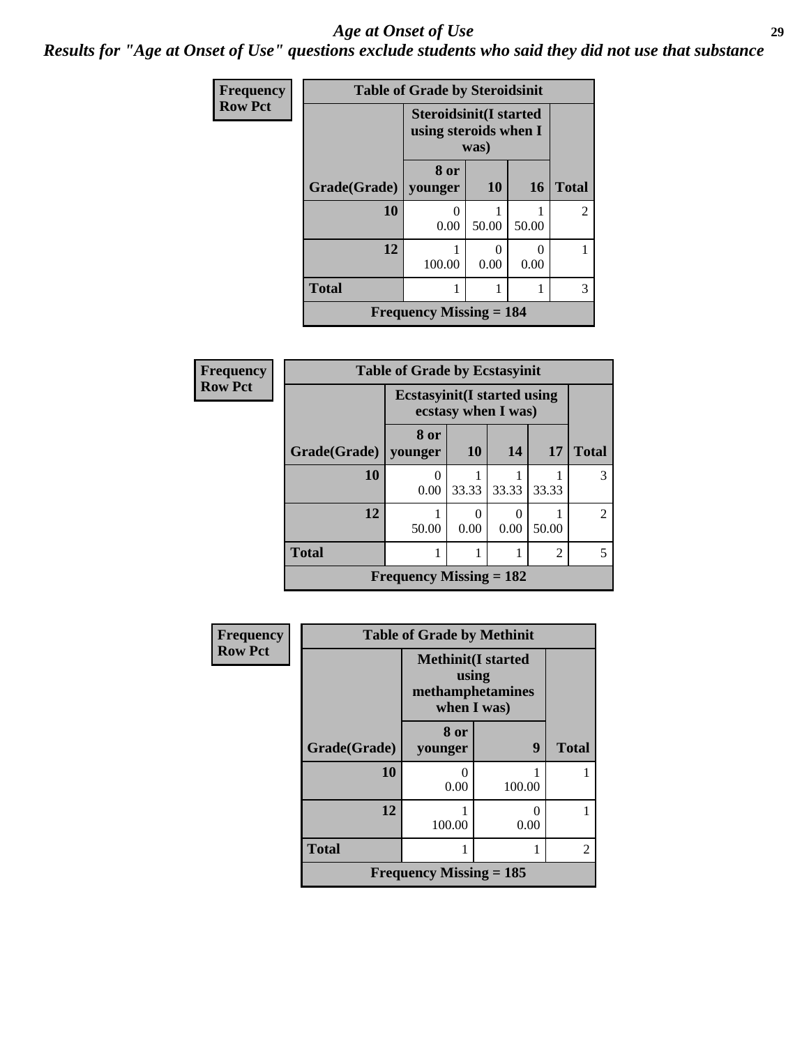# Age at Onset of Use

*Results for "Age at Onset of Use" questions exclude students who said they did not use that substance*

**Frequency**
**Row Pct**

| Table of Grade by Steroidsinit | | | | |
|---|---|---|---|---|
| | Steroidsinit(I started using steroids when I was) | | | |
| Grade(Grade) | 8 or younger | 10 | 16 | Total |
| 10 | 0<br>0.00 | 1<br>50.00 | 1<br>50.00 | 2 |
| 12 | 1<br>100.00 | 0<br>0.00 | 0<br>0.00 | 1 |
| Total | 1 | 1 | 1 | 3 |
| Frequency Missing = 184 | | | | |

**Frequency**
**Row Pct**

| Table of Grade by Ecstasyinit | | | | | |
|---|---|---|---|---|---|
| | Ecstasyinit(I started using ecstasy when I was) | | | | |
| Grade(Grade) | 8 or younger | 10 | 14 | 17 | Total |
| 10 | 0<br>0.00 | 1<br>33.33 | 1<br>33.33 | 1<br>33.33 | 3 |
| 12 | 1<br>50.00 | 0<br>0.00 | 0<br>0.00 | 1<br>50.00 | 2 |
| Total | 1 | 1 | 1 | 2 | 5 |
| Frequency Missing = 182 | | | | | |

**Frequency**
**Row Pct**

| Table of Grade by Methinit | | | |
|---|---|---|---|
| | Methinit(I started using methamphetamines when I was) | | |
| Grade(Grade) | 8 or younger | 9 | Total |
| 10 | 0<br>0.00 | 1<br>100.00 | 1 |
| 12 | 1<br>100.00 | 0<br>0.00 | 1 |
| Total | 1 | 1 | 2 |
| Frequency Missing = 185 | | | |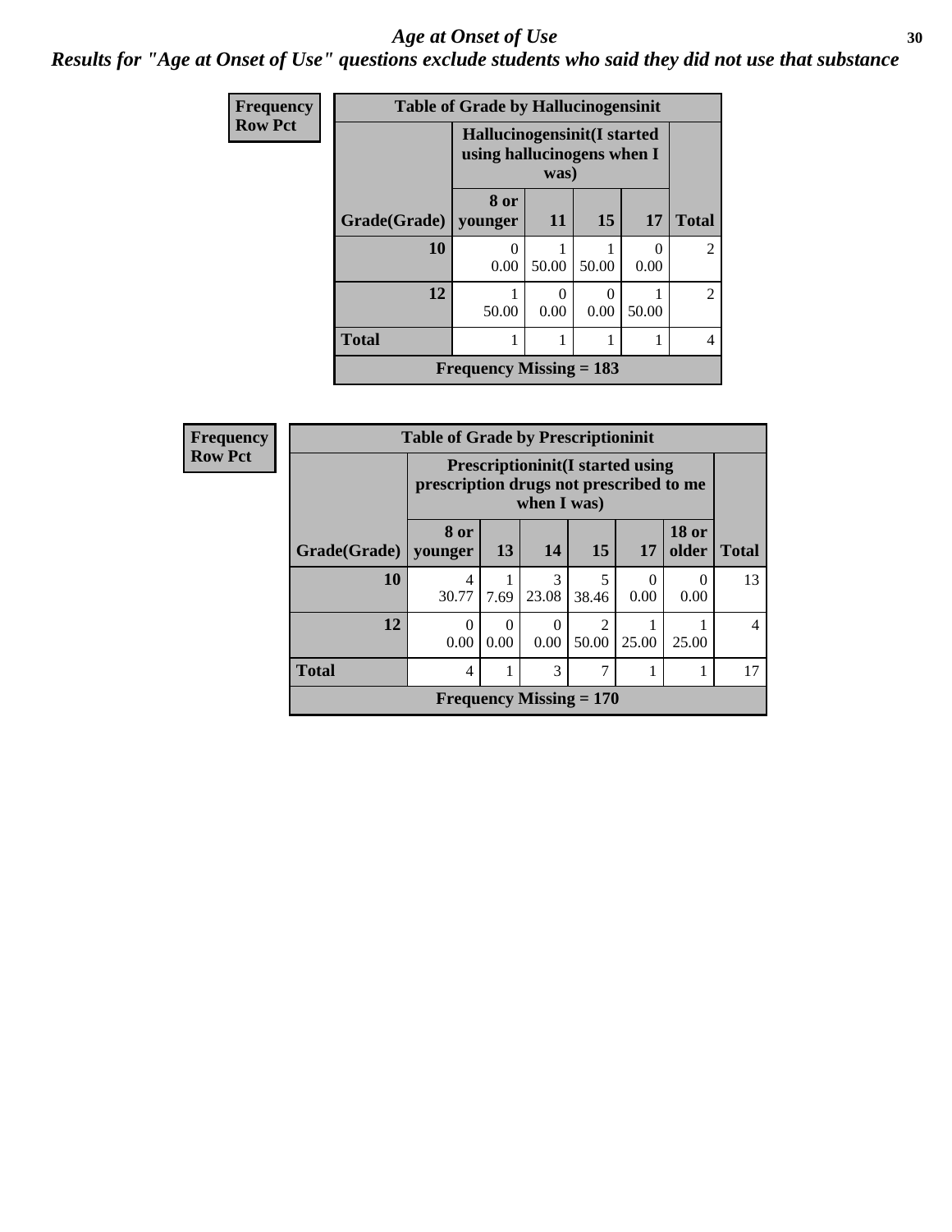# *Age at Onset of Use*

***Results for "Age at Onset of Use" questions exclude students who said they did not use that substance***

**Frequency**
**Row Pct**

| Table of Grade by Hallucinogensinit | | | | | |
|---|---|---|---|---|---|
| | Hallucinogensinit(I started using hallucinogens when I was) | | | | |
| **Grade(Grade)** | **8 or younger** | **11** | **15** | **17** | **Total** |
| **10** | 0<br>0.00 | 1<br>50.00 | 1<br>50.00 | 0<br>0.00 | 2 |
| **12** | 1<br>50.00 | 0<br>0.00 | 0<br>0.00 | 1<br>50.00 | 2 |
| **Total** | 1 | 1 | 1 | 1 | 4 |
| **Frequency Missing = 183** | | | | | |

**Frequency**
**Row Pct**

| Table of Grade by Prescriptioninit | | | | | | | |
|---|---|---|---|---|---|---|---|
| | Prescriptioninit(I started using prescription drugs not prescribed to me when I was) | | | | | | |
| **Grade(Grade)** | **8 or younger** | **13** | **14** | **15** | **17** | **18 or older** | **Total** |
| **10** | 4<br>30.77 | 1<br>7.69 | 3<br>23.08 | 5<br>38.46 | 0<br>0.00 | 0<br>0.00 | 13 |
| **12** | 0<br>0.00 | 0<br>0.00 | 0<br>0.00 | 2<br>50.00 | 1<br>25.00 | 1<br>25.00 | 4 |
| **Total** | 4 | 1 | 3 | 7 | 1 | 1 | 17 |
| **Frequency Missing = 170** | | | | | | | |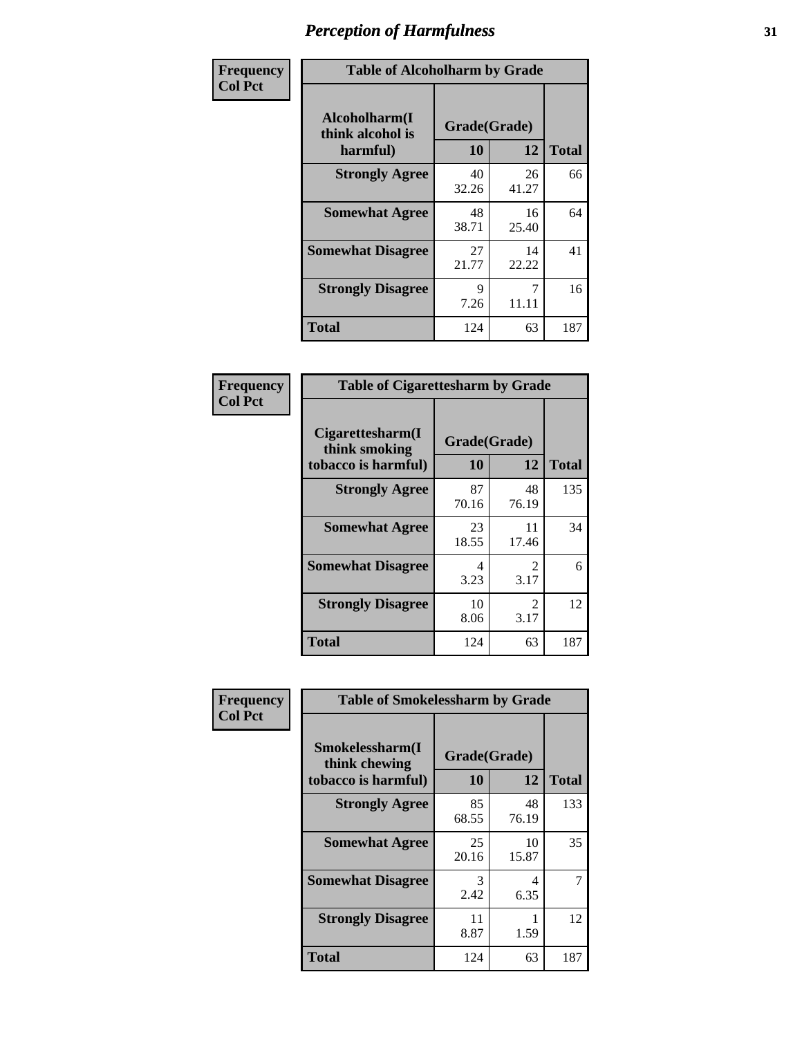# Perception of Harmfulness

**Frequency**
**Col Pct**

| Table of Alcoholharm by Grade | | | |
|---|---|---|---|
| **Alcoholharm(I think alcohol is harmful)** | **Grade(Grade)** | | **Total** |
| | **10** | **12** | |
| **Strongly Agree** | 40<br>32.26 | 26<br>41.27 | 66 |
| **Somewhat Agree** | 48<br>38.71 | 16<br>25.40 | 64 |
| **Somewhat Disagree** | 27<br>21.77 | 14<br>22.22 | 41 |
| **Strongly Disagree** | 9<br>7.26 | 7<br>11.11 | 16 |
| **Total** | 124 | 63 | 187 |

**Frequency**
**Col Pct**

| Table of Cigarettesharm by Grade | | | |
|---|---|---|---|
| **Cigarettesharm(I think smoking tobacco is harmful)** | **Grade(Grade)** | | **Total** |
| | **10** | **12** | |
| **Strongly Agree** | 87<br>70.16 | 48<br>76.19 | 135 |
| **Somewhat Agree** | 23<br>18.55 | 11<br>17.46 | 34 |
| **Somewhat Disagree** | 4<br>3.23 | 2<br>3.17 | 6 |
| **Strongly Disagree** | 10<br>8.06 | 2<br>3.17 | 12 |
| **Total** | 124 | 63 | 187 |

**Frequency**
**Col Pct**

| Table of Smokelessharm by Grade | | | |
|---|---|---|---|
| **Smokelessharm(I think chewing tobacco is harmful)** | **Grade(Grade)** | | **Total** |
| | **10** | **12** | |
| **Strongly Agree** | 85<br>68.55 | 48<br>76.19 | 133 |
| **Somewhat Agree** | 25<br>20.16 | 10<br>15.87 | 35 |
| **Somewhat Disagree** | 3<br>2.42 | 4<br>6.35 | 7 |
| **Strongly Disagree** | 11<br>8.87 | 1<br>1.59 | 12 |
| **Total** | 124 | 63 | 187 |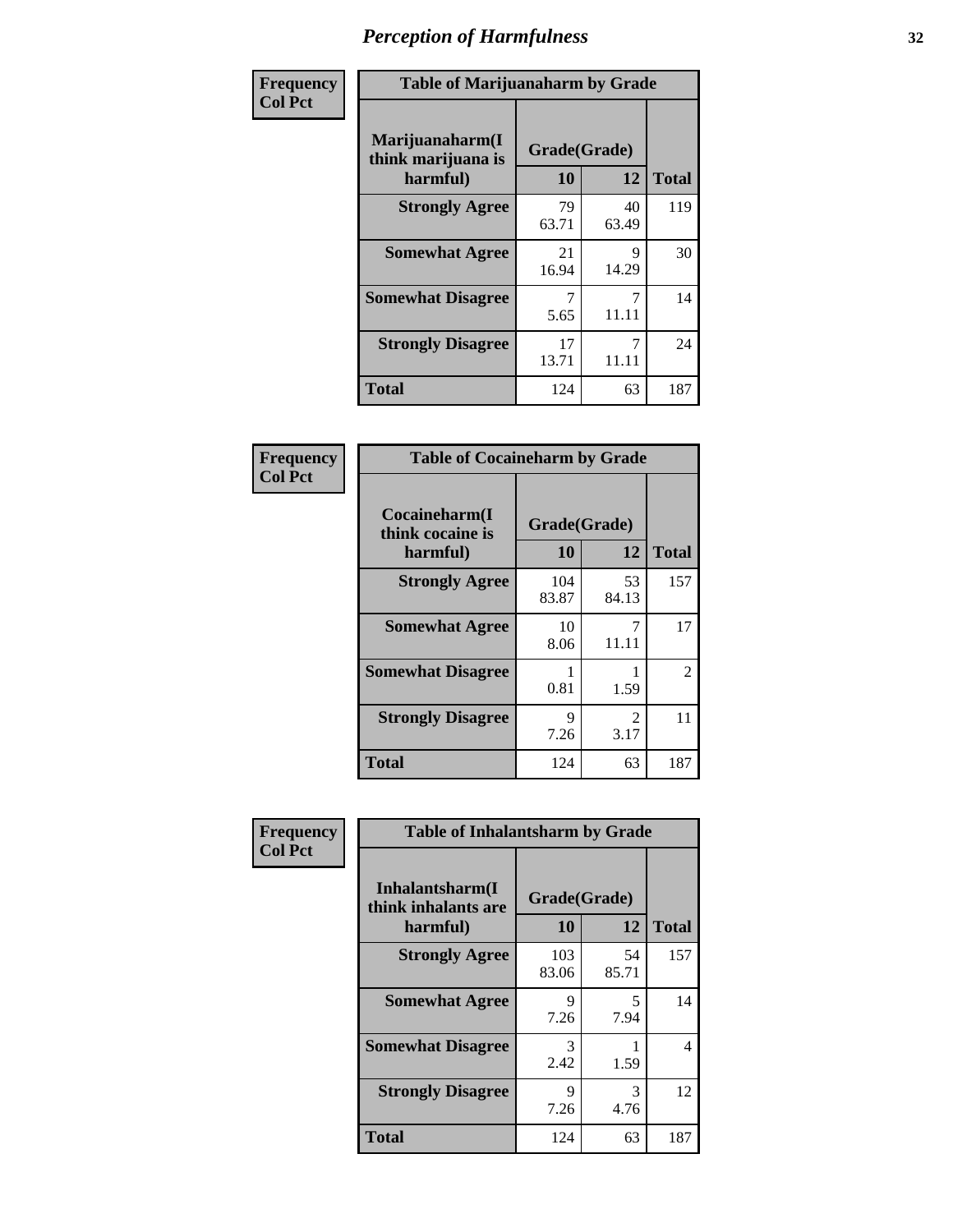# Perception of Harmfulness

| Frequency Col Pct | Table of Marijuanaharm by Grade | | |
|---|---|---|---|
| Marijuanaharm(I think marijuana is harmful) | Grade(Grade) | | |
| | 10 | 12 | Total |
| Strongly Agree | 79<br>63.71 | 40<br>63.49 | 119 |
| Somewhat Agree | 21<br>16.94 | 9<br>14.29 | 30 |
| Somewhat Disagree | 7<br>5.65 | 7<br>11.11 | 14 |
| Strongly Disagree | 17<br>13.71 | 7<br>11.11 | 24 |
| Total | 124 | 63 | 187 |

| Frequency Col Pct | Table of Cocaineharm by Grade | | |
|---|---|---|---|
| Cocaineharm(I think cocaine is harmful) | Grade(Grade) | | |
| | 10 | 12 | Total |
| Strongly Agree | 104<br>83.87 | 53<br>84.13 | 157 |
| Somewhat Agree | 10<br>8.06 | 7<br>11.11 | 17 |
| Somewhat Disagree | 1<br>0.81 | 1<br>1.59 | 2 |
| Strongly Disagree | 9<br>7.26 | 2<br>3.17 | 11 |
| Total | 124 | 63 | 187 |

| Frequency Col Pct | Table of Inhalantsharm by Grade | | |
|---|---|---|---|
| Inhalantsharm(I think inhalants are harmful) | Grade(Grade) | | |
| | 10 | 12 | Total |
| Strongly Agree | 103<br>83.06 | 54<br>85.71 | 157 |
| Somewhat Agree | 9<br>7.26 | 5<br>7.94 | 14 |
| Somewhat Disagree | 3<br>2.42 | 1<br>1.59 | 4 |
| Strongly Disagree | 9<br>7.26 | 3<br>4.76 | 12 |
| Total | 124 | 63 | 187 |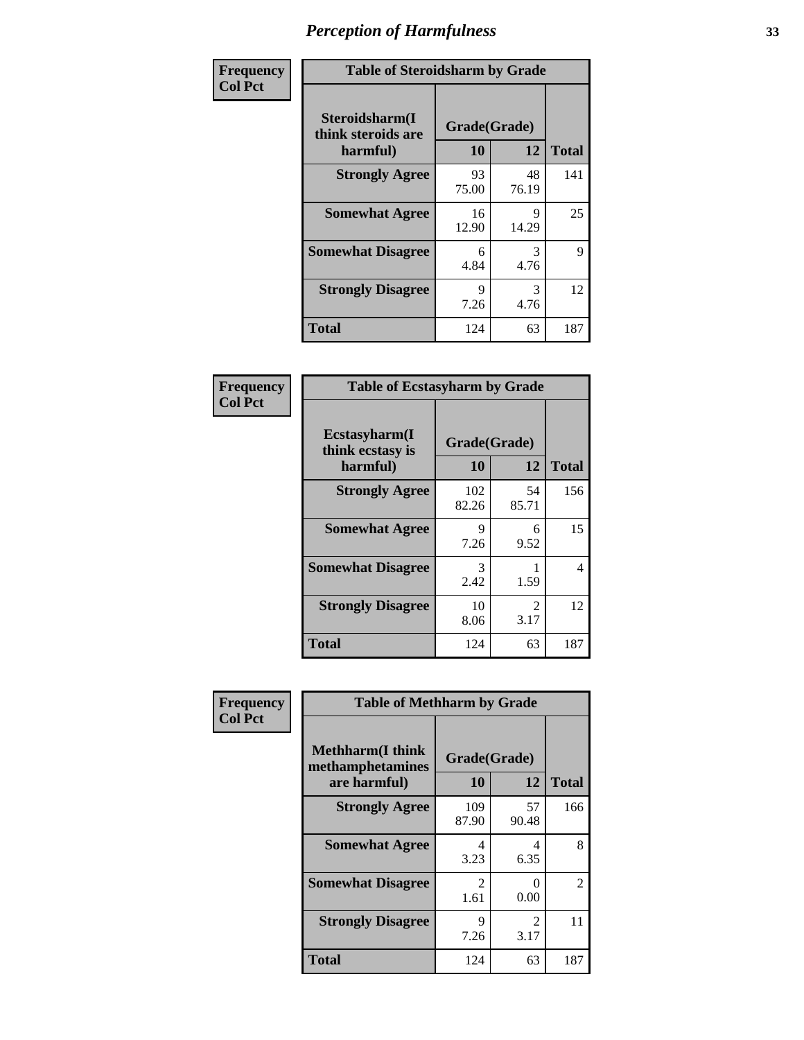## Perception of Harmfulness

| Frequency Col Pct | Table of Steroidsharm by Grade | | |
|---|---|---|---|
| Steroidsharm(I think steroids are harmful) | Grade(Grade) | | |
| | 10 | 12 | Total |
| Strongly Agree | 93<br>75.00 | 48<br>76.19 | 141 |
| Somewhat Agree | 16<br>12.90 | 9<br>14.29 | 25 |
| Somewhat Disagree | 6<br>4.84 | 3<br>4.76 | 9 |
| Strongly Disagree | 9<br>7.26 | 3<br>4.76 | 12 |
| Total | 124 | 63 | 187 |

| Frequency Col Pct | Table of Ecstasyharm by Grade | | |
|---|---|---|---|
| Ecstasyharm(I think ecstasy is harmful) | Grade(Grade) | | |
| | 10 | 12 | Total |
| Strongly Agree | 102<br>82.26 | 54<br>85.71 | 156 |
| Somewhat Agree | 9<br>7.26 | 6<br>9.52 | 15 |
| Somewhat Disagree | 3<br>2.42 | 1<br>1.59 | 4 |
| Strongly Disagree | 10<br>8.06 | 2<br>3.17 | 12 |
| Total | 124 | 63 | 187 |

| Frequency Col Pct | Table of Methharm by Grade | | |
|---|---|---|---|
| Methharm(I think methamphetamines are harmful) | Grade(Grade) | | |
| | 10 | 12 | Total |
| Strongly Agree | 109<br>87.90 | 57<br>90.48 | 166 |
| Somewhat Agree | 4<br>3.23 | 4<br>6.35 | 8 |
| Somewhat Disagree | 2<br>1.61 | 0<br>0.00 | 2 |
| Strongly Disagree | 9<br>7.26 | 2<br>3.17 | 11 |
| Total | 124 | 63 | 187 |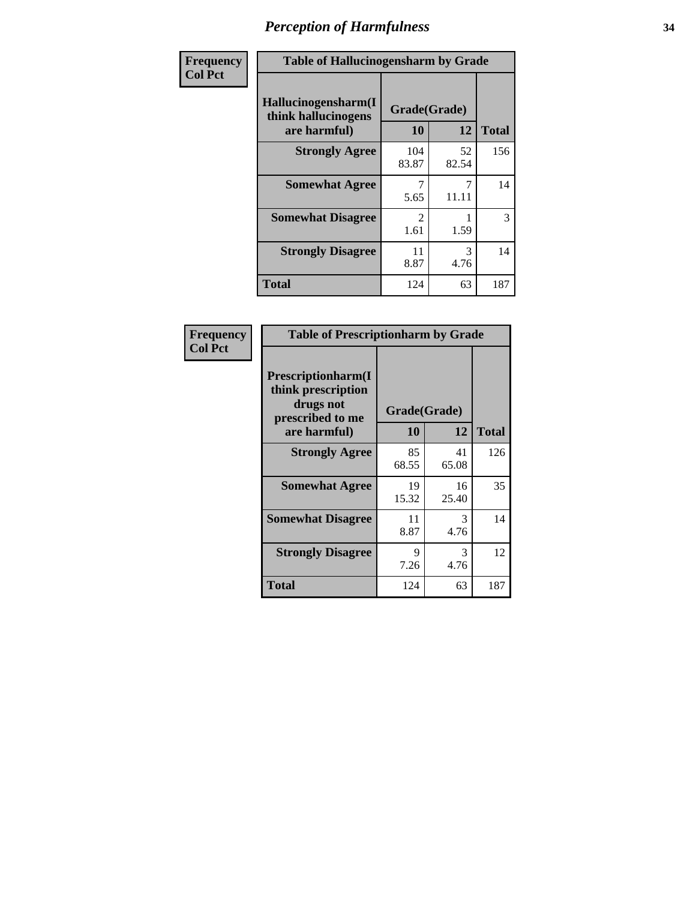# Perception of Harmfulness

| Frequency<br>Col Pct | | | |
|---|---|---|---|

**Table of Hallucinogensharm by Grade**

| Hallucinogensharm(I think hallucinogens are harmful) | Grade(Grade) | | Total |
|---|---|---|---|
| | 10 | 12 | |
| Strongly Agree | 104<br>83.87 | 52<br>82.54 | 156 |
| Somewhat Agree | 7<br>5.65 | 7<br>11.11 | 14 |
| Somewhat Disagree | 2<br>1.61 | 1<br>1.59 | 3 |
| Strongly Disagree | 11<br>8.87 | 3<br>4.76 | 14 |
| Total | 124 | 63 | 187 |

| Frequency<br>Col Pct | | | |
|---|---|---|---|

**Table of Prescriptionharm by Grade**

| Prescriptionharm(I think prescription drugs not prescribed to me are harmful) | Grade(Grade) | | Total |
|---|---|---|---|
| | 10 | 12 | |
| Strongly Agree | 85<br>68.55 | 41<br>65.08 | 126 |
| Somewhat Agree | 19<br>15.32 | 16<br>25.40 | 35 |
| Somewhat Disagree | 11<br>8.87 | 3<br>4.76 | 14 |
| Strongly Disagree | 9<br>7.26 | 3<br>4.76 | 12 |
| Total | 124 | 63 | 187 |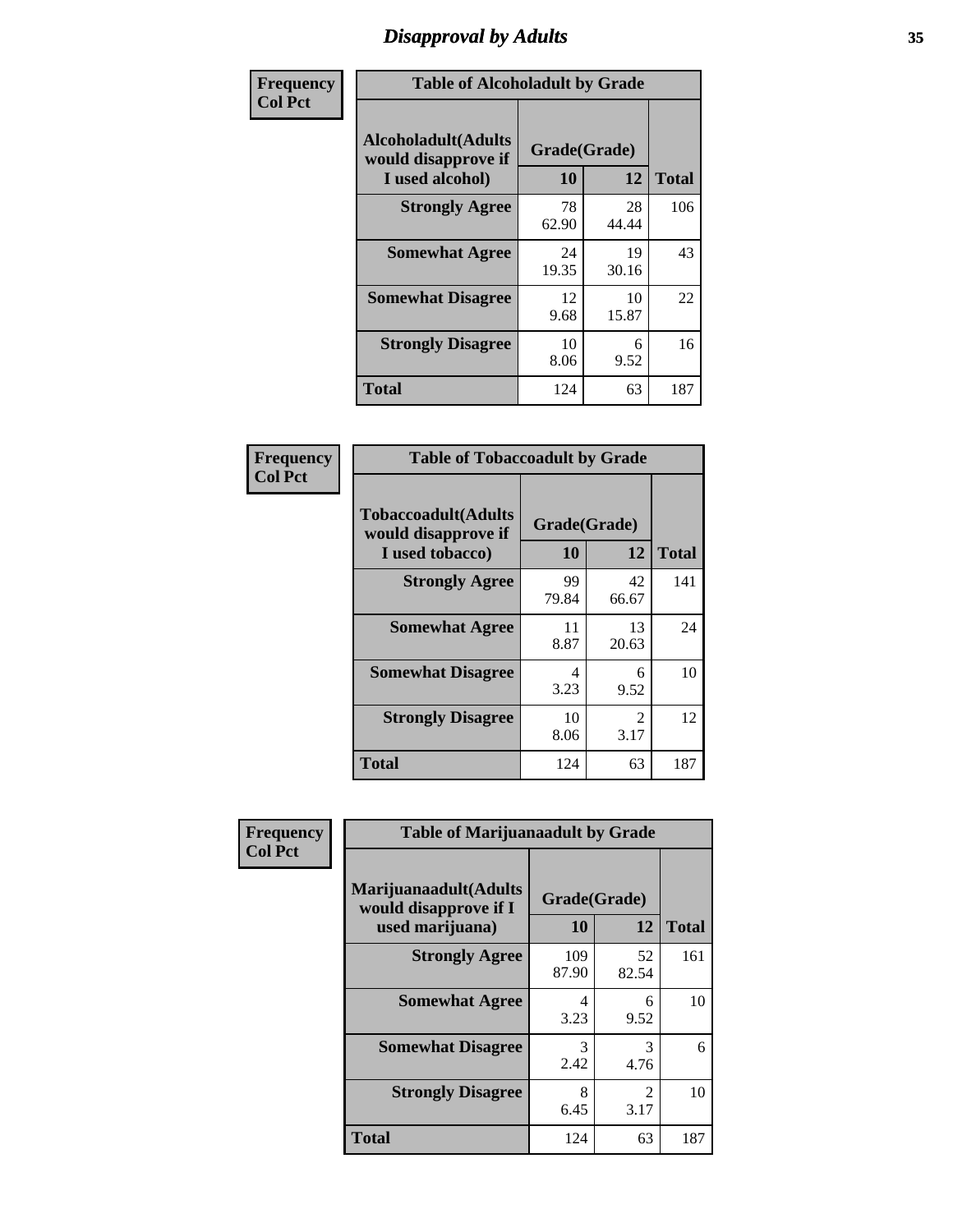# Disapproval by Adults

| Frequency Col Pct | Table of Alcoholadult by Grade | | |
|---|---|---|---|
| Alcoholadult(Adults would disapprove if I used alcohol) | Grade(Grade) | | |
| | 10 | 12 | Total |
| Strongly Agree | 78<br>62.90 | 28<br>44.44 | 106 |
| Somewhat Agree | 24<br>19.35 | 19<br>30.16 | 43 |
| Somewhat Disagree | 12<br>9.68 | 10<br>15.87 | 22 |
| Strongly Disagree | 10<br>8.06 | 6<br>9.52 | 16 |
| Total | 124 | 63 | 187 |

| Frequency Col Pct | Table of Tobaccoadult by Grade | | |
|---|---|---|---|
| Tobaccoadult(Adults would disapprove if I used tobacco) | Grade(Grade) | | |
| | 10 | 12 | Total |
| Strongly Agree | 99<br>79.84 | 42<br>66.67 | 141 |
| Somewhat Agree | 11<br>8.87 | 13<br>20.63 | 24 |
| Somewhat Disagree | 4<br>3.23 | 6<br>9.52 | 10 |
| Strongly Disagree | 10<br>8.06 | 2<br>3.17 | 12 |
| Total | 124 | 63 | 187 |

| Frequency Col Pct | Table of Marijuanaadult by Grade | | |
|---|---|---|---|
| Marijuanaadult(Adults would disapprove if I used marijuana) | Grade(Grade) | | |
| | 10 | 12 | Total |
| Strongly Agree | 109<br>87.90 | 52<br>82.54 | 161 |
| Somewhat Agree | 4<br>3.23 | 6<br>9.52 | 10 |
| Somewhat Disagree | 3<br>2.42 | 3<br>4.76 | 6 |
| Strongly Disagree | 8<br>6.45 | 2<br>3.17 | 10 |
| Total | 124 | 63 | 187 |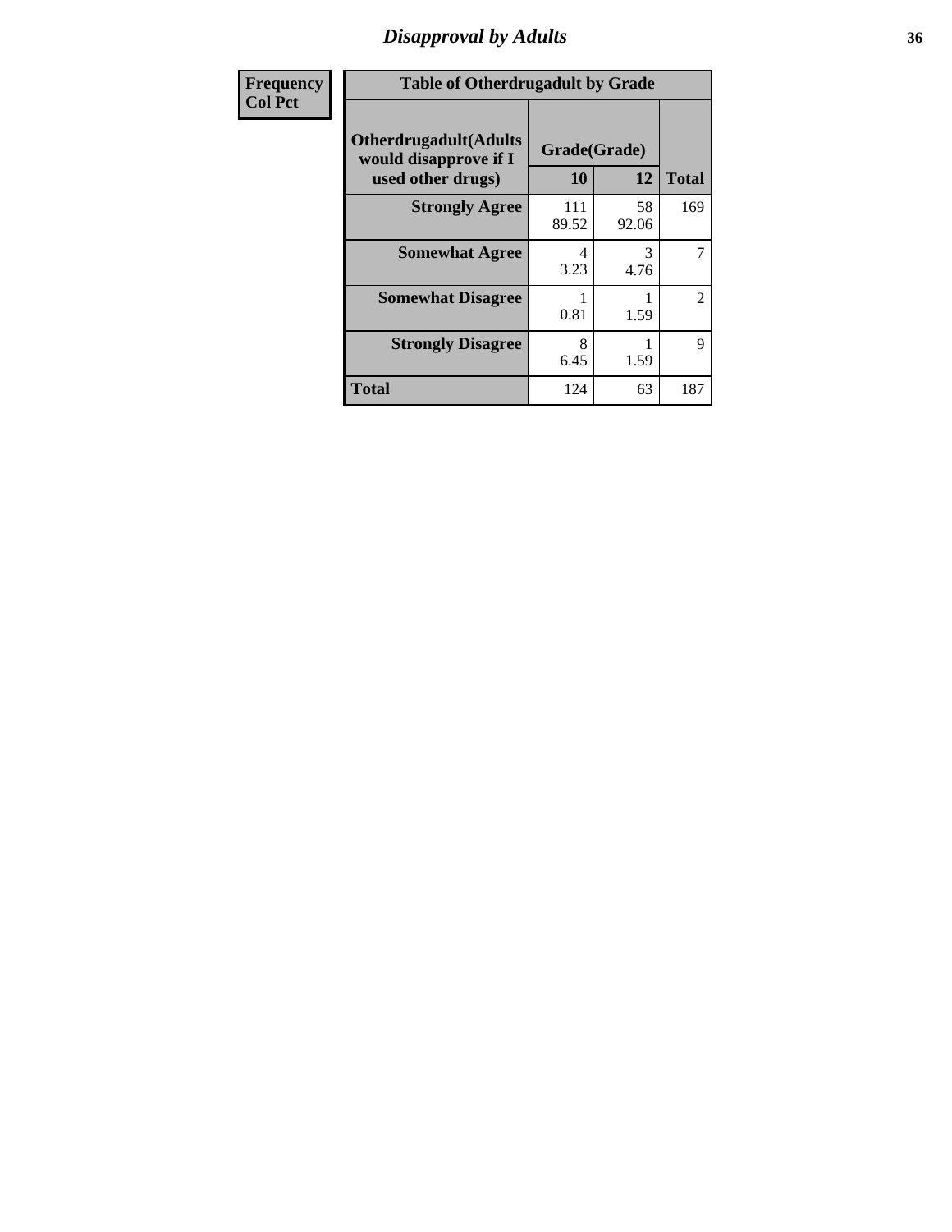# Disapproval by Adults

| Frequency Col Pct |
|---|

**Table of Otherdrugadult by Grade**

| Otherdrugadult(Adults would disapprove if I used other drugs) | Grade(Grade) | | |
|---|---|---|---|
| | 10 | 12 | Total |
| **Strongly Agree** | 111<br>89.52 | 58<br>92.06 | 169 |
| **Somewhat Agree** | 4<br>3.23 | 3<br>4.76 | 7 |
| **Somewhat Disagree** | 1<br>0.81 | 1<br>1.59 | 2 |
| **Strongly Disagree** | 8<br>6.45 | 1<br>1.59 | 9 |
| **Total** | 124 | 63 | 187 |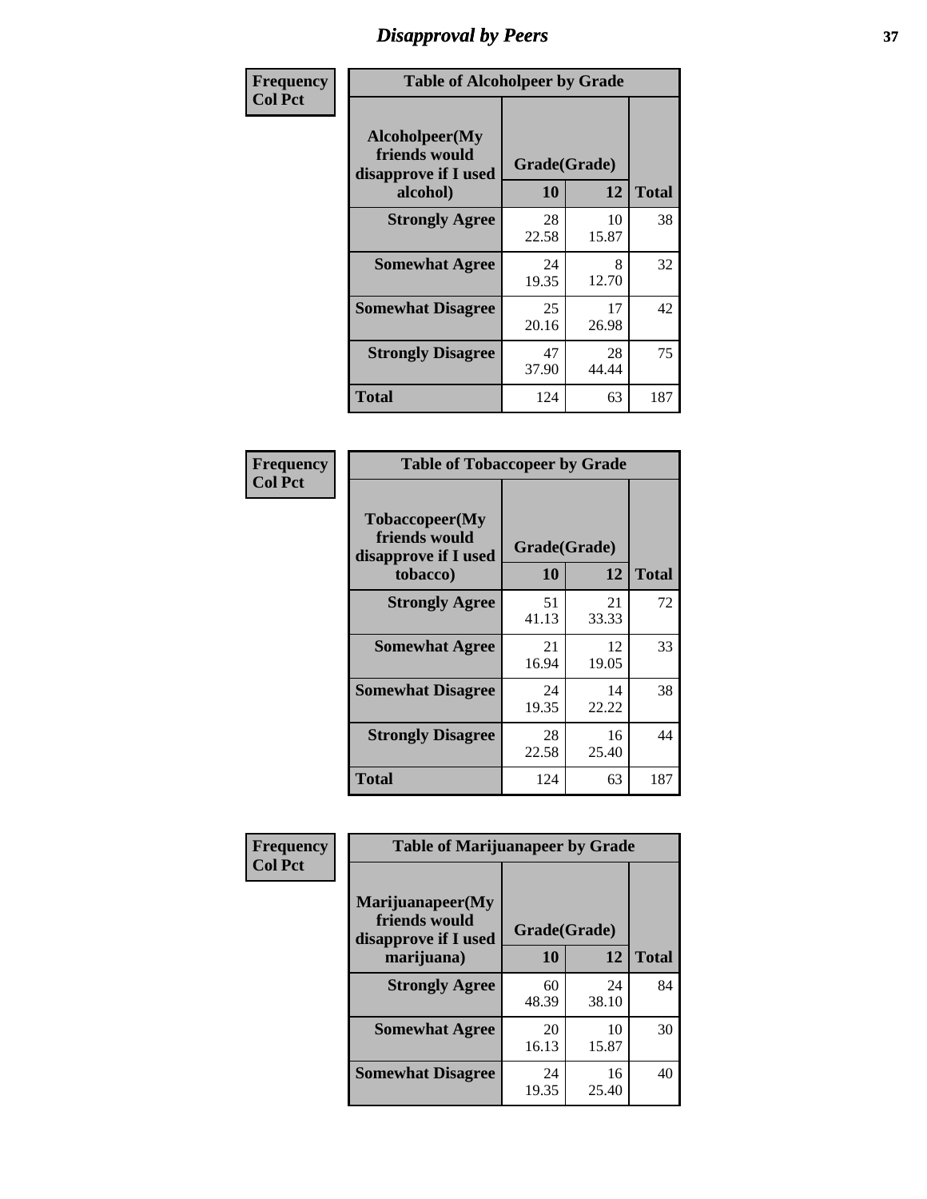# Disapproval by Peers

| Frequency Col Pct | Table of Alcoholpeer by Grade | | |
|---|---|---|---|
| Alcoholpeer(My friends would disapprove if I used alcohol) | Grade(Grade) | | |
| | 10 | 12 | Total |
| Strongly Agree | 28<br>22.58 | 10<br>15.87 | 38 |
| Somewhat Agree | 24<br>19.35 | 8<br>12.70 | 32 |
| Somewhat Disagree | 25<br>20.16 | 17<br>26.98 | 42 |
| Strongly Disagree | 47<br>37.90 | 28<br>44.44 | 75 |
| Total | 124 | 63 | 187 |

| Frequency Col Pct | Table of Tobaccopeer by Grade | | |
|---|---|---|---|
| Tobaccopeer(My friends would disapprove if I used tobacco) | Grade(Grade) | | |
| | 10 | 12 | Total |
| Strongly Agree | 51<br>41.13 | 21<br>33.33 | 72 |
| Somewhat Agree | 21<br>16.94 | 12<br>19.05 | 33 |
| Somewhat Disagree | 24<br>19.35 | 14<br>22.22 | 38 |
| Strongly Disagree | 28<br>22.58 | 16<br>25.40 | 44 |
| Total | 124 | 63 | 187 |

| Frequency Col Pct | Table of Marijuanapeer by Grade | | |
|---|---|---|---|
| Marijuanapeer(My friends would disapprove if I used marijuana) | Grade(Grade) | | |
| | 10 | 12 | Total |
| Strongly Agree | 60<br>48.39 | 24<br>38.10 | 84 |
| Somewhat Agree | 20<br>16.13 | 10<br>15.87 | 30 |
| Somewhat Disagree | 24<br>19.35 | 16<br>25.40 | 40 |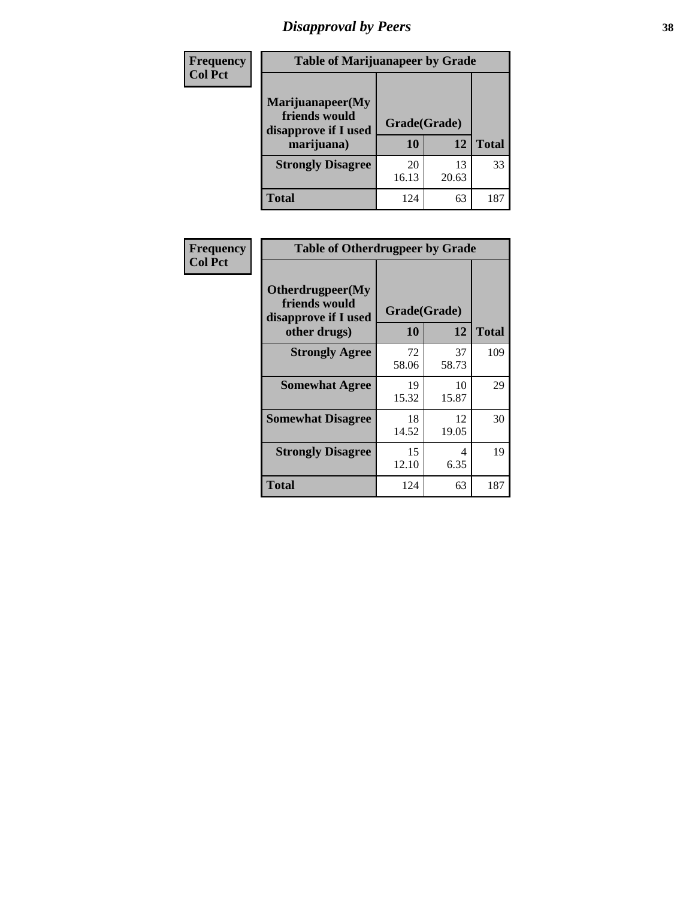# Disapproval by Peers

| Frequency<br>Col Pct | Table of Marijuanapeer by Grade | | |
|---|---|---|---|
| Marijuanapeer(My friends would disapprove if I used marijuana) | Grade(Grade) | | |
| | 10 | 12 | Total |
| Strongly Disagree | 20<br>16.13 | 13<br>20.63 | 33 |
| Total | 124 | 63 | 187 |

| Frequency<br>Col Pct | Table of Otherdrugpeer by Grade | | |
|---|---|---|---|
| Otherdrugpeer(My friends would disapprove if I used other drugs) | Grade(Grade) | | |
| | 10 | 12 | Total |
| Strongly Agree | 72<br>58.06 | 37<br>58.73 | 109 |
| Somewhat Agree | 19<br>15.32 | 10<br>15.87 | 29 |
| Somewhat Disagree | 18<br>14.52 | 12<br>19.05 | 30 |
| Strongly Disagree | 15<br>12.10 | 4<br>6.35 | 19 |
| Total | 124 | 63 | 187 |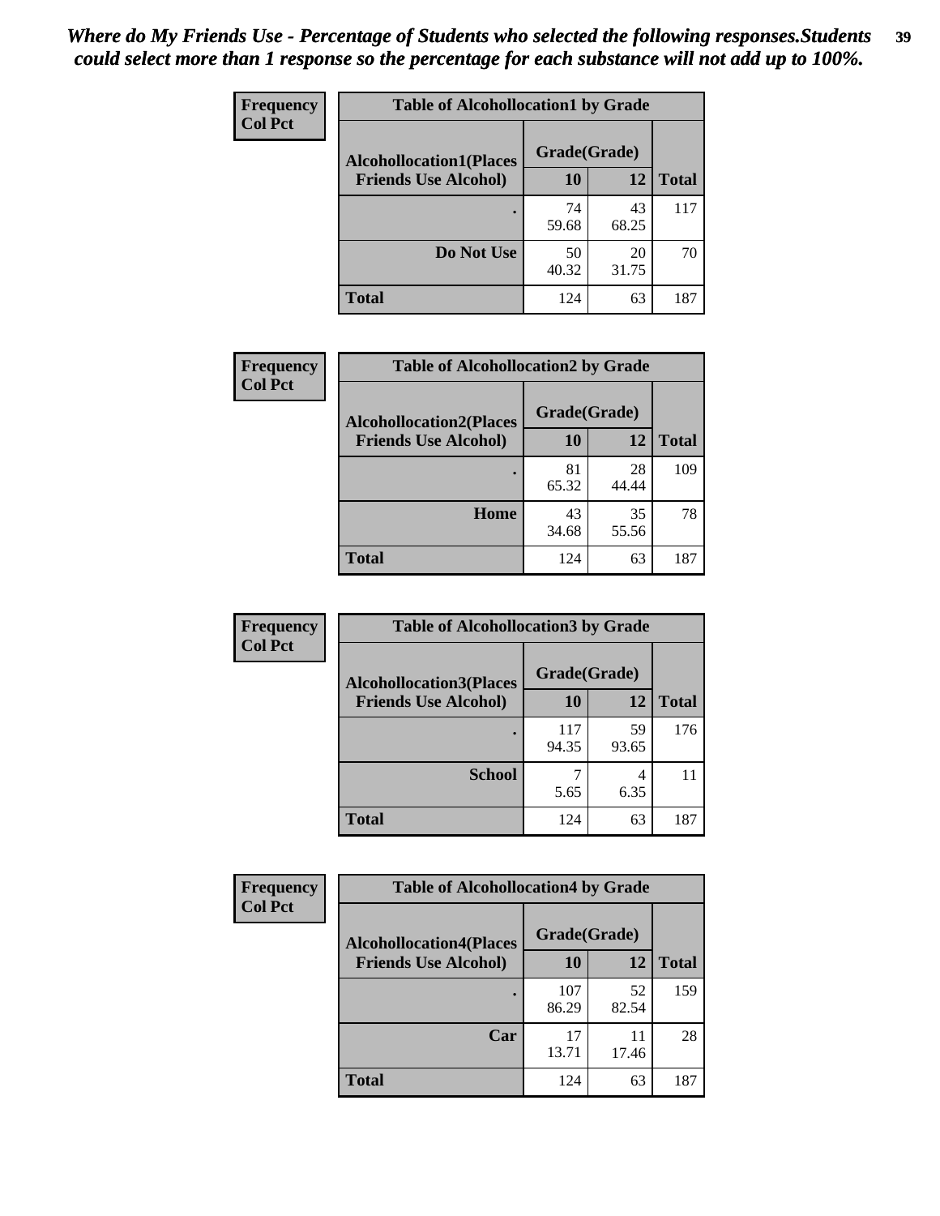*Where do My Friends Use - Percentage of Students who selected the following responses.Students could select more than 1 response so the percentage for each substance will not add up to 100%.*

**Frequency**
**Col Pct**

| Table of Alcohollocation1 by Grade | | | |
|---|---|---|---|
| **Alcohollocation1(Places Friends Use Alcohol)** | **Grade(Grade)** | | **Total** |
| | **10** | **12** | |
| . | 74<br>59.68 | 43<br>68.25 | 117 |
| **Do Not Use** | 50<br>40.32 | 20<br>31.75 | 70 |
| **Total** | 124 | 63 | 187 |

**Frequency**
**Col Pct**

| Table of Alcohollocation2 by Grade | | | |
|---|---|---|---|
| **Alcohollocation2(Places Friends Use Alcohol)** | **Grade(Grade)** | | **Total** |
| | **10** | **12** | |
| . | 81<br>65.32 | 28<br>44.44 | 109 |
| **Home** | 43<br>34.68 | 35<br>55.56 | 78 |
| **Total** | 124 | 63 | 187 |

**Frequency**
**Col Pct**

| Table of Alcohollocation3 by Grade | | | |
|---|---|---|---|
| **Alcohollocation3(Places Friends Use Alcohol)** | **Grade(Grade)** | | **Total** |
| | **10** | **12** | |
| . | 117<br>94.35 | 59<br>93.65 | 176 |
| **School** | 7<br>5.65 | 4<br>6.35 | 11 |
| **Total** | 124 | 63 | 187 |

**Frequency**
**Col Pct**

| Table of Alcohollocation4 by Grade | | | |
|---|---|---|---|
| **Alcohollocation4(Places Friends Use Alcohol)** | **Grade(Grade)** | | **Total** |
| | **10** | **12** | |
| . | 107<br>86.29 | 52<br>82.54 | 159 |
| **Car** | 17<br>13.71 | 11<br>17.46 | 28 |
| **Total** | 124 | 63 | 187 |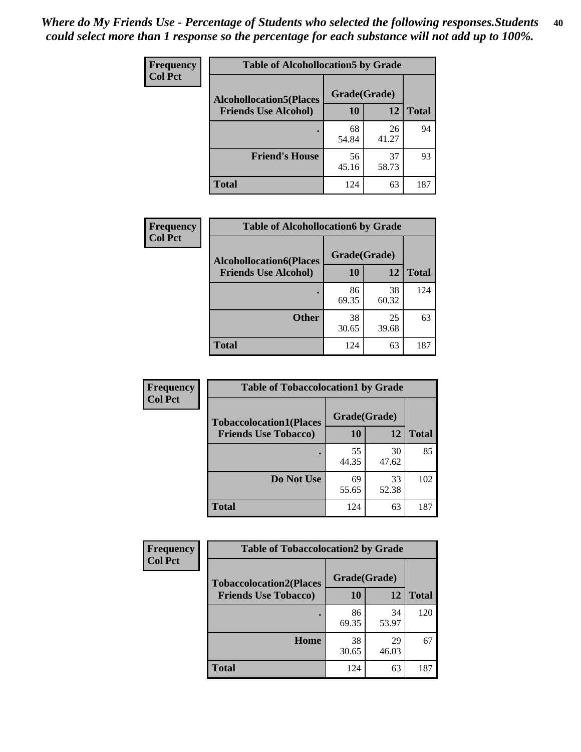*Where do My Friends Use - Percentage of Students who selected the following responses.Students could select more than 1 response so the percentage for each substance will not add up to 100%.*

**Frequency**
**Col Pct**

| Table of Alcohollocation5 by Grade | | | |
|---|---|---|---|
| **Alcohollocation5(Places Friends Use Alcohol)** | **Grade(Grade)** | | **Total** |
| | **10** | **12** | |
| . | 68<br>54.84 | 26<br>41.27 | 94 |
| **Friend's House** | 56<br>45.16 | 37<br>58.73 | 93 |
| **Total** | 124 | 63 | 187 |

**Frequency**
**Col Pct**

| Table of Alcohollocation6 by Grade | | | |
|---|---|---|---|
| **Alcohollocation6(Places Friends Use Alcohol)** | **Grade(Grade)** | | **Total** |
| | **10** | **12** | |
| . | 86<br>69.35 | 38<br>60.32 | 124 |
| **Other** | 38<br>30.65 | 25<br>39.68 | 63 |
| **Total** | 124 | 63 | 187 |

**Frequency**
**Col Pct**

| Table of Tobaccolocation1 by Grade | | | |
|---|---|---|---|
| **Tobaccolocation1(Places Friends Use Tobacco)** | **Grade(Grade)** | | **Total** |
| | **10** | **12** | |
| . | 55<br>44.35 | 30<br>47.62 | 85 |
| **Do Not Use** | 69<br>55.65 | 33<br>52.38 | 102 |
| **Total** | 124 | 63 | 187 |

**Frequency**
**Col Pct**

| Table of Tobaccolocation2 by Grade | | | |
|---|---|---|---|
| **Tobaccolocation2(Places Friends Use Tobacco)** | **Grade(Grade)** | | **Total** |
| | **10** | **12** | |
| . | 86<br>69.35 | 34<br>53.97 | 120 |
| **Home** | 38<br>30.65 | 29<br>46.03 | 67 |
| **Total** | 124 | 63 | 187 |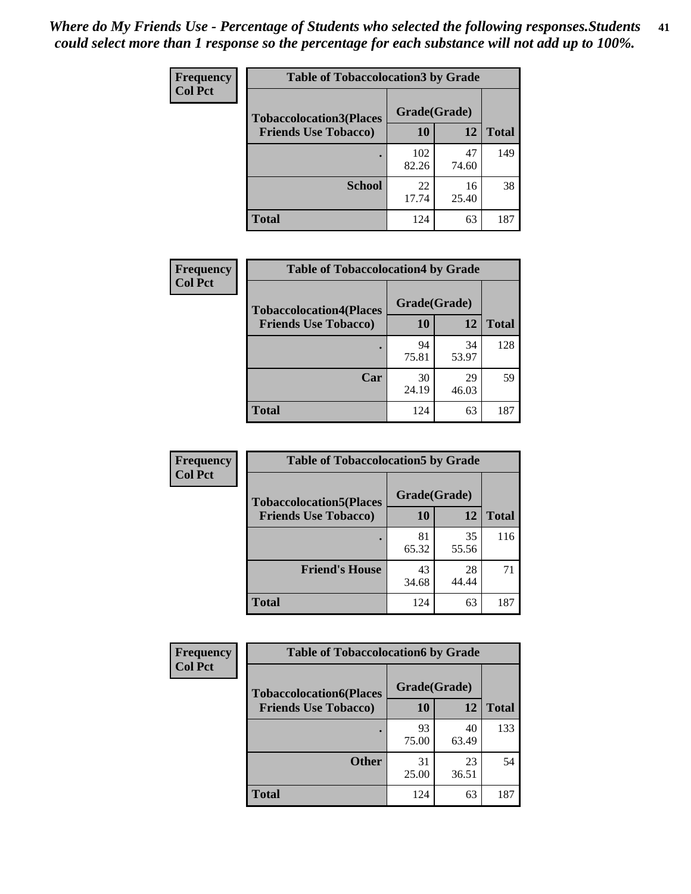*Where do My Friends Use - Percentage of Students who selected the following responses.Students could select more than 1 response so the percentage for each substance will not add up to 100%.*

**Frequency**
**Col Pct**

| Table of Tobaccolocation3 by Grade | | | |
|---|---|---|---|
| **Tobaccolocation3(Places Friends Use Tobacco)** | **Grade(Grade)** | | **Total** |
| | **10** | **12** | |
| **.** | 102<br>82.26 | 47<br>74.60 | 149 |
| **School** | 22<br>17.74 | 16<br>25.40 | 38 |
| **Total** | 124 | 63 | 187 |

**Frequency**
**Col Pct**

| Table of Tobaccolocation4 by Grade | | | |
|---|---|---|---|
| **Tobaccolocation4(Places Friends Use Tobacco)** | **Grade(Grade)** | | **Total** |
| | **10** | **12** | |
| **.** | 94<br>75.81 | 34<br>53.97 | 128 |
| **Car** | 30<br>24.19 | 29<br>46.03 | 59 |
| **Total** | 124 | 63 | 187 |

**Frequency**
**Col Pct**

| Table of Tobaccolocation5 by Grade | | | |
|---|---|---|---|
| **Tobaccolocation5(Places Friends Use Tobacco)** | **Grade(Grade)** | | **Total** |
| | **10** | **12** | |
| **.** | 81<br>65.32 | 35<br>55.56 | 116 |
| **Friend's House** | 43<br>34.68 | 28<br>44.44 | 71 |
| **Total** | 124 | 63 | 187 |

**Frequency**
**Col Pct**

| Table of Tobaccolocation6 by Grade | | | |
|---|---|---|---|
| **Tobaccolocation6(Places Friends Use Tobacco)** | **Grade(Grade)** | | **Total** |
| | **10** | **12** | |
| **.** | 93<br>75.00 | 40<br>63.49 | 133 |
| **Other** | 31<br>25.00 | 23<br>36.51 | 54 |
| **Total** | 124 | 63 | 187 |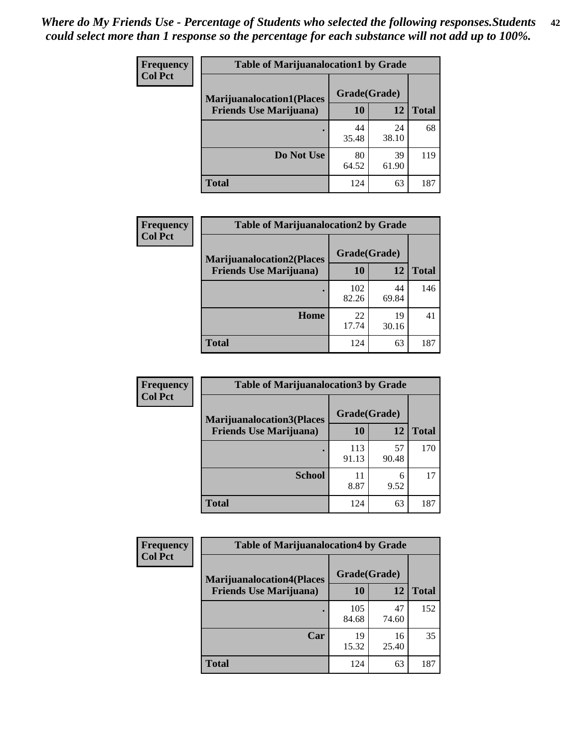*Where do My Friends Use - Percentage of Students who selected the following responses.Students could select more than 1 response so the percentage for each substance will not add up to 100%.*

**Frequency / Col Pct**

**Table of Marijuanalocation1 by Grade**

| Marijuanalocation1(Places Friends Use Marijuana) | Grade(Grade) 10 | 12 | Total |
|---|---|---|---|
| . | 44<br>35.48 | 24<br>38.10 | 68 |
| Do Not Use | 80<br>64.52 | 39<br>61.90 | 119 |
| Total | 124 | 63 | 187 |

**Frequency / Col Pct**

**Table of Marijuanalocation2 by Grade**

| Marijuanalocation2(Places Friends Use Marijuana) | Grade(Grade) 10 | 12 | Total |
|---|---|---|---|
| . | 102<br>82.26 | 44<br>69.84 | 146 |
| Home | 22<br>17.74 | 19<br>30.16 | 41 |
| Total | 124 | 63 | 187 |

**Frequency / Col Pct**

**Table of Marijuanalocation3 by Grade**

| Marijuanalocation3(Places Friends Use Marijuana) | Grade(Grade) 10 | 12 | Total |
|---|---|---|---|
| . | 113<br>91.13 | 57<br>90.48 | 170 |
| School | 11<br>8.87 | 6<br>9.52 | 17 |
| Total | 124 | 63 | 187 |

**Frequency / Col Pct**

**Table of Marijuanalocation4 by Grade**

| Marijuanalocation4(Places Friends Use Marijuana) | Grade(Grade) 10 | 12 | Total |
|---|---|---|---|
| . | 105<br>84.68 | 47<br>74.60 | 152 |
| Car | 19<br>15.32 | 16<br>25.40 | 35 |
| Total | 124 | 63 | 187 |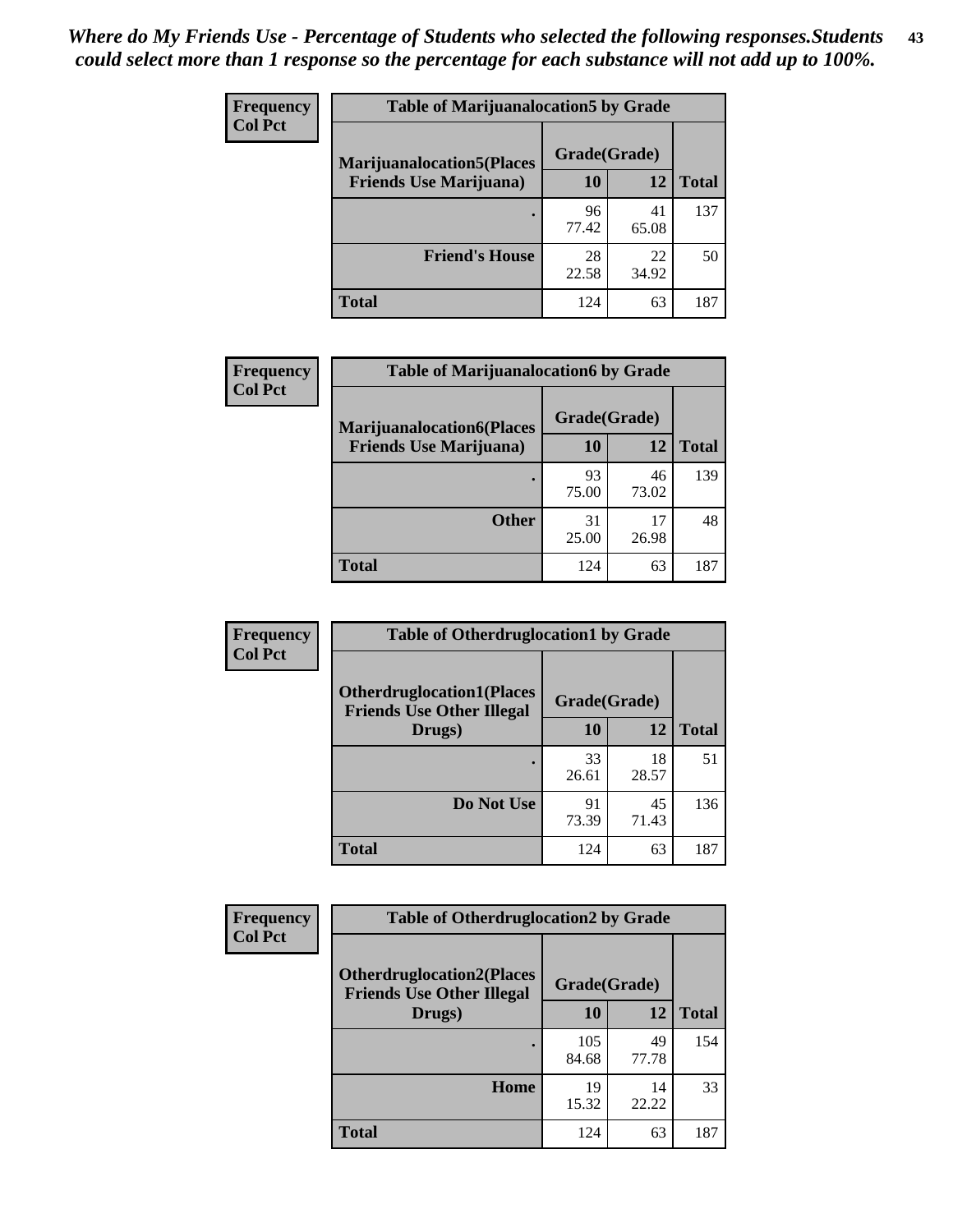*Where do My Friends Use - Percentage of Students who selected the following responses.Students could select more than 1 response so the percentage for each substance will not add up to 100%.*

**Frequency**
**Col Pct**

| Table of Marijuanalocation5 by Grade | | | |
|---|---|---|---|
| Marijuanalocation5(Places Friends Use Marijuana) | Grade(Grade) | | Total |
| | 10 | 12 | |
| . | 96<br>77.42 | 41<br>65.08 | 137 |
| Friend's House | 28<br>22.58 | 22<br>34.92 | 50 |
| Total | 124 | 63 | 187 |

**Frequency**
**Col Pct**

| Table of Marijuanalocation6 by Grade | | | |
|---|---|---|---|
| Marijuanalocation6(Places Friends Use Marijuana) | Grade(Grade) | | Total |
| | 10 | 12 | |
| . | 93<br>75.00 | 46<br>73.02 | 139 |
| Other | 31<br>25.00 | 17<br>26.98 | 48 |
| Total | 124 | 63 | 187 |

**Frequency**
**Col Pct**

| Table of Otherdruglocation1 by Grade | | | |
|---|---|---|---|
| Otherdruglocation1(Places Friends Use Other Illegal Drugs) | Grade(Grade) | | Total |
| | 10 | 12 | |
| . | 33<br>26.61 | 18<br>28.57 | 51 |
| Do Not Use | 91<br>73.39 | 45<br>71.43 | 136 |
| Total | 124 | 63 | 187 |

**Frequency**
**Col Pct**

| Table of Otherdruglocation2 by Grade | | | |
|---|---|---|---|
| Otherdruglocation2(Places Friends Use Other Illegal Drugs) | Grade(Grade) | | Total |
| | 10 | 12 | |
| . | 105<br>84.68 | 49<br>77.78 | 154 |
| Home | 19<br>15.32 | 14<br>22.22 | 33 |
| Total | 124 | 63 | 187 |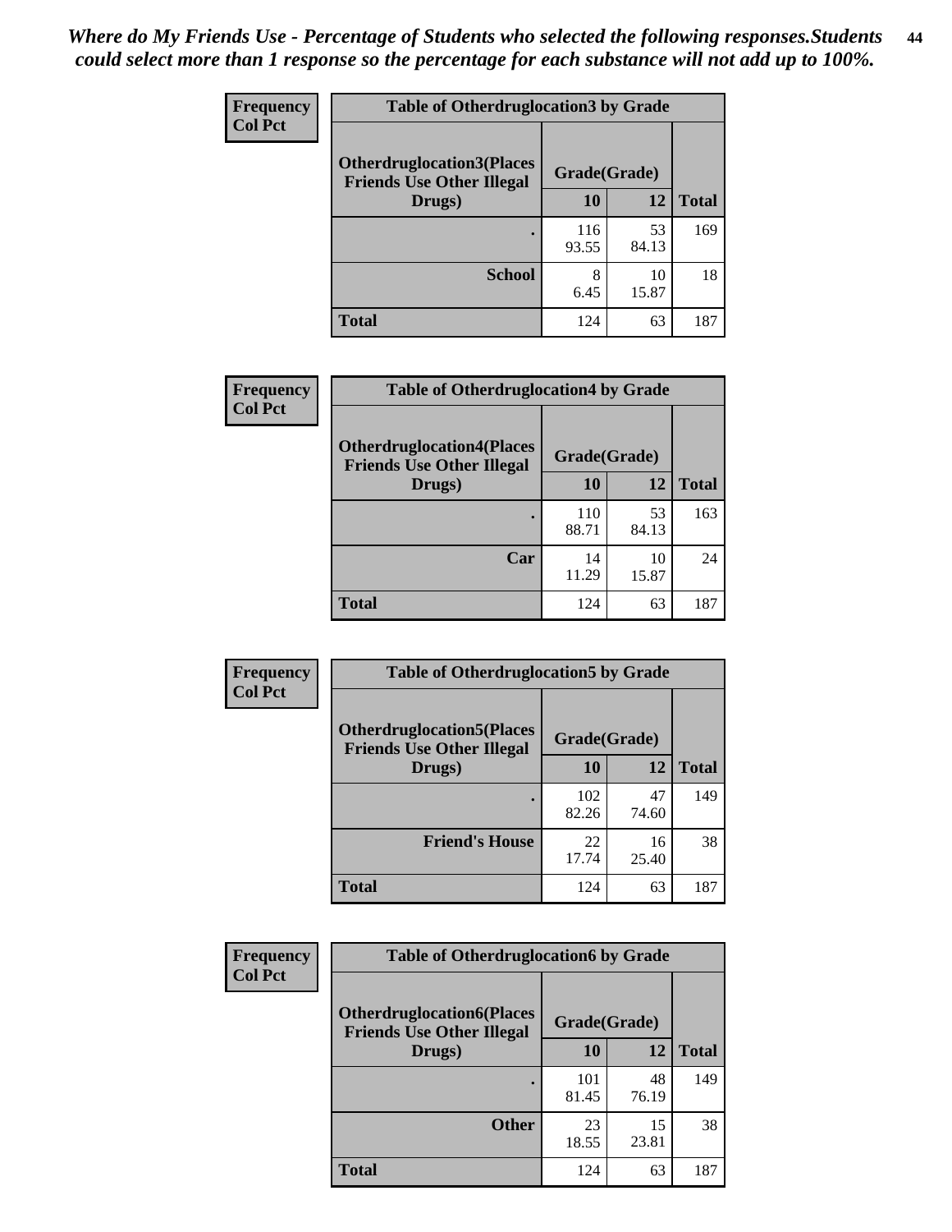*Where do My Friends Use - Percentage of Students who selected the following responses.Students could select more than 1 response so the percentage for each substance will not add up to 100%.*

**Frequency**
**Col Pct**

| Table of Otherdruglocation3 by Grade | | | |
|---|---|---|---|
| **Otherdruglocation3(Places Friends Use Other Illegal Drugs)** | **Grade(Grade)** | | |
| | **10** | **12** | **Total** |
| **.** | 116<br>93.55 | 53<br>84.13 | 169 |
| **School** | 8<br>6.45 | 10<br>15.87 | 18 |
| **Total** | 124 | 63 | 187 |

**Frequency**
**Col Pct**

| Table of Otherdruglocation4 by Grade | | | |
|---|---|---|---|
| **Otherdruglocation4(Places Friends Use Other Illegal Drugs)** | **Grade(Grade)** | | |
| | **10** | **12** | **Total** |
| **.** | 110<br>88.71 | 53<br>84.13 | 163 |
| **Car** | 14<br>11.29 | 10<br>15.87 | 24 |
| **Total** | 124 | 63 | 187 |

**Frequency**
**Col Pct**

| Table of Otherdruglocation5 by Grade | | | |
|---|---|---|---|
| **Otherdruglocation5(Places Friends Use Other Illegal Drugs)** | **Grade(Grade)** | | |
| | **10** | **12** | **Total** |
| **.** | 102<br>82.26 | 47<br>74.60 | 149 |
| **Friend's House** | 22<br>17.74 | 16<br>25.40 | 38 |
| **Total** | 124 | 63 | 187 |

**Frequency**
**Col Pct**

| Table of Otherdruglocation6 by Grade | | | |
|---|---|---|---|
| **Otherdruglocation6(Places Friends Use Other Illegal Drugs)** | **Grade(Grade)** | | |
| | **10** | **12** | **Total** |
| **.** | 101<br>81.45 | 48<br>76.19 | 149 |
| **Other** | 23<br>18.55 | 15<br>23.81 | 38 |
| **Total** | 124 | 63 | 187 |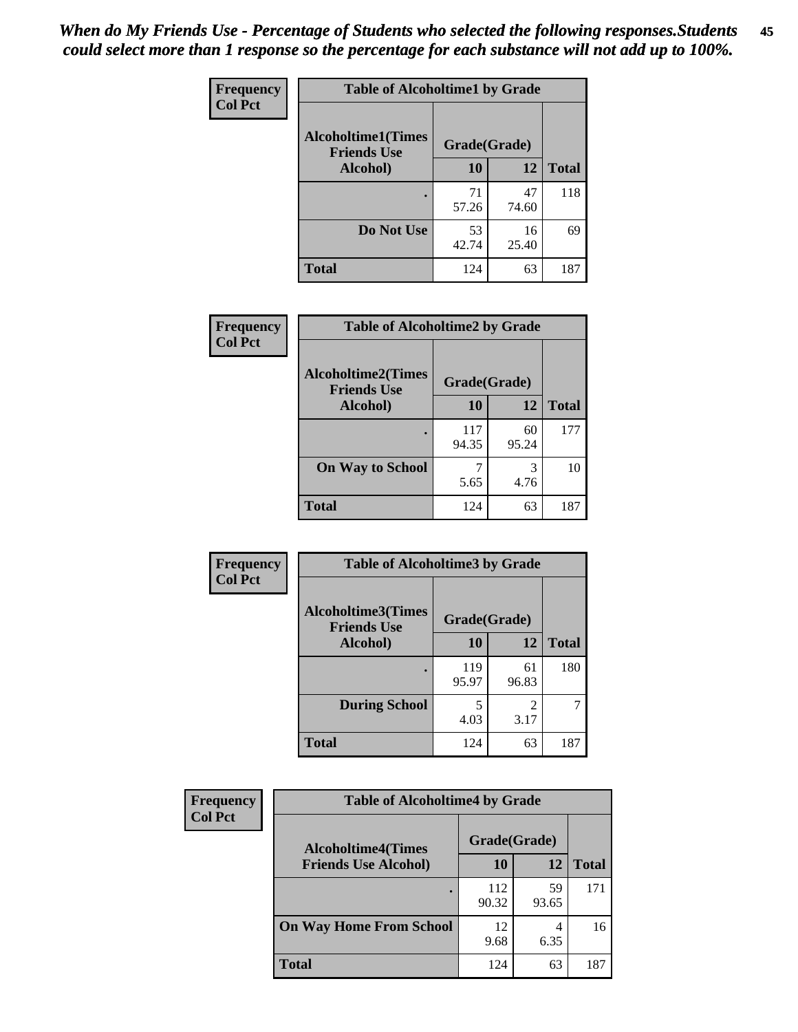*When do My Friends Use - Percentage of Students who selected the following responses.Students could select more than 1 response so the percentage for each substance will not add up to 100%.*

**Frequency**
**Col Pct**

**Table of Alcoholtime1 by Grade**

| Alcoholtime1(Times Friends Use Alcohol) | Grade(Grade) | | Total |
|---|---|---|---|
| | 10 | 12 | |
| . | 71<br>57.26 | 47<br>74.60 | 118 |
| Do Not Use | 53<br>42.74 | 16<br>25.40 | 69 |
| Total | 124 | 63 | 187 |

**Frequency**
**Col Pct**

**Table of Alcoholtime2 by Grade**

| Alcoholtime2(Times Friends Use Alcohol) | Grade(Grade) | | Total |
|---|---|---|---|
| | 10 | 12 | |
| . | 117<br>94.35 | 60<br>95.24 | 177 |
| On Way to School | 7<br>5.65 | 3<br>4.76 | 10 |
| Total | 124 | 63 | 187 |

**Frequency**
**Col Pct**

**Table of Alcoholtime3 by Grade**

| Alcoholtime3(Times Friends Use Alcohol) | Grade(Grade) | | Total |
|---|---|---|---|
| | 10 | 12 | |
| . | 119<br>95.97 | 61<br>96.83 | 180 |
| During School | 5<br>4.03 | 2<br>3.17 | 7 |
| Total | 124 | 63 | 187 |

**Frequency**
**Col Pct**

**Table of Alcoholtime4 by Grade**

| Alcoholtime4(Times Friends Use Alcohol) | Grade(Grade) | | Total |
|---|---|---|---|
| | 10 | 12 | |
| . | 112<br>90.32 | 59<br>93.65 | 171 |
| On Way Home From School | 12<br>9.68 | 4<br>6.35 | 16 |
| Total | 124 | 63 | 187 |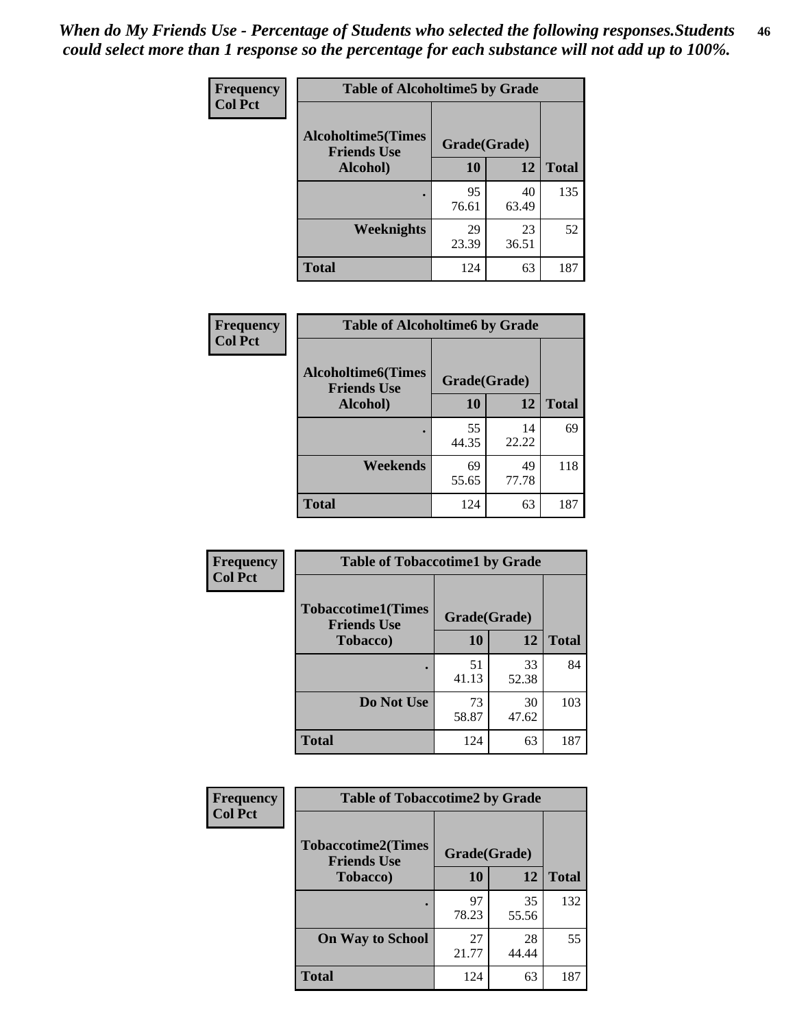*When do My Friends Use - Percentage of Students who selected the following responses.Students could select more than 1 response so the percentage for each substance will not add up to 100%.*

**Frequency / Col Pct**

| Table of Alcoholtime5 by Grade | | | |
|---|---|---|---|
| Alcoholtime5(Times Friends Use Alcohol) | Grade(Grade) | | Total |
| | 10 | 12 | |
| . | 95<br>76.61 | 40<br>63.49 | 135 |
| Weeknights | 29<br>23.39 | 23<br>36.51 | 52 |
| Total | 124 | 63 | 187 |

**Frequency / Col Pct**

| Table of Alcoholtime6 by Grade | | | |
|---|---|---|---|
| Alcoholtime6(Times Friends Use Alcohol) | Grade(Grade) | | Total |
| | 10 | 12 | |
| . | 55<br>44.35 | 14<br>22.22 | 69 |
| Weekends | 69<br>55.65 | 49<br>77.78 | 118 |
| Total | 124 | 63 | 187 |

**Frequency / Col Pct**

| Table of Tobaccotime1 by Grade | | | |
|---|---|---|---|
| Tobaccotime1(Times Friends Use Tobacco) | Grade(Grade) | | Total |
| | 10 | 12 | |
| . | 51<br>41.13 | 33<br>52.38 | 84 |
| Do Not Use | 73<br>58.87 | 30<br>47.62 | 103 |
| Total | 124 | 63 | 187 |

**Frequency / Col Pct**

| Table of Tobaccotime2 by Grade | | | |
|---|---|---|---|
| Tobaccotime2(Times Friends Use Tobacco) | Grade(Grade) | | Total |
| | 10 | 12 | |
| . | 97<br>78.23 | 35<br>55.56 | 132 |
| On Way to School | 27<br>21.77 | 28<br>44.44 | 55 |
| Total | 124 | 63 | 187 |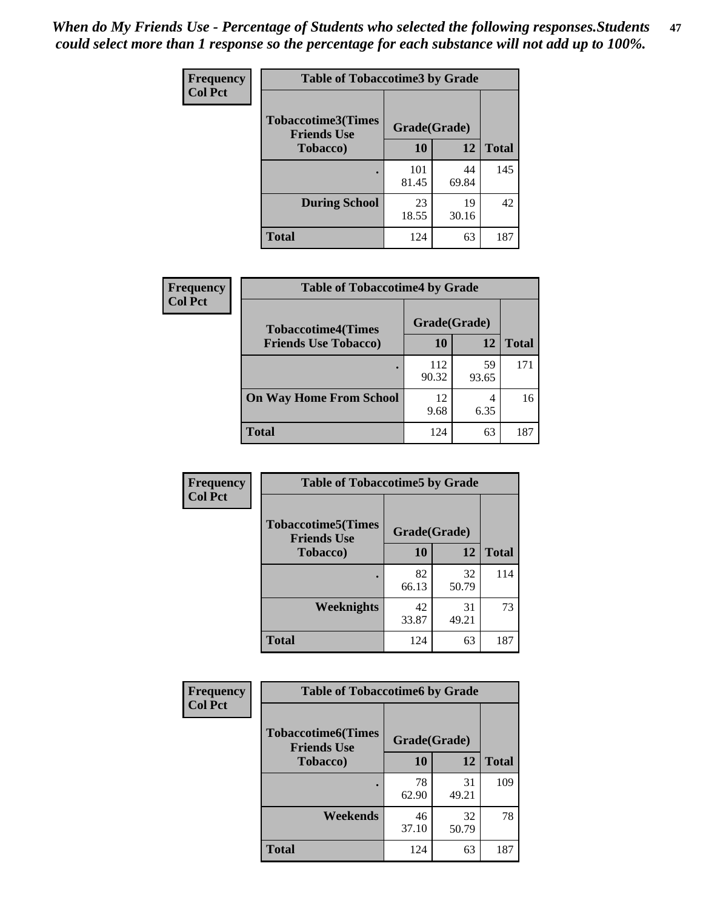*When do My Friends Use - Percentage of Students who selected the following responses.Students could select more than 1 response so the percentage for each substance will not add up to 100%.*

**Frequency**
**Col Pct**

| Table of Tobaccotime3 by Grade | | | |
|---|---|---|---|
| **Tobaccotime3(Times Friends Use Tobacco)** | **Grade(Grade)** | | **Total** |
| | **10** | **12** | |
| **.** | 101<br>81.45 | 44<br>69.84 | 145 |
| **During School** | 23<br>18.55 | 19<br>30.16 | 42 |
| **Total** | 124 | 63 | 187 |

**Frequency**
**Col Pct**

| Table of Tobaccotime4 by Grade | | | |
|---|---|---|---|
| **Tobaccotime4(Times Friends Use Tobacco)** | **Grade(Grade)** | | **Total** |
| | **10** | **12** | |
| **.** | 112<br>90.32 | 59<br>93.65 | 171 |
| **On Way Home From School** | 12<br>9.68 | 4<br>6.35 | 16 |
| **Total** | 124 | 63 | 187 |

**Frequency**
**Col Pct**

| Table of Tobaccotime5 by Grade | | | |
|---|---|---|---|
| **Tobaccotime5(Times Friends Use Tobacco)** | **Grade(Grade)** | | **Total** |
| | **10** | **12** | |
| **.** | 82<br>66.13 | 32<br>50.79 | 114 |
| **Weeknights** | 42<br>33.87 | 31<br>49.21 | 73 |
| **Total** | 124 | 63 | 187 |

**Frequency**
**Col Pct**

| Table of Tobaccotime6 by Grade | | | |
|---|---|---|---|
| **Tobaccotime6(Times Friends Use Tobacco)** | **Grade(Grade)** | | **Total** |
| | **10** | **12** | |
| **.** | 78<br>62.90 | 31<br>49.21 | 109 |
| **Weekends** | 46<br>37.10 | 32<br>50.79 | 78 |
| **Total** | 124 | 63 | 187 |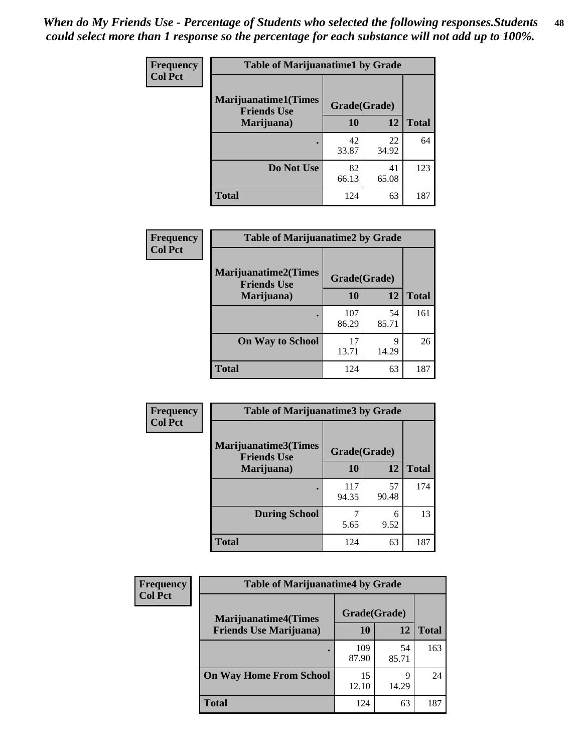*When do My Friends Use - Percentage of Students who selected the following responses.Students could select more than 1 response so the percentage for each substance will not add up to 100%.*

**Frequency / Col Pct**

**Table of Marijuanatime1 by Grade**

| Marijuanatime1(Times Friends Use Marijuana) | Grade(Grade) | | Total |
|---|---|---|---|
| | 10 | 12 | |
| . | 42<br>33.87 | 22<br>34.92 | 64 |
| Do Not Use | 82<br>66.13 | 41<br>65.08 | 123 |
| Total | 124 | 63 | 187 |

**Frequency / Col Pct**

**Table of Marijuanatime2 by Grade**

| Marijuanatime2(Times Friends Use Marijuana) | Grade(Grade) | | Total |
|---|---|---|---|
| | 10 | 12 | |
| . | 107<br>86.29 | 54<br>85.71 | 161 |
| On Way to School | 17<br>13.71 | 9<br>14.29 | 26 |
| Total | 124 | 63 | 187 |

**Frequency / Col Pct**

**Table of Marijuanatime3 by Grade**

| Marijuanatime3(Times Friends Use Marijuana) | Grade(Grade) | | Total |
|---|---|---|---|
| | 10 | 12 | |
| . | 117<br>94.35 | 57<br>90.48 | 174 |
| During School | 7<br>5.65 | 6<br>9.52 | 13 |
| Total | 124 | 63 | 187 |

**Frequency / Col Pct**

**Table of Marijuanatime4 by Grade**

| Marijuanatime4(Times Friends Use Marijuana) | Grade(Grade) | | Total |
|---|---|---|---|
| | 10 | 12 | |
| . | 109<br>87.90 | 54<br>85.71 | 163 |
| On Way Home From School | 15<br>12.10 | 9<br>14.29 | 24 |
| Total | 124 | 63 | 187 |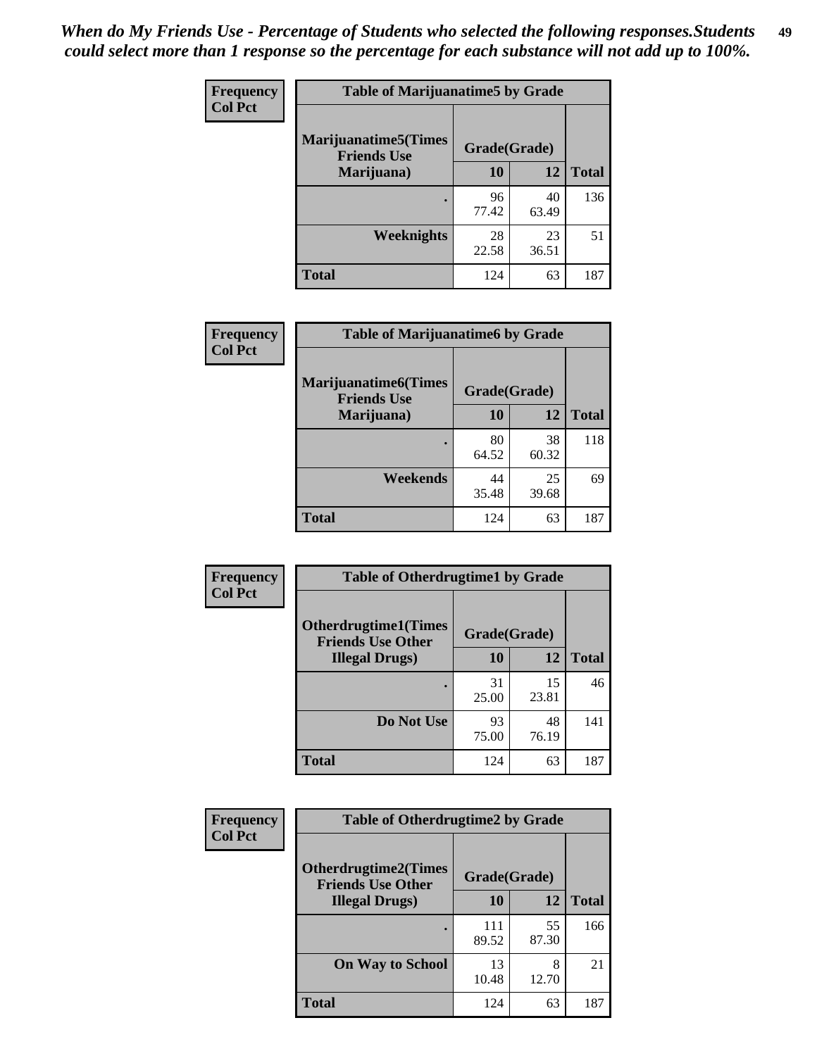*When do My Friends Use - Percentage of Students who selected the following responses.Students could select more than 1 response so the percentage for each substance will not add up to 100%.*

**Frequency**
**Col Pct**

| Table of Marijuanatime5 by Grade | | | |
|---|---|---|---|
| **Marijuanatime5(Times Friends Use Marijuana)** | **Grade(Grade)** | | **Total** |
| | **10** | **12** | |
| **.** | 96<br>77.42 | 40<br>63.49 | 136 |
| **Weeknights** | 28<br>22.58 | 23<br>36.51 | 51 |
| **Total** | 124 | 63 | 187 |

**Frequency**
**Col Pct**

| Table of Marijuanatime6 by Grade | | | |
|---|---|---|---|
| **Marijuanatime6(Times Friends Use Marijuana)** | **Grade(Grade)** | | **Total** |
| | **10** | **12** | |
| **.** | 80<br>64.52 | 38<br>60.32 | 118 |
| **Weekends** | 44<br>35.48 | 25<br>39.68 | 69 |
| **Total** | 124 | 63 | 187 |

**Frequency**
**Col Pct**

| Table of Otherdrugtime1 by Grade | | | |
|---|---|---|---|
| **Otherdrugtime1(Times Friends Use Other Illegal Drugs)** | **Grade(Grade)** | | **Total** |
| | **10** | **12** | |
| **.** | 31<br>25.00 | 15<br>23.81 | 46 |
| **Do Not Use** | 93<br>75.00 | 48<br>76.19 | 141 |
| **Total** | 124 | 63 | 187 |

**Frequency**
**Col Pct**

| Table of Otherdrugtime2 by Grade | | | |
|---|---|---|---|
| **Otherdrugtime2(Times Friends Use Other Illegal Drugs)** | **Grade(Grade)** | | **Total** |
| | **10** | **12** | |
| **.** | 111<br>89.52 | 55<br>87.30 | 166 |
| **On Way to School** | 13<br>10.48 | 8<br>12.70 | 21 |
| **Total** | 124 | 63 | 187 |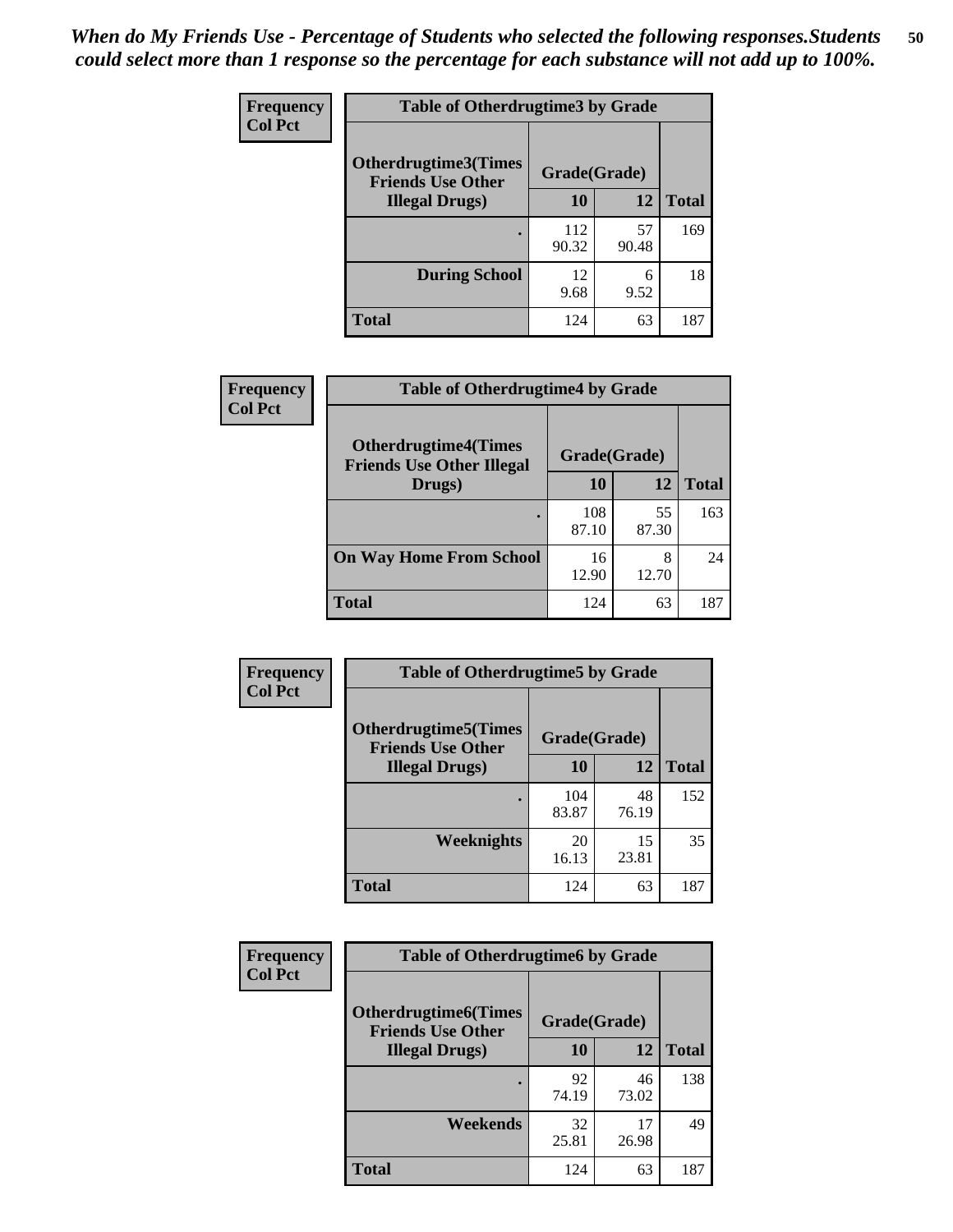*When do My Friends Use - Percentage of Students who selected the following responses.Students could select more than 1 response so the percentage for each substance will not add up to 100%.*

**Frequency**
**Col Pct**

| Table of Otherdrugtime3 by Grade | | | |
|---|---|---|---|
| **Otherdrugtime3(Times Friends Use Other Illegal Drugs)** | **Grade(Grade)** | | |
| | **10** | **12** | **Total** |
| **.** | 112<br>90.32 | 57<br>90.48 | 169 |
| **During School** | 12<br>9.68 | 6<br>9.52 | 18 |
| **Total** | 124 | 63 | 187 |

**Frequency**
**Col Pct**

| Table of Otherdrugtime4 by Grade | | | |
|---|---|---|---|
| **Otherdrugtime4(Times Friends Use Other Illegal Drugs)** | **Grade(Grade)** | | |
| | **10** | **12** | **Total** |
| **.** | 108<br>87.10 | 55<br>87.30 | 163 |
| **On Way Home From School** | 16<br>12.90 | 8<br>12.70 | 24 |
| **Total** | 124 | 63 | 187 |

**Frequency**
**Col Pct**

| Table of Otherdrugtime5 by Grade | | | |
|---|---|---|---|
| **Otherdrugtime5(Times Friends Use Other Illegal Drugs)** | **Grade(Grade)** | | |
| | **10** | **12** | **Total** |
| **.** | 104<br>83.87 | 48<br>76.19 | 152 |
| **Weeknights** | 20<br>16.13 | 15<br>23.81 | 35 |
| **Total** | 124 | 63 | 187 |

**Frequency**
**Col Pct**

| Table of Otherdrugtime6 by Grade | | | |
|---|---|---|---|
| **Otherdrugtime6(Times Friends Use Other Illegal Drugs)** | **Grade(Grade)** | | |
| | **10** | **12** | **Total** |
| **.** | 92<br>74.19 | 46<br>73.02 | 138 |
| **Weekends** | 32<br>25.81 | 17<br>26.98 | 49 |
| **Total** | 124 | 63 | 187 |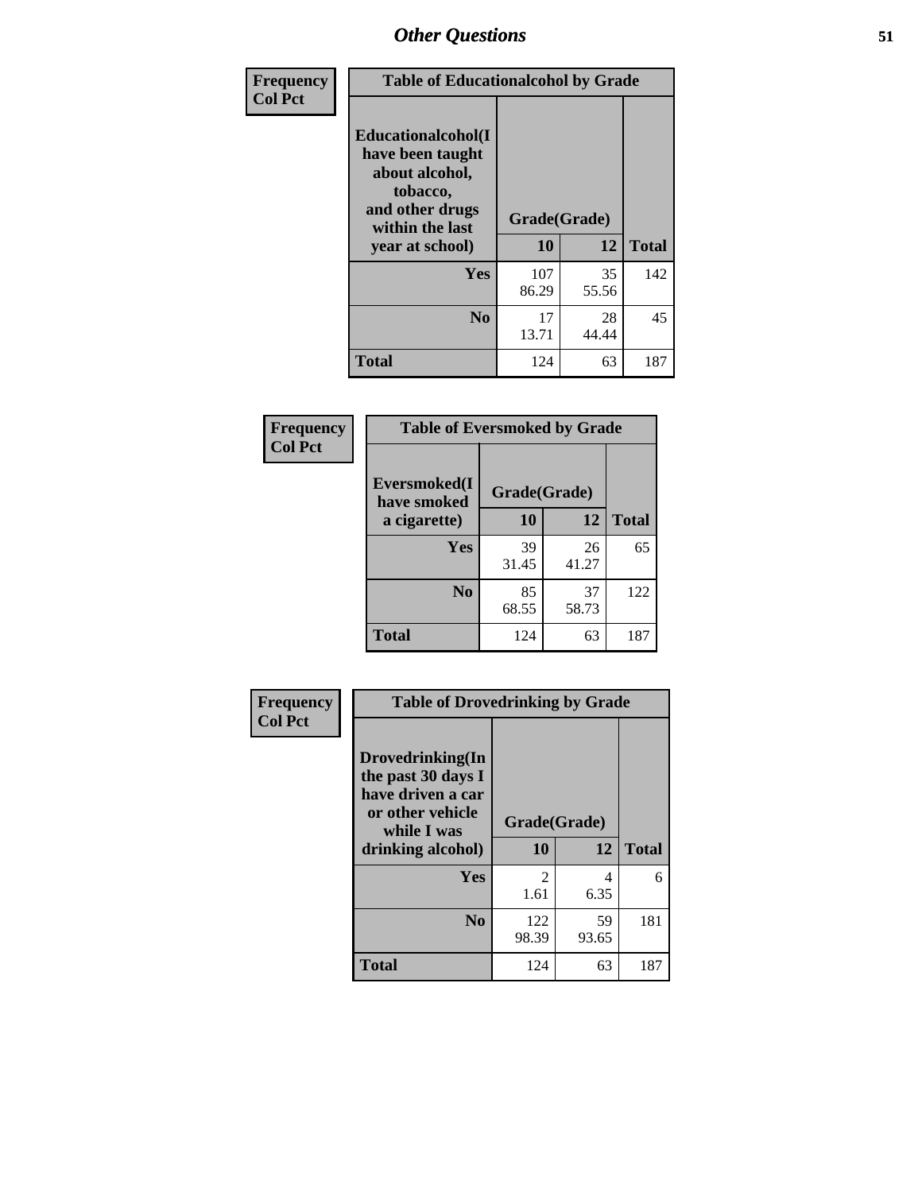## Other Questions

Frequency
Col Pct

**Table of Educationalcohol by Grade**

| Educationalcohol(I have been taught about alcohol, tobacco, and other drugs within the last year at school) | Grade(Grade) | | Total |
|---|---|---|---|
| | 10 | 12 | |
| Yes | 107<br>86.29 | 35<br>55.56 | 142 |
| No | 17<br>13.71 | 28<br>44.44 | 45 |
| Total | 124 | 63 | 187 |

Frequency
Col Pct

**Table of Eversmoked by Grade**

| Eversmoked(I have smoked a cigarette) | Grade(Grade) | | Total |
|---|---|---|---|
| | 10 | 12 | |
| Yes | 39<br>31.45 | 26<br>41.27 | 65 |
| No | 85<br>68.55 | 37<br>58.73 | 122 |
| Total | 124 | 63 | 187 |

Frequency
Col Pct

**Table of Drovedrinking by Grade**

| Drovedrinking(In the past 30 days I have driven a car or other vehicle while I was drinking alcohol) | Grade(Grade) | | Total |
|---|---|---|---|
| | 10 | 12 | |
| Yes | 2<br>1.61 | 4<br>6.35 | 6 |
| No | 122<br>98.39 | 59<br>93.65 | 181 |
| Total | 124 | 63 | 187 |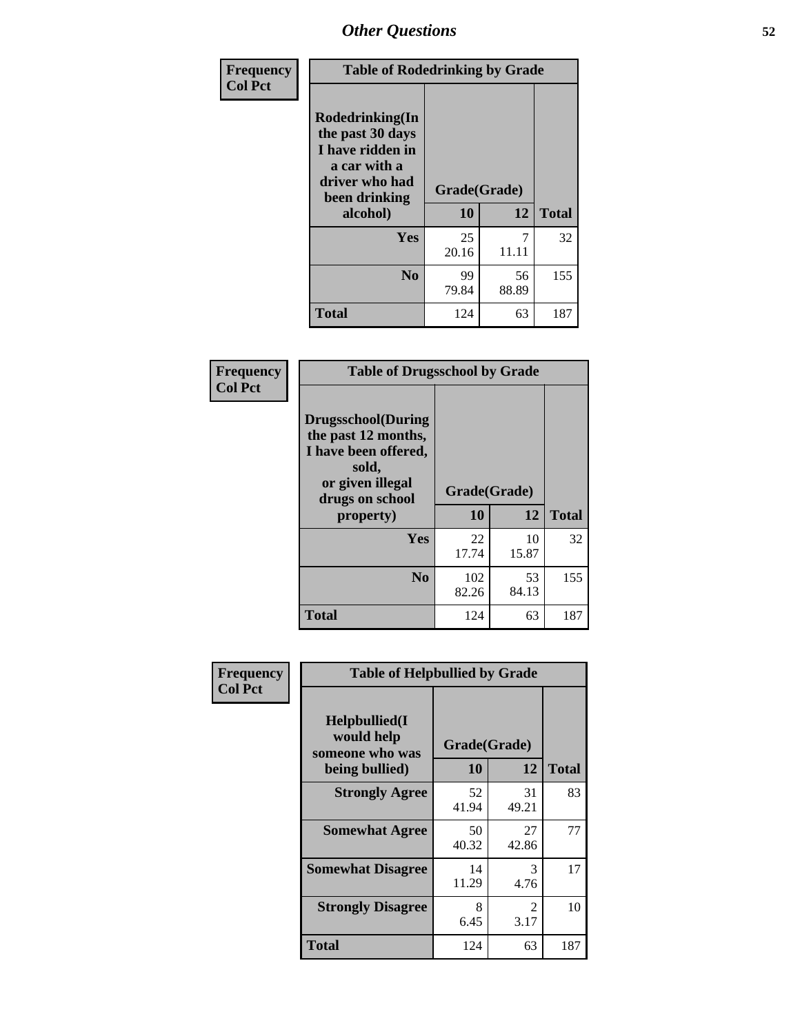## Other Questions

**Frequency**
**Col Pct**

**Table of Rodedrinking by Grade**

| Rodedrinking(In the past 30 days I have ridden in a car with a driver who had been drinking alcohol) | Grade(Grade) | | Total |
|---|---|---|---|
| | 10 | 12 | |
| Yes | 25<br>20.16 | 7<br>11.11 | 32 |
| No | 99<br>79.84 | 56<br>88.89 | 155 |
| Total | 124 | 63 | 187 |

**Frequency**
**Col Pct**

**Table of Drugsschool by Grade**

| Drugsschool(During the past 12 months, I have been offered, sold, or given illegal drugs on school property) | Grade(Grade) | | Total |
|---|---|---|---|
| | 10 | 12 | |
| Yes | 22<br>17.74 | 10<br>15.87 | 32 |
| No | 102<br>82.26 | 53<br>84.13 | 155 |
| Total | 124 | 63 | 187 |

**Frequency**
**Col Pct**

**Table of Helpbullied by Grade**

| Helpbullied(I would help someone who was being bullied) | Grade(Grade) | | Total |
|---|---|---|---|
| | 10 | 12 | |
| Strongly Agree | 52<br>41.94 | 31<br>49.21 | 83 |
| Somewhat Agree | 50<br>40.32 | 27<br>42.86 | 77 |
| Somewhat Disagree | 14<br>11.29 | 3<br>4.76 | 17 |
| Strongly Disagree | 8<br>6.45 | 2<br>3.17 | 10 |
| Total | 124 | 63 | 187 |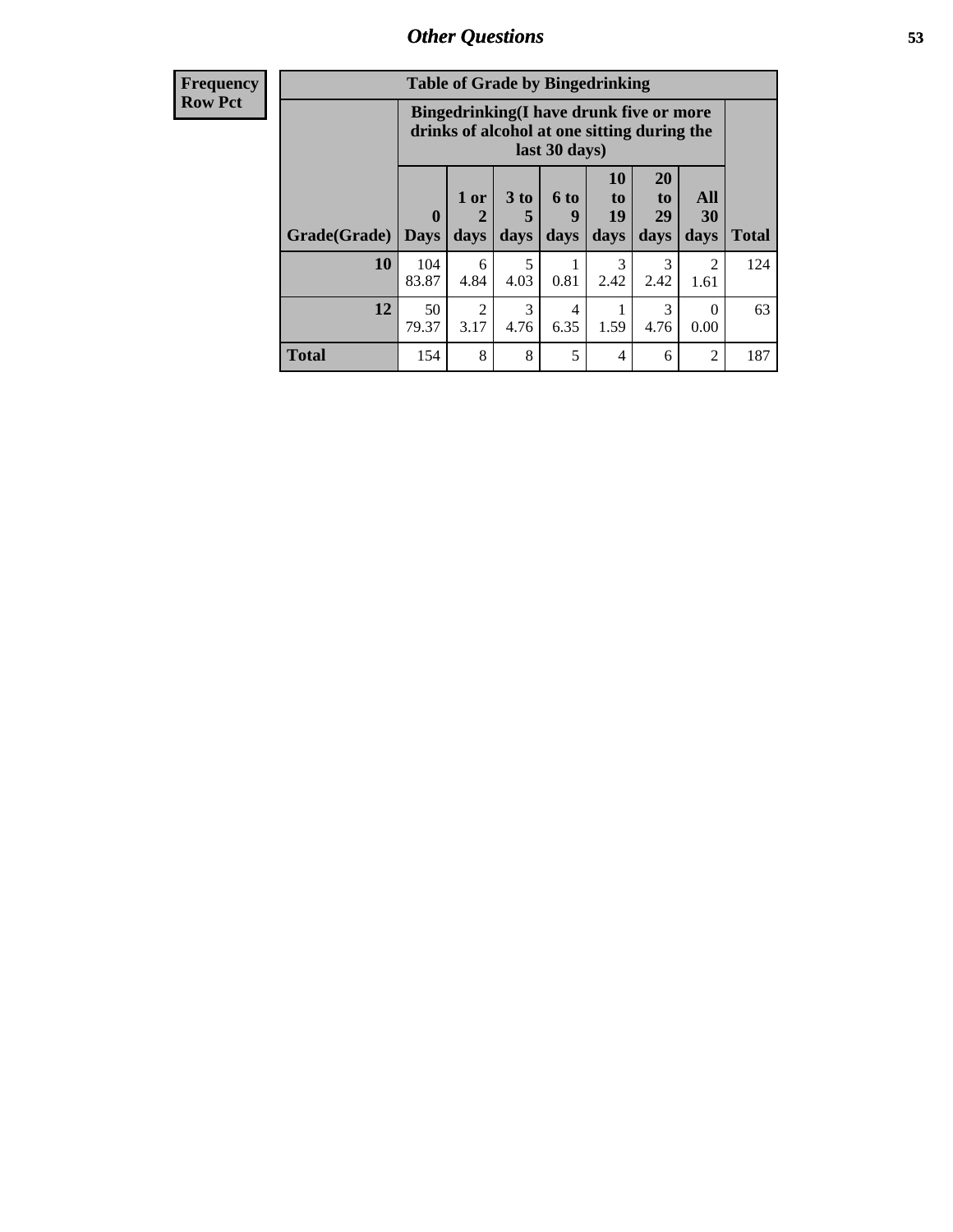## Other Questions

| Frequency Row Pct |
|---|

**Table of Grade by Bingedrinking**

| | Bingedrinking(I have drunk five or more drinks of alcohol at one sitting during the last 30 days) | | | | | | | |
|---|---|---|---|---|---|---|---|---|
| Grade(Grade) | 0 Days | 1 or 2 days | 3 to 5 days | 6 to 9 days | 10 to 19 days | 20 to 29 days | All 30 days | Total |
| 10 | 104 83.87 | 6 4.84 | 5 4.03 | 1 0.81 | 3 2.42 | 3 2.42 | 2 1.61 | 124 |
| 12 | 50 79.37 | 2 3.17 | 3 4.76 | 4 6.35 | 1 1.59 | 3 4.76 | 0 0.00 | 63 |
| Total | 154 | 8 | 8 | 5 | 4 | 6 | 2 | 187 |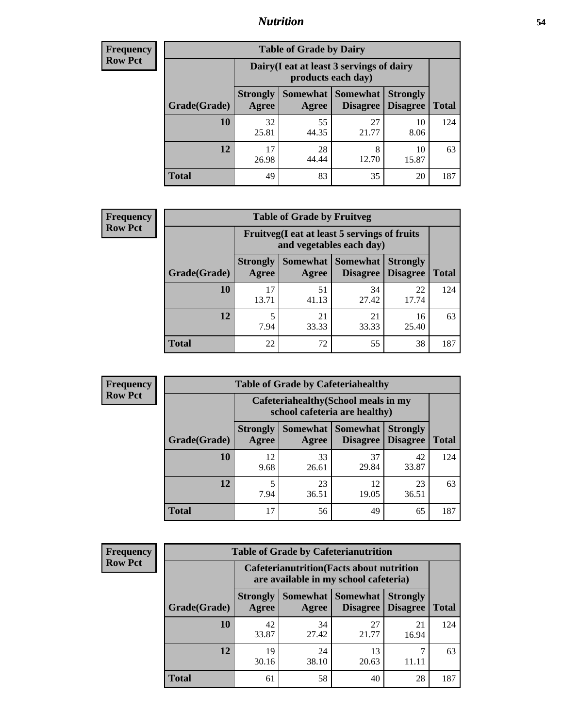**Frequency**
**Row Pct**

| Table of Grade by Dairy | | | | | |
|---|---|---|---|---|---|
| | Dairy(I eat at least 3 servings of dairy products each day) | | | | |
| Grade(Grade) | Strongly Agree | Somewhat Agree | Somewhat Disagree | Strongly Disagree | Total |
| 10 | 32<br>25.81 | 55<br>44.35 | 27<br>21.77 | 10<br>8.06 | 124 |
| 12 | 17<br>26.98 | 28<br>44.44 | 8<br>12.70 | 10<br>15.87 | 63 |
| Total | 49 | 83 | 35 | 20 | 187 |

**Frequency**
**Row Pct**

| Table of Grade by Fruitveg | | | | | |
|---|---|---|---|---|---|
| | Fruitveg(I eat at least 5 servings of fruits and vegetables each day) | | | | |
| Grade(Grade) | Strongly Agree | Somewhat Agree | Somewhat Disagree | Strongly Disagree | Total |
| 10 | 17<br>13.71 | 51<br>41.13 | 34<br>27.42 | 22<br>17.74 | 124 |
| 12 | 5<br>7.94 | 21<br>33.33 | 21<br>33.33 | 16<br>25.40 | 63 |
| Total | 22 | 72 | 55 | 38 | 187 |

**Frequency**
**Row Pct**

| Table of Grade by Cafeteriahealthy | | | | | |
|---|---|---|---|---|---|
| | Cafeteriahealthy(School meals in my school cafeteria are healthy) | | | | |
| Grade(Grade) | Strongly Agree | Somewhat Agree | Somewhat Disagree | Strongly Disagree | Total |
| 10 | 12<br>9.68 | 33<br>26.61 | 37<br>29.84 | 42<br>33.87 | 124 |
| 12 | 5<br>7.94 | 23<br>36.51 | 12<br>19.05 | 23<br>36.51 | 63 |
| Total | 17 | 56 | 49 | 65 | 187 |

**Frequency**
**Row Pct**

| Table of Grade by Cafeterianutrition | | | | | |
|---|---|---|---|---|---|
| | Cafeterianutrition(Facts about nutrition are available in my school cafeteria) | | | | |
| Grade(Grade) | Strongly Agree | Somewhat Agree | Somewhat Disagree | Strongly Disagree | Total |
| 10 | 42<br>33.87 | 34<br>27.42 | 27<br>21.77 | 21<br>16.94 | 124 |
| 12 | 19<br>30.16 | 24<br>38.10 | 13<br>20.63 | 7<br>11.11 | 63 |
| Total | 61 | 58 | 40 | 28 | 187 |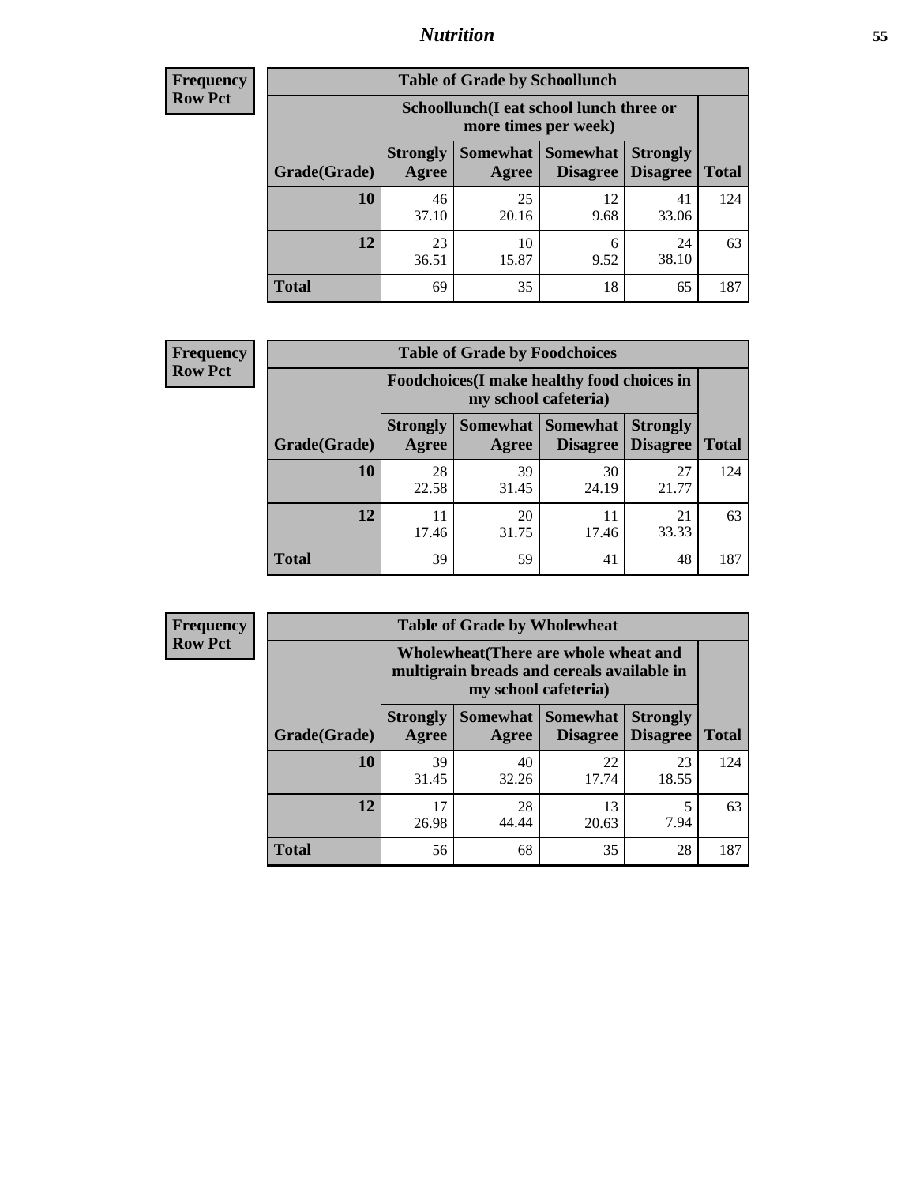*Nutrition*

**Frequency**
**Row Pct**

| Table of Grade by Schoollunch | | | | | |
|---|---|---|---|---|---|
| | Schoollunch(I eat school lunch three or more times per week) | | | | |
| Grade(Grade) | Strongly Agree | Somewhat Agree | Somewhat Disagree | Strongly Disagree | Total |
| 10 | 46<br>37.10 | 25<br>20.16 | 12<br>9.68 | 41<br>33.06 | 124 |
| 12 | 23<br>36.51 | 10<br>15.87 | 6<br>9.52 | 24<br>38.10 | 63 |
| Total | 69 | 35 | 18 | 65 | 187 |

**Frequency**
**Row Pct**

| Table of Grade by Foodchoices | | | | | |
|---|---|---|---|---|---|
| | Foodchoices(I make healthy food choices in my school cafeteria) | | | | |
| Grade(Grade) | Strongly Agree | Somewhat Agree | Somewhat Disagree | Strongly Disagree | Total |
| 10 | 28<br>22.58 | 39<br>31.45 | 30<br>24.19 | 27<br>21.77 | 124 |
| 12 | 11<br>17.46 | 20<br>31.75 | 11<br>17.46 | 21<br>33.33 | 63 |
| Total | 39 | 59 | 41 | 48 | 187 |

**Frequency**
**Row Pct**

| Table of Grade by Wholewheat | | | | | |
|---|---|---|---|---|---|
| | Wholewheat(There are whole wheat and multigrain breads and cereals available in my school cafeteria) | | | | |
| Grade(Grade) | Strongly Agree | Somewhat Agree | Somewhat Disagree | Strongly Disagree | Total |
| 10 | 39<br>31.45 | 40<br>32.26 | 22<br>17.74 | 23<br>18.55 | 124 |
| 12 | 17<br>26.98 | 28<br>44.44 | 13<br>20.63 | 5<br>7.94 | 63 |
| Total | 56 | 68 | 35 | 28 | 187 |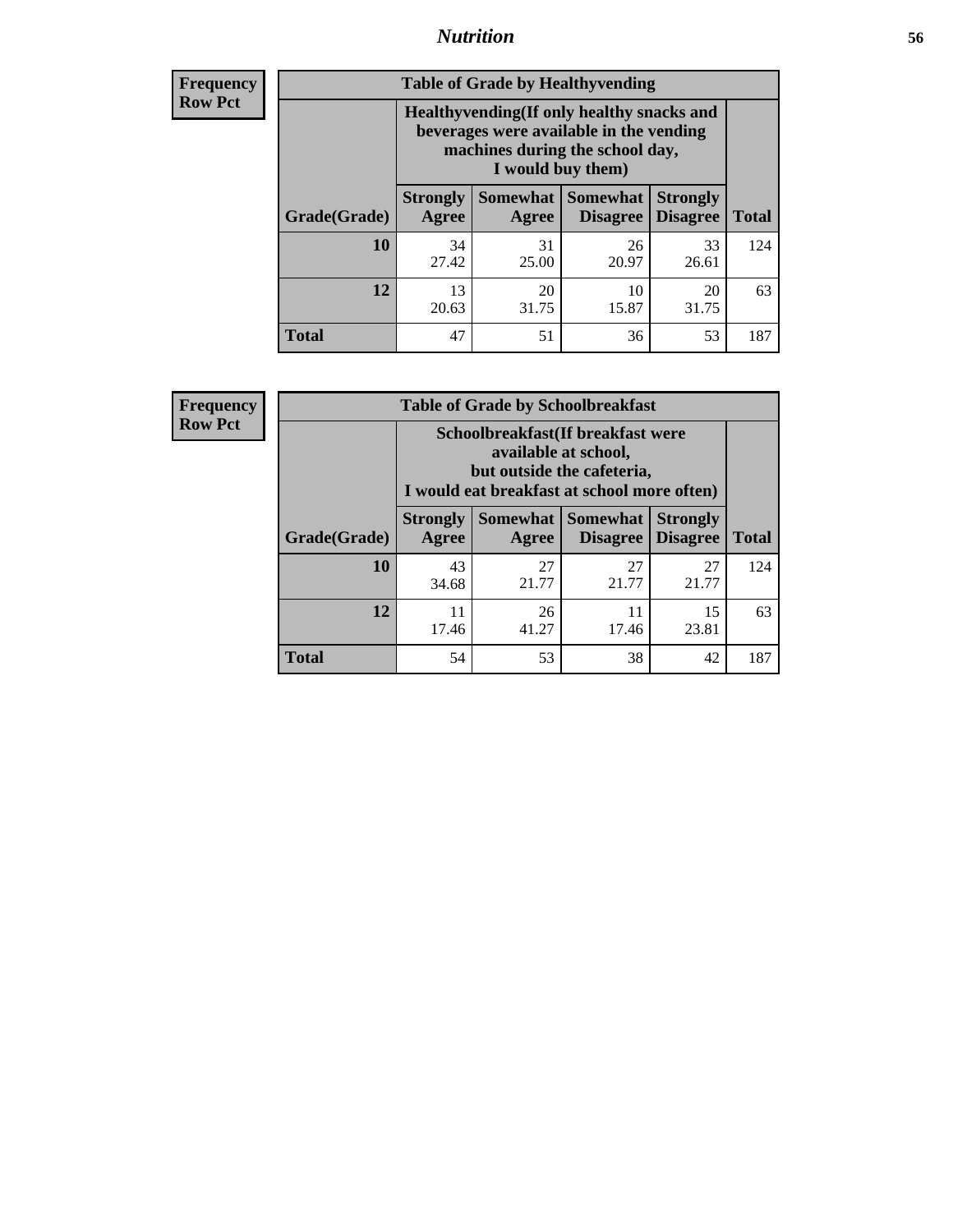| Frequency Row Pct |
|---|

**Table of Grade by Healthyvending**

| Grade(Grade) | Healthyvending(If only healthy snacks and beverages were available in the vending machines during the school day, I would buy them) | | | | Total |
|---|---|---|---|---|---|
| | Strongly Agree | Somewhat Agree | Somewhat Disagree | Strongly Disagree | |
| 10 | 34<br>27.42 | 31<br>25.00 | 26<br>20.97 | 33<br>26.61 | 124 |
| 12 | 13<br>20.63 | 20<br>31.75 | 10<br>15.87 | 20<br>31.75 | 63 |
| Total | 47 | 51 | 36 | 53 | 187 |

| Frequency Row Pct |
|---|

**Table of Grade by Schoolbreakfast**

| Grade(Grade) | Schoolbreakfast(If breakfast were available at school, but outside the cafeteria, I would eat breakfast at school more often) | | | | Total |
|---|---|---|---|---|---|
| | Strongly Agree | Somewhat Agree | Somewhat Disagree | Strongly Disagree | |
| 10 | 43<br>34.68 | 27<br>21.77 | 27<br>21.77 | 27<br>21.77 | 124 |
| 12 | 11<br>17.46 | 26<br>41.27 | 11<br>17.46 | 15<br>23.81 | 63 |
| Total | 54 | 53 | 38 | 42 | 187 |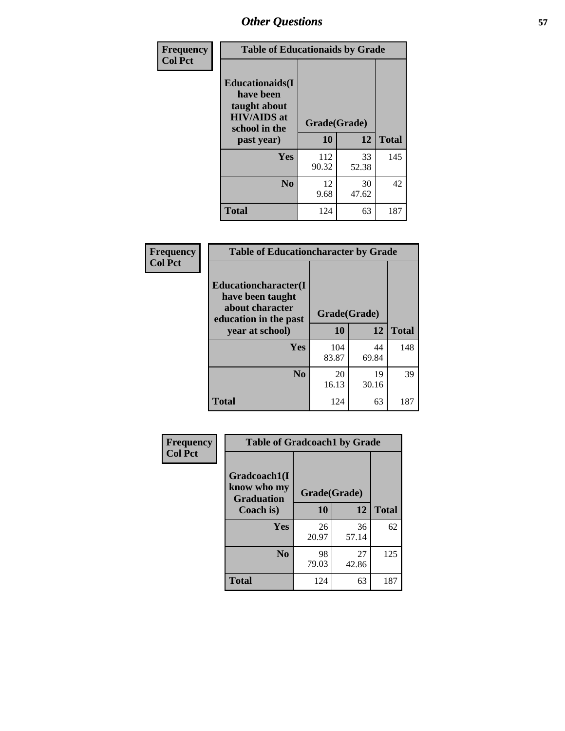# Other Questions

| Frequency<br>Col Pct | Table of Educationaids by Grade | | |
|---|---|---|---|
| Educationaids(I have been taught about HIV/AIDS at school in the past year) | Grade(Grade) | | |
| | 10 | 12 | Total |
| Yes | 112<br>90.32 | 33<br>52.38 | 145 |
| No | 12<br>9.68 | 30<br>47.62 | 42 |
| Total | 124 | 63 | 187 |

| Frequency<br>Col Pct | Table of Educationcharacter by Grade | | |
|---|---|---|---|
| Educationcharacter(I have been taught about character education in the past year at school) | Grade(Grade) | | |
| | 10 | 12 | Total |
| Yes | 104<br>83.87 | 44<br>69.84 | 148 |
| No | 20<br>16.13 | 19<br>30.16 | 39 |
| Total | 124 | 63 | 187 |

| Frequency<br>Col Pct | Table of Gradcoach1 by Grade | | |
|---|---|---|---|
| Gradcoach1(I know who my Graduation Coach is) | Grade(Grade) | | |
| | 10 | 12 | Total |
| Yes | 26<br>20.97 | 36<br>57.14 | 62 |
| No | 98<br>79.03 | 27<br>42.86 | 125 |
| Total | 124 | 63 | 187 |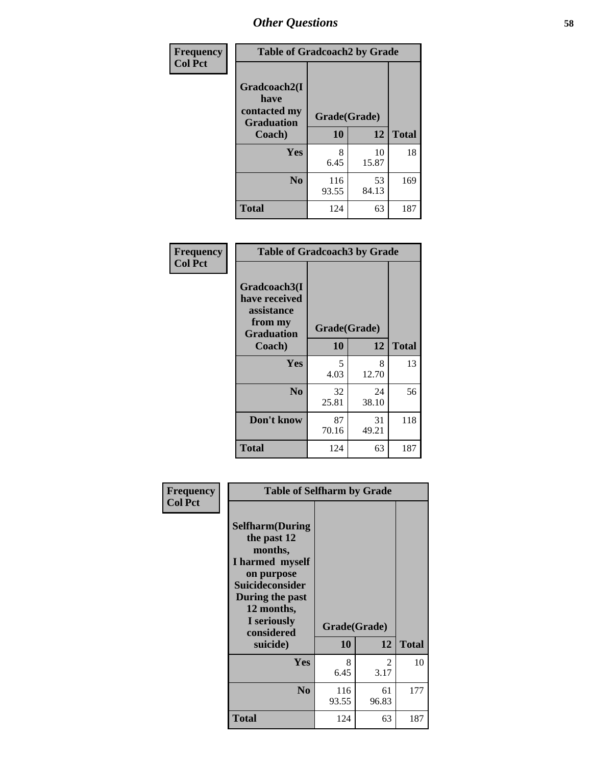# Other Questions

| Frequency Col Pct | Table of Gradcoach2 by Grade | | |
|---|---|---|---|
| Gradcoach2(I have contacted my Graduation Coach) | Grade(Grade) | | |
| | 10 | 12 | Total |
| Yes | 8<br>6.45 | 10<br>15.87 | 18 |
| No | 116<br>93.55 | 53<br>84.13 | 169 |
| Total | 124 | 63 | 187 |

| Frequency Col Pct | Table of Gradcoach3 by Grade | | |
|---|---|---|---|
| Gradcoach3(I have received assistance from my Graduation Coach) | Grade(Grade) | | |
| | 10 | 12 | Total |
| Yes | 5<br>4.03 | 8<br>12.70 | 13 |
| No | 32<br>25.81 | 24<br>38.10 | 56 |
| Don't know | 87<br>70.16 | 31<br>49.21 | 118 |
| Total | 124 | 63 | 187 |

| Frequency Col Pct | Table of Selfharm by Grade | | |
|---|---|---|---|
| Selfharm(During the past 12 months, I harmed myself on purpose Suicideconsider During the past 12 months, I seriously considered suicide) | Grade(Grade) | | |
| | 10 | 12 | Total |
| Yes | 8<br>6.45 | 2<br>3.17 | 10 |
| No | 116<br>93.55 | 61<br>96.83 | 177 |
| Total | 124 | 63 | 187 |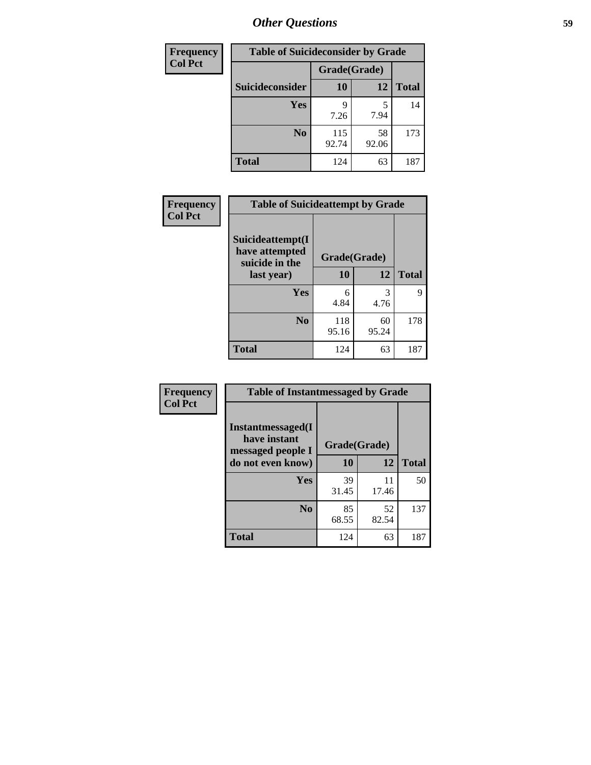# Other Questions

| Frequency<br>Col Pct |
|---|

**Table of Suicideconsider by Grade**

| Suicideconsider | Grade(Grade) 10 | 12 | Total |
|---|---|---|---|
| Yes | 9<br>7.26 | 5<br>7.94 | 14 |
| No | 115<br>92.74 | 58<br>92.06 | 173 |
| Total | 124 | 63 | 187 |

| Frequency<br>Col Pct |
|---|

**Table of Suicideattempt by Grade**

| Suicideattempt(I have attempted suicide in the last year) | Grade(Grade) 10 | 12 | Total |
|---|---|---|---|
| Yes | 6<br>4.84 | 3<br>4.76 | 9 |
| No | 118<br>95.16 | 60<br>95.24 | 178 |
| Total | 124 | 63 | 187 |

| Frequency<br>Col Pct |
|---|

**Table of Instantmessaged by Grade**

| Instantmessaged(I have instant messaged people I do not even know) | Grade(Grade) 10 | 12 | Total |
|---|---|---|---|
| Yes | 39<br>31.45 | 11<br>17.46 | 50 |
| No | 85<br>68.55 | 52<br>82.54 | 137 |
| Total | 124 | 63 | 187 |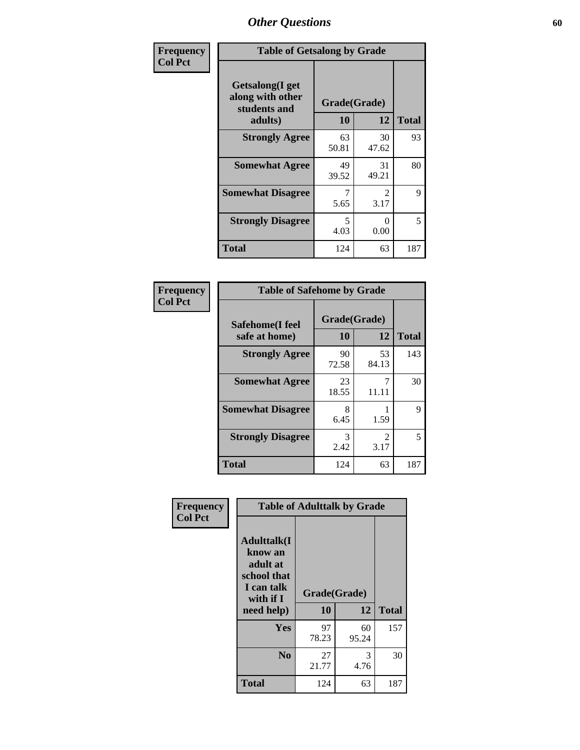# Other Questions

**Frequency / Col Pct**

| Table of Getsalong by Grade | | | |
|---|---|---|---|
| Getsalong(I get along with other students and adults) | Grade(Grade) | | |
| | 10 | 12 | Total |
| **Strongly Agree** | 63<br>50.81 | 30<br>47.62 | 93 |
| **Somewhat Agree** | 49<br>39.52 | 31<br>49.21 | 80 |
| **Somewhat Disagree** | 7<br>5.65 | 2<br>3.17 | 9 |
| **Strongly Disagree** | 5<br>4.03 | 0<br>0.00 | 5 |
| **Total** | 124 | 63 | 187 |

**Frequency / Col Pct**

| Table of Safehome by Grade | | | |
|---|---|---|---|
| Safehome(I feel safe at home) | Grade(Grade) | | |
| | 10 | 12 | Total |
| **Strongly Agree** | 90<br>72.58 | 53<br>84.13 | 143 |
| **Somewhat Agree** | 23<br>18.55 | 7<br>11.11 | 30 |
| **Somewhat Disagree** | 8<br>6.45 | 1<br>1.59 | 9 |
| **Strongly Disagree** | 3<br>2.42 | 2<br>3.17 | 5 |
| **Total** | 124 | 63 | 187 |

**Frequency / Col Pct**

| Table of Adulttalk by Grade | | | |
|---|---|---|---|
| Adulttalk(I know an adult at school that I can talk with if I need help) | Grade(Grade) | | |
| | 10 | 12 | Total |
| **Yes** | 97<br>78.23 | 60<br>95.24 | 157 |
| **No** | 27<br>21.77 | 3<br>4.76 | 30 |
| **Total** | 124 | 63 | 187 |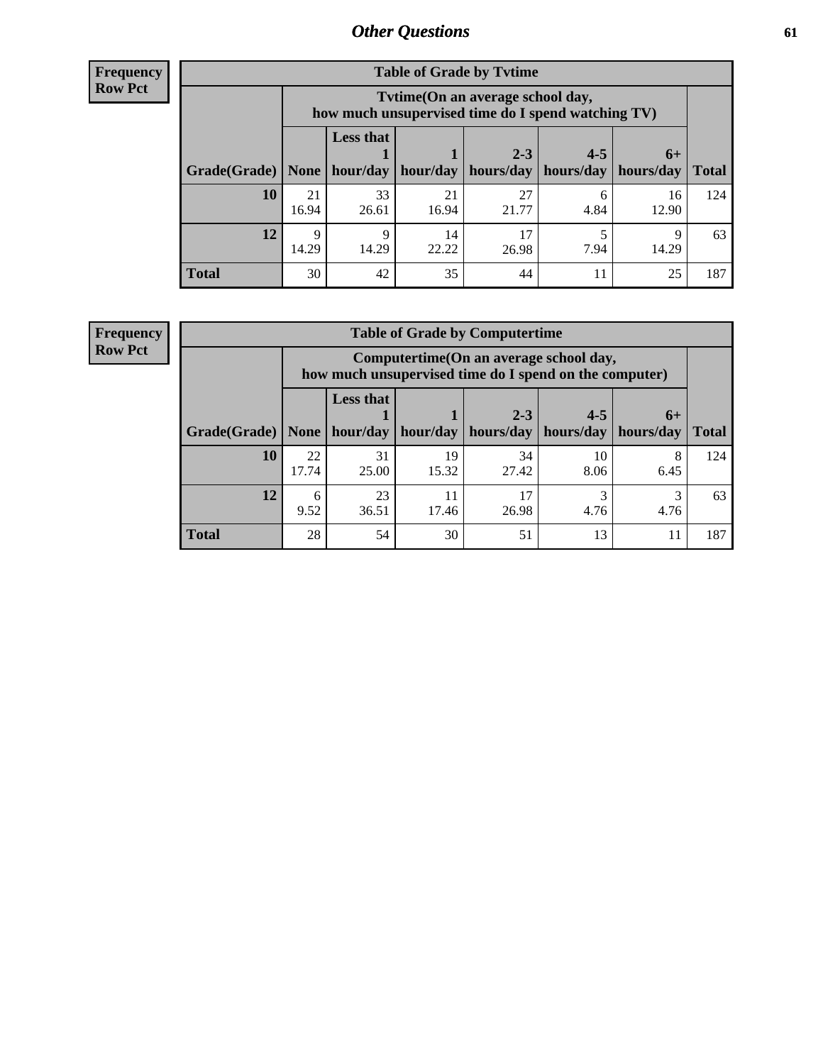**Frequency**
**Row Pct**

| Table of Grade by Tvtime | | | | | | | |
|---|---|---|---|---|---|---|---|
| | Tvtime(On an average school day, how much unsupervised time do I spend watching TV) | | | | | | |
| Grade(Grade) | None | Less that 1 hour/day | 1 hour/day | 2-3 hours/day | 4-5 hours/day | 6+ hours/day | Total |
| **10** | 21<br>16.94 | 33<br>26.61 | 21<br>16.94 | 27<br>21.77 | 6<br>4.84 | 16<br>12.90 | 124 |
| **12** | 9<br>14.29 | 9<br>14.29 | 14<br>22.22 | 17<br>26.98 | 5<br>7.94 | 9<br>14.29 | 63 |
| **Total** | 30 | 42 | 35 | 44 | 11 | 25 | 187 |

**Frequency**
**Row Pct**

| Table of Grade by Computertime | | | | | | | |
|---|---|---|---|---|---|---|---|
| | Computertime(On an average school day, how much unsupervised time do I spend on the computer) | | | | | | |
| Grade(Grade) | None | Less that 1 hour/day | 1 hour/day | 2-3 hours/day | 4-5 hours/day | 6+ hours/day | Total |
| **10** | 22<br>17.74 | 31<br>25.00 | 19<br>15.32 | 34<br>27.42 | 10<br>8.06 | 8<br>6.45 | 124 |
| **12** | 6<br>9.52 | 23<br>36.51 | 11<br>17.46 | 17<br>26.98 | 3<br>4.76 | 3<br>4.76 | 63 |
| **Total** | 28 | 54 | 30 | 51 | 13 | 11 | 187 |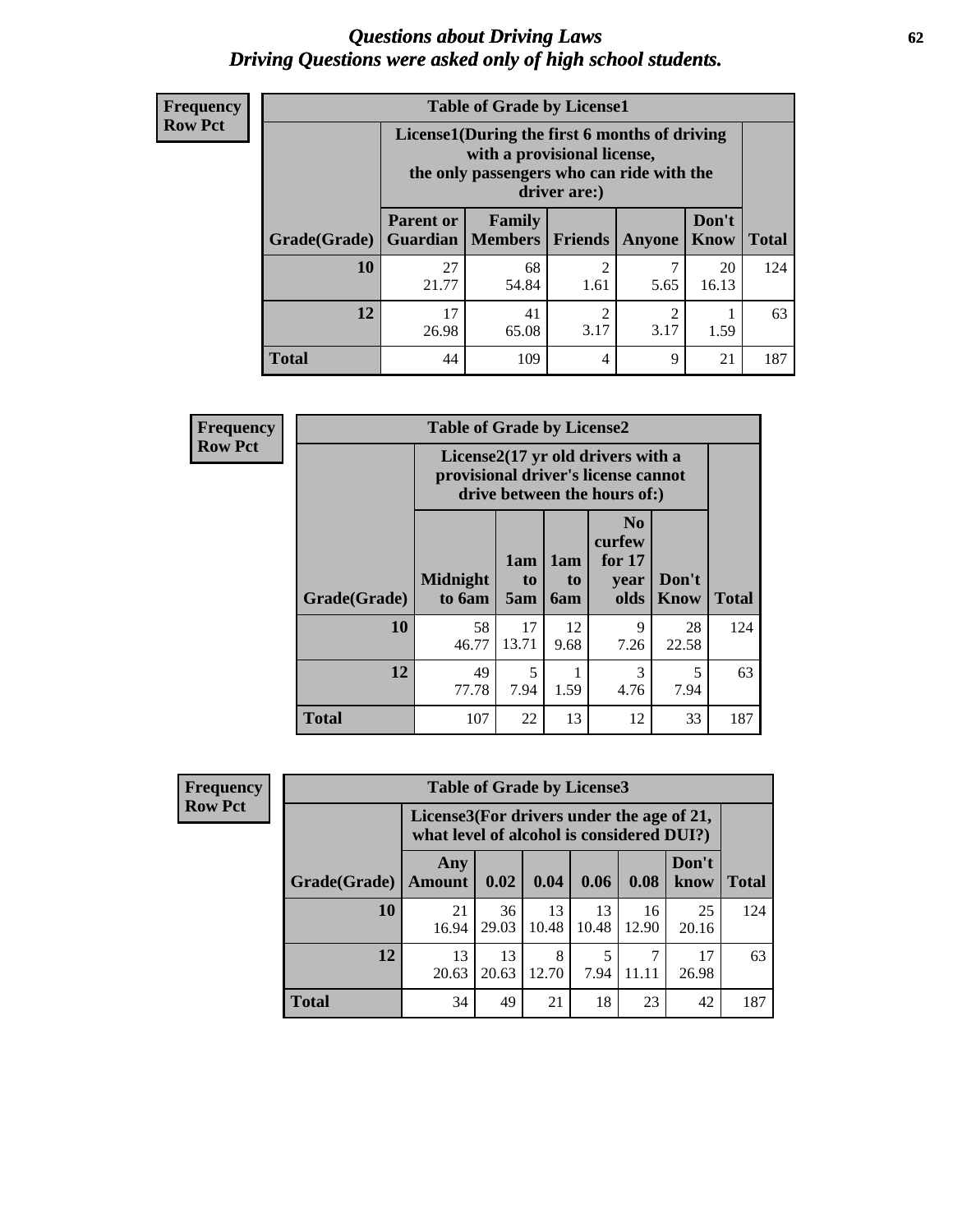# *Questions about Driving Laws*
## *Driving Questions were asked only of high school students.*

**Frequency**
**Row Pct**

**Table of Grade by License1**

| Grade(Grade) | License1(During the first 6 months of driving with a provisional license, the only passengers who can ride with the driver are:) | | | | | Total |
|---|---|---|---|---|---|---|
| | Parent or Guardian | Family Members | Friends | Anyone | Don't Know | |
| **10** | 27<br>21.77 | 68<br>54.84 | 2<br>1.61 | 7<br>5.65 | 20<br>16.13 | 124 |
| **12** | 17<br>26.98 | 41<br>65.08 | 2<br>3.17 | 2<br>3.17 | 1<br>1.59 | 63 |
| **Total** | 44 | 109 | 4 | 9 | 21 | 187 |

**Frequency**
**Row Pct**

**Table of Grade by License2**

| Grade(Grade) | License2(17 yr old drivers with a provisional driver's license cannot drive between the hours of:) | | | | | Total |
|---|---|---|---|---|---|---|
| | Midnight to 6am | 1am to 5am | 1am to 6am | No curfew for 17 year olds | Don't Know | |
| **10** | 58<br>46.77 | 17<br>13.71 | 12<br>9.68 | 9<br>7.26 | 28<br>22.58 | 124 |
| **12** | 49<br>77.78 | 5<br>7.94 | 1<br>1.59 | 3<br>4.76 | 5<br>7.94 | 63 |
| **Total** | 107 | 22 | 13 | 12 | 33 | 187 |

**Frequency**
**Row Pct**

**Table of Grade by License3**

| Grade(Grade) | License3(For drivers under the age of 21, what level of alcohol is considered DUI?) | | | | | | Total |
|---|---|---|---|---|---|---|---|
| | Any Amount | 0.02 | 0.04 | 0.06 | 0.08 | Don't know | |
| **10** | 21<br>16.94 | 36<br>29.03 | 13<br>10.48 | 13<br>10.48 | 16<br>12.90 | 25<br>20.16 | 124 |
| **12** | 13<br>20.63 | 13<br>20.63 | 8<br>12.70 | 5<br>7.94 | 7<br>11.11 | 17<br>26.98 | 63 |
| **Total** | 34 | 49 | 21 | 18 | 23 | 42 | 187 |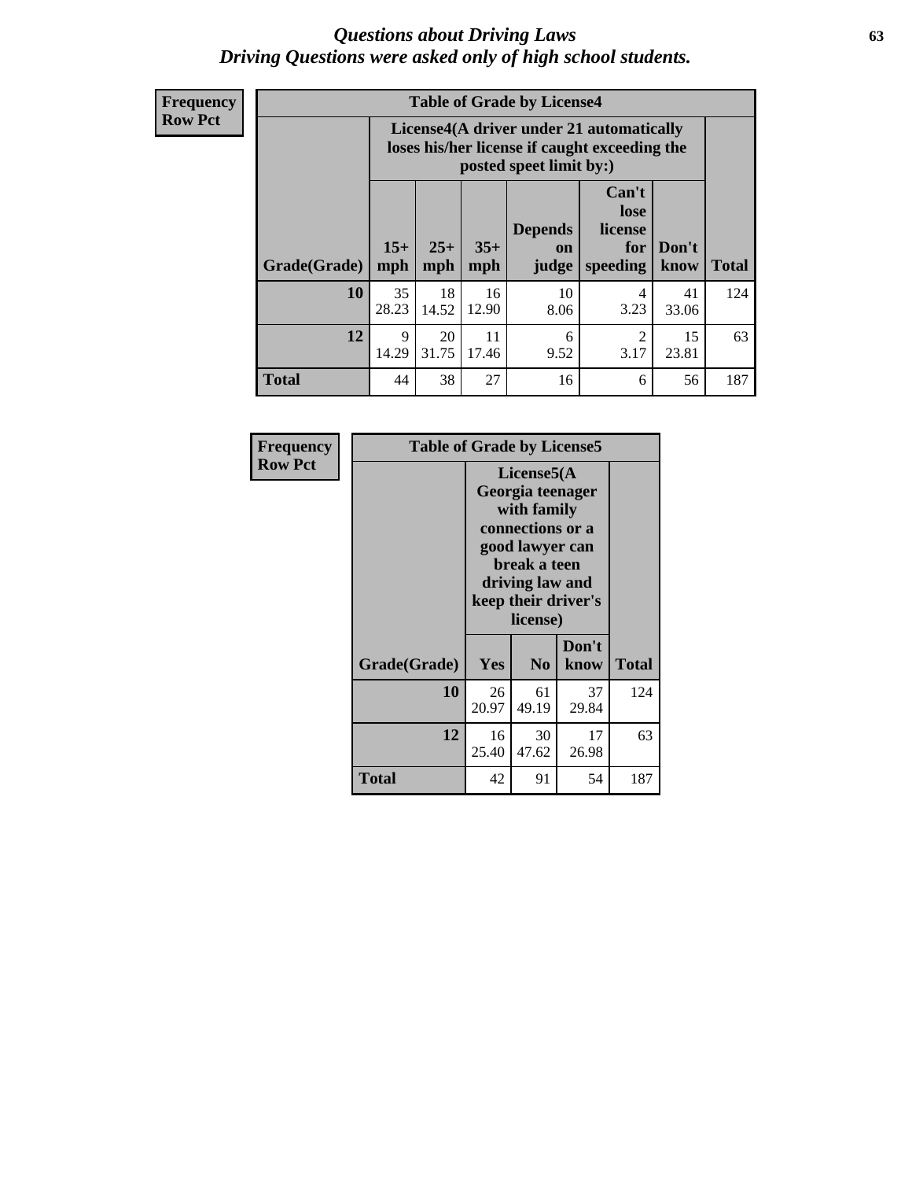# *Questions about Driving Laws*
# *Driving Questions were asked only of high school students.*

**Frequency**
**Row Pct**

**Table of Grade by License4**

| Grade(Grade) | License4(A driver under 21 automatically loses his/her license if caught exceeding the posted speet limit by:) | | | | | | Total |
|---|---|---|---|---|---|---|---|
| | 15+ mph | 25+ mph | 35+ mph | Depends on judge | Can't lose license for speeding | Don't know | |
| **10** | 35<br>28.23 | 18<br>14.52 | 16<br>12.90 | 10<br>8.06 | 4<br>3.23 | 41<br>33.06 | 124 |
| **12** | 9<br>14.29 | 20<br>31.75 | 11<br>17.46 | 6<br>9.52 | 2<br>3.17 | 15<br>23.81 | 63 |
| **Total** | 44 | 38 | 27 | 16 | 6 | 56 | 187 |

**Frequency**
**Row Pct**

**Table of Grade by License5**

| Grade(Grade) | License5(A Georgia teenager with family connections or a good lawyer can break a teen driving law and keep their driver's license) | | | Total |
|---|---|---|---|---|
| | Yes | No | Don't know | |
| **10** | 26<br>20.97 | 61<br>49.19 | 37<br>29.84 | 124 |
| **12** | 16<br>25.40 | 30<br>47.62 | 17<br>26.98 | 63 |
| **Total** | 42 | 91 | 54 | 187 |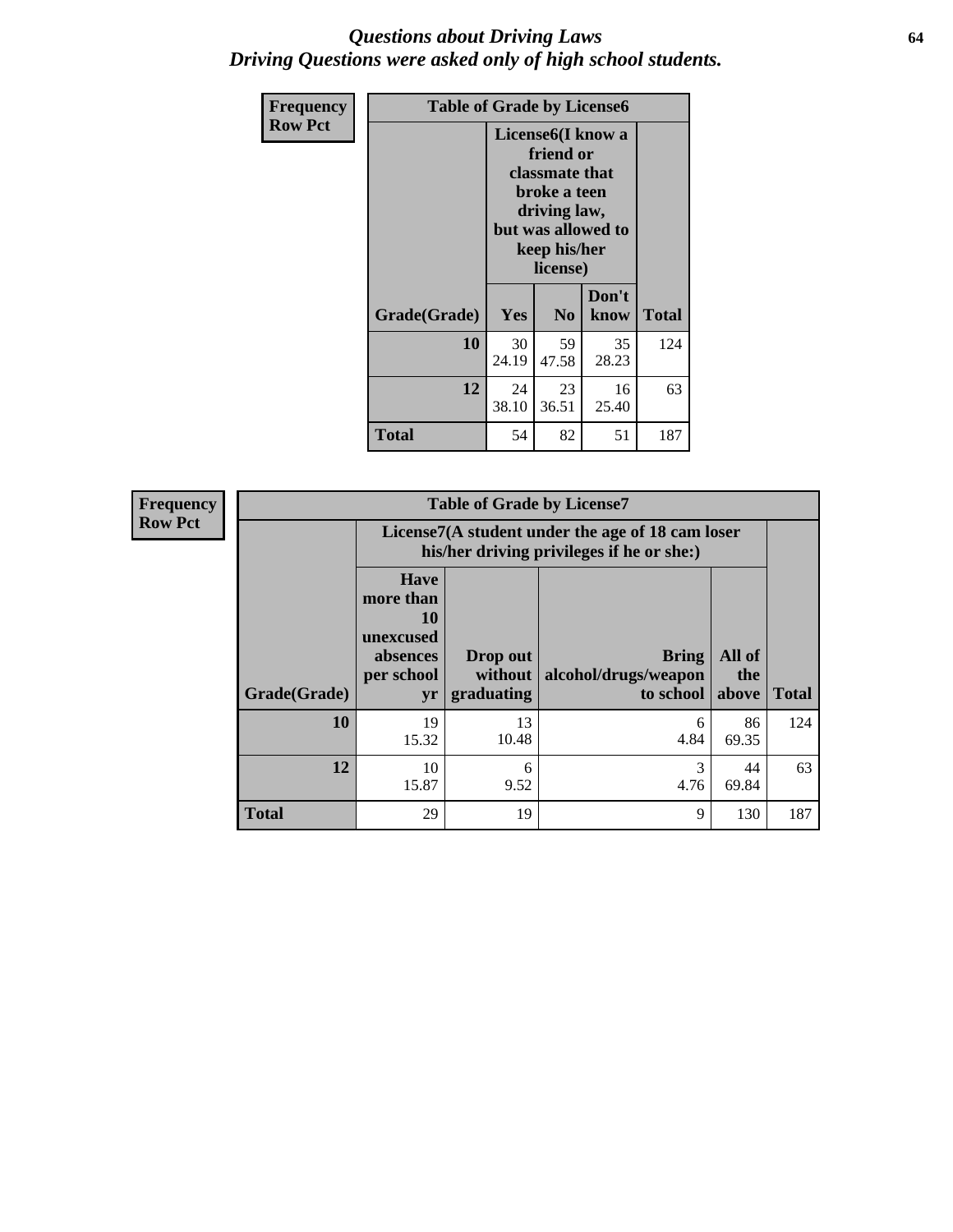## *Questions about Driving Laws*
## *Driving Questions were asked only of high school students.*

**Frequency**
**Row Pct**

**Table of Grade by License6**

| Grade(Grade) | License6(I know a friend or classmate that broke a teen driving law, but was allowed to keep his/her license) | | | Total |
|---|---|---|---|---|
| | Yes | No | Don't know | |
| **10** | 30<br>24.19 | 59<br>47.58 | 35<br>28.23 | 124 |
| **12** | 24<br>38.10 | 23<br>36.51 | 16<br>25.40 | 63 |
| **Total** | 54 | 82 | 51 | 187 |

**Frequency**
**Row Pct**

**Table of Grade by License7**

| Grade(Grade) | License7(A student under the age of 18 cam loser his/her driving privileges if he or she:) | | | | Total |
|---|---|---|---|---|---|
| | Have more than 10 unexcused absences per school yr | Drop out without graduating | Bring alcohol/drugs/weapon to school | All of the above | |
| **10** | 19<br>15.32 | 13<br>10.48 | 6<br>4.84 | 86<br>69.35 | 124 |
| **12** | 10<br>15.87 | 6<br>9.52 | 3<br>4.76 | 44<br>69.84 | 63 |
| **Total** | 29 | 19 | 9 | 130 | 187 |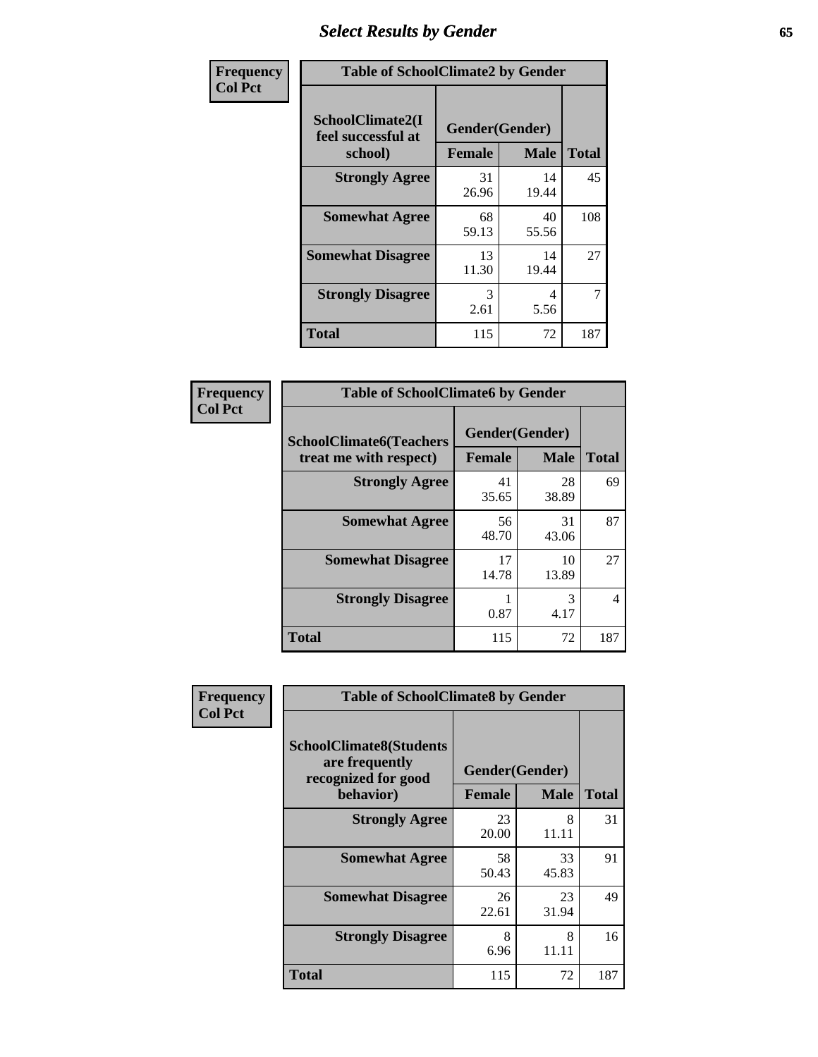# Select Results by Gender

| Frequency<br>Col Pct | Table of SchoolClimate2 by Gender | | |
|---|---|---|---|
| **SchoolClimate2(I feel successful at school)** | **Gender(Gender)** | | |
| | **Female** | **Male** | **Total** |
| **Strongly Agree** | 31<br>26.96 | 14<br>19.44 | 45 |
| **Somewhat Agree** | 68<br>59.13 | 40<br>55.56 | 108 |
| **Somewhat Disagree** | 13<br>11.30 | 14<br>19.44 | 27 |
| **Strongly Disagree** | 3<br>2.61 | 4<br>5.56 | 7 |
| **Total** | 115 | 72 | 187 |

| Frequency<br>Col Pct | Table of SchoolClimate6 by Gender | | |
|---|---|---|---|
| **SchoolClimate6(Teachers treat me with respect)** | **Gender(Gender)** | | |
| | **Female** | **Male** | **Total** |
| **Strongly Agree** | 41<br>35.65 | 28<br>38.89 | 69 |
| **Somewhat Agree** | 56<br>48.70 | 31<br>43.06 | 87 |
| **Somewhat Disagree** | 17<br>14.78 | 10<br>13.89 | 27 |
| **Strongly Disagree** | 1<br>0.87 | 3<br>4.17 | 4 |
| **Total** | 115 | 72 | 187 |

| Frequency<br>Col Pct | Table of SchoolClimate8 by Gender | | |
|---|---|---|---|
| **SchoolClimate8(Students are frequently recognized for good behavior)** | **Gender(Gender)** | | |
| | **Female** | **Male** | **Total** |
| **Strongly Agree** | 23<br>20.00 | 8<br>11.11 | 31 |
| **Somewhat Agree** | 58<br>50.43 | 33<br>45.83 | 91 |
| **Somewhat Disagree** | 26<br>22.61 | 23<br>31.94 | 49 |
| **Strongly Disagree** | 8<br>6.96 | 8<br>11.11 | 16 |
| **Total** | 115 | 72 | 187 |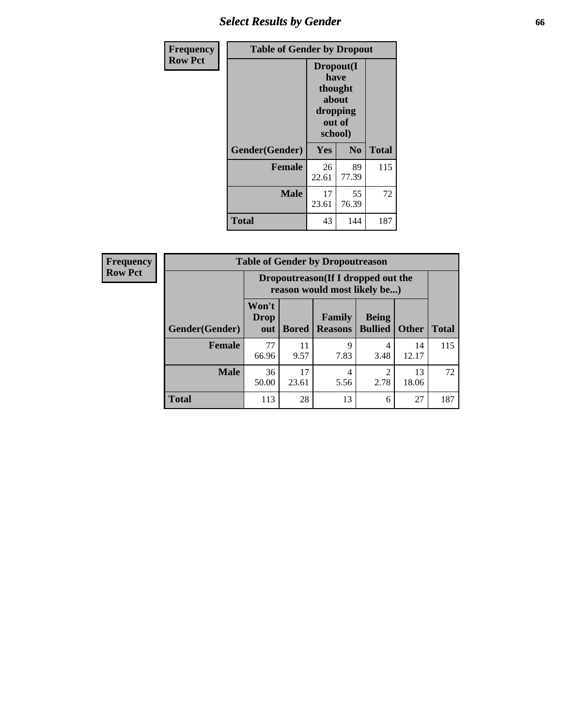## Select Results by Gender

**Frequency / Row Pct**

| Table of Gender by Dropout | | | |
|---|---|---|---|
| | Dropout(I have thought about dropping out of school) | | |
| Gender(Gender) | Yes | No | Total |
| **Female** | 26<br>22.61 | 89<br>77.39 | 115 |
| **Male** | 17<br>23.61 | 55<br>76.39 | 72 |
| **Total** | 43 | 144 | 187 |

**Frequency / Row Pct**

| Table of Gender by Dropoutreason | | | | | | |
|---|---|---|---|---|---|---|
| | Dropoutreason(If I dropped out the reason would most likely be...) | | | | | |
| Gender(Gender) | Won't Drop out | Bored | Family Reasons | Being Bullied | Other | Total |
| **Female** | 77<br>66.96 | 11<br>9.57 | 9<br>7.83 | 4<br>3.48 | 14<br>12.17 | 115 |
| **Male** | 36<br>50.00 | 17<br>23.61 | 4<br>5.56 | 2<br>2.78 | 13<br>18.06 | 72 |
| **Total** | 113 | 28 | 13 | 6 | 27 | 187 |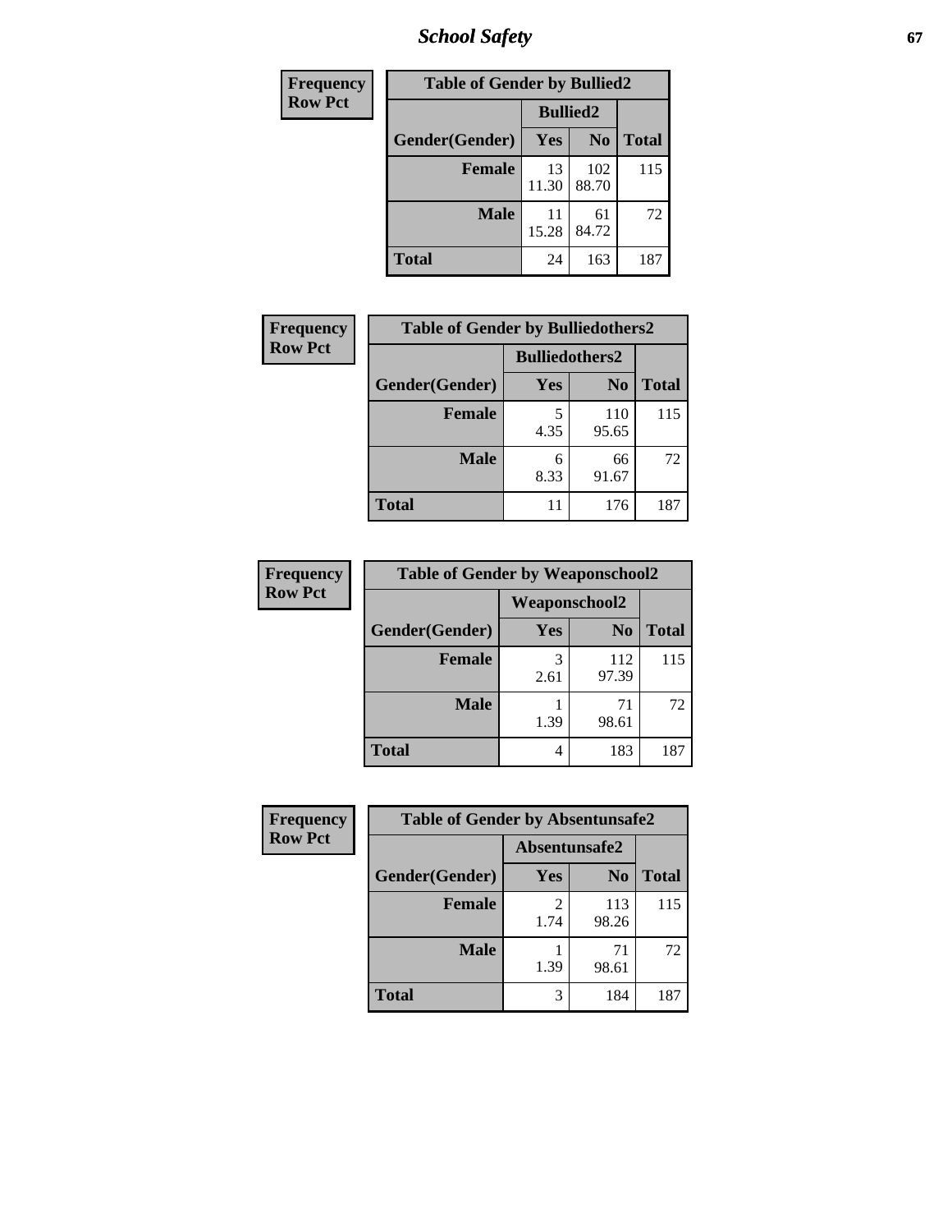| Frequency Row Pct | Table of Gender by Bullied2 | | |
|---|---|---|---|
| | Bullied2 | | |
| Gender(Gender) | Yes | No | Total |
| Female | 13<br>11.30 | 102<br>88.70 | 115 |
| Male | 11<br>15.28 | 61<br>84.72 | 72 |
| Total | 24 | 163 | 187 |

| Frequency Row Pct | Table of Gender by Bulliedothers2 | | |
|---|---|---|---|
| | Bulliedothers2 | | |
| Gender(Gender) | Yes | No | Total |
| Female | 5<br>4.35 | 110<br>95.65 | 115 |
| Male | 6<br>8.33 | 66<br>91.67 | 72 |
| Total | 11 | 176 | 187 |

| Frequency Row Pct | Table of Gender by Weaponschool2 | | |
|---|---|---|---|
| | Weaponschool2 | | |
| Gender(Gender) | Yes | No | Total |
| Female | 3<br>2.61 | 112<br>97.39 | 115 |
| Male | 1<br>1.39 | 71<br>98.61 | 72 |
| Total | 4 | 183 | 187 |

| Frequency Row Pct | Table of Gender by Absentunsafe2 | | |
|---|---|---|---|
| | Absentunsafe2 | | |
| Gender(Gender) | Yes | No | Total |
| Female | 2<br>1.74 | 113<br>98.26 | 115 |
| Male | 1<br>1.39 | 71<br>98.61 | 72 |
| Total | 3 | 184 | 187 |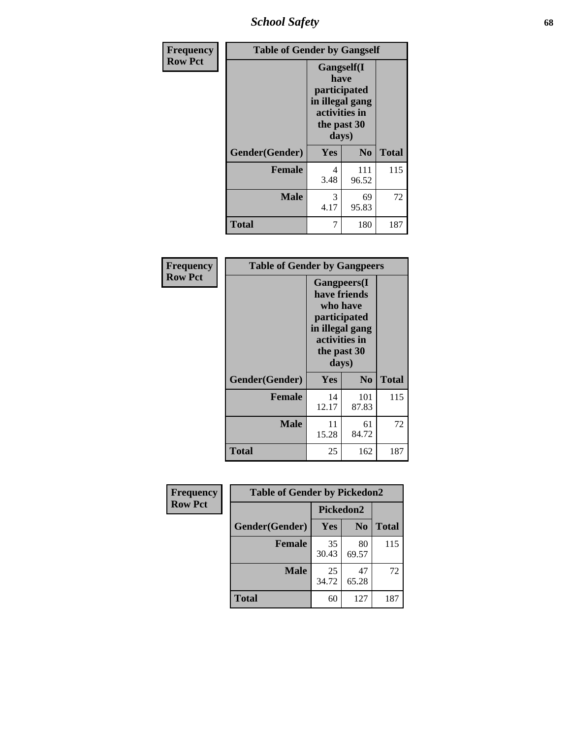## Table of Gender by Gangself

Frequency / Row Pct

| Gender(Gender) | Gangself(I have participated in illegal gang activities in the past 30 days) Yes | No | Total |
|---|---|---|---|
| Female | 4<br>3.48 | 111<br>96.52 | 115 |
| Male | 3<br>4.17 | 69<br>95.83 | 72 |
| Total | 7 | 180 | 187 |

## Table of Gender by Gangpeers

Frequency / Row Pct

| Gender(Gender) | Gangpeers(I have friends who have participated in illegal gang activities in the past 30 days) Yes | No | Total |
|---|---|---|---|
| Female | 14<br>12.17 | 101<br>87.83 | 115 |
| Male | 11<br>15.28 | 61<br>84.72 | 72 |
| Total | 25 | 162 | 187 |

## Table of Gender by Pickedon2

Frequency / Row Pct

| Gender(Gender) | Pickedon2 Yes | No | Total |
|---|---|---|---|
| Female | 35<br>30.43 | 80<br>69.57 | 115 |
| Male | 25<br>34.72 | 47<br>65.28 | 72 |
| Total | 60 | 127 | 187 |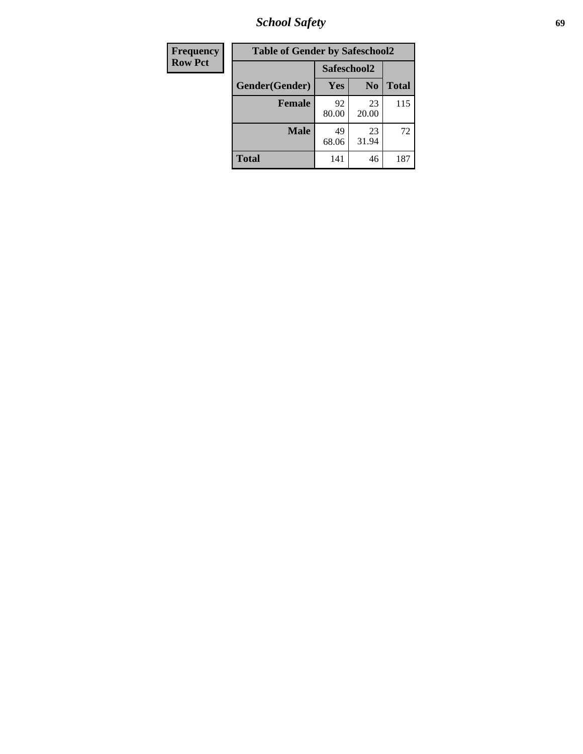# School Safety

| Frequency<br>Row Pct |
|---|

**Table of Gender by Safeschool2**

| Gender(Gender) | Safeschool2 Yes | Safeschool2 No | Total |
|---|---|---|---|
| **Female** | 92<br>80.00 | 23<br>20.00 | 115 |
| **Male** | 49<br>68.06 | 23<br>31.94 | 72 |
| **Total** | 141 | 46 | 187 |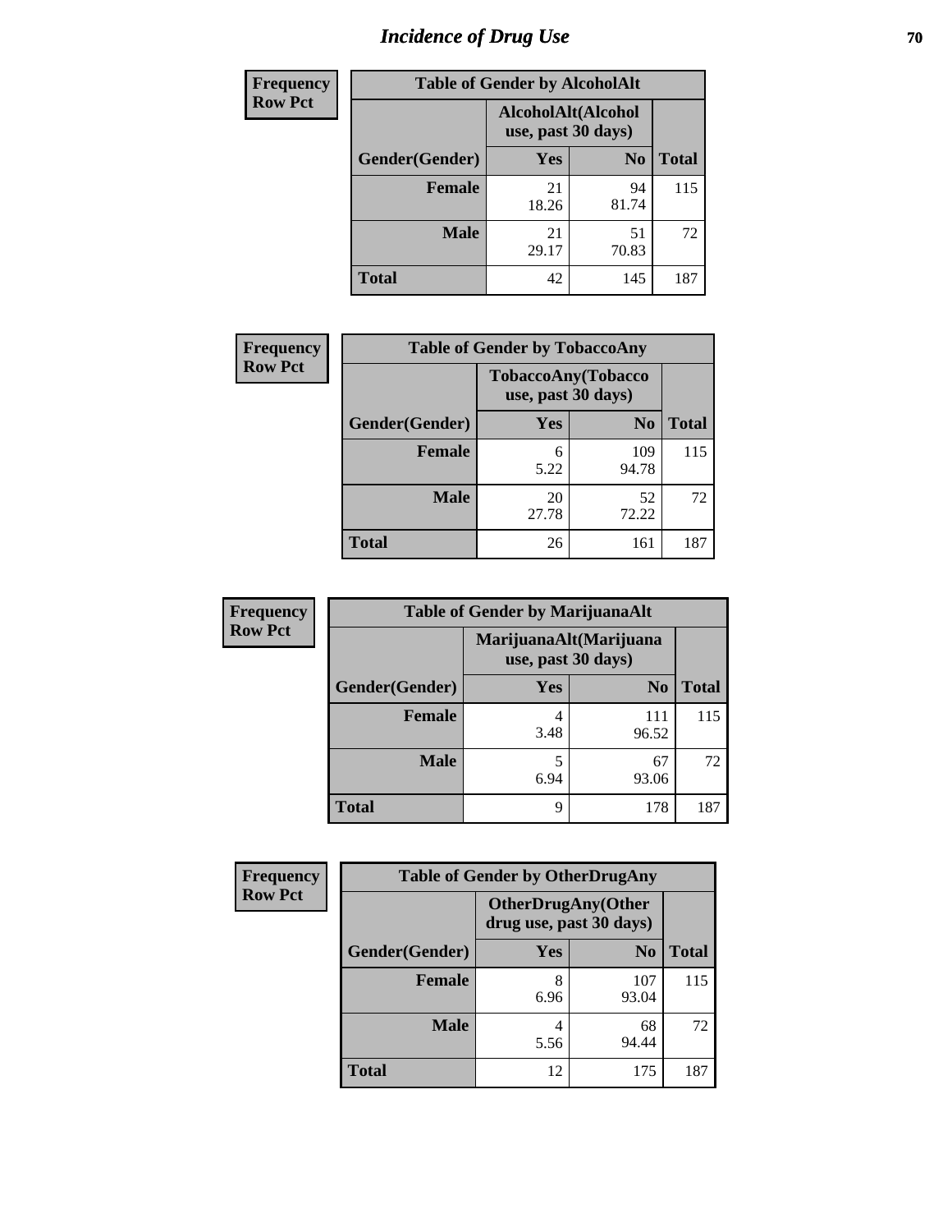# Incidence of Drug Use

**Frequency**
**Row Pct**

| Table of Gender by AlcoholAlt | | | |
|---|---|---|---|
| | AlcoholAlt(Alcohol use, past 30 days) | | |
| Gender(Gender) | Yes | No | Total |
| Female | 21<br>18.26 | 94<br>81.74 | 115 |
| Male | 21<br>29.17 | 51<br>70.83 | 72 |
| Total | 42 | 145 | 187 |

**Frequency**
**Row Pct**

| Table of Gender by TobaccoAny | | | |
|---|---|---|---|
| | TobaccoAny(Tobacco use, past 30 days) | | |
| Gender(Gender) | Yes | No | Total |
| Female | 6<br>5.22 | 109<br>94.78 | 115 |
| Male | 20<br>27.78 | 52<br>72.22 | 72 |
| Total | 26 | 161 | 187 |

**Frequency**
**Row Pct**

| Table of Gender by MarijuanaAlt | | | |
|---|---|---|---|
| | MarijuanaAlt(Marijuana use, past 30 days) | | |
| Gender(Gender) | Yes | No | Total |
| Female | 4<br>3.48 | 111<br>96.52 | 115 |
| Male | 5<br>6.94 | 67<br>93.06 | 72 |
| Total | 9 | 178 | 187 |

**Frequency**
**Row Pct**

| Table of Gender by OtherDrugAny | | | |
|---|---|---|---|
| | OtherDrugAny(Other drug use, past 30 days) | | |
| Gender(Gender) | Yes | No | Total |
| Female | 8<br>6.96 | 107<br>93.04 | 115 |
| Male | 4<br>5.56 | 68<br>94.44 | 72 |
| Total | 12 | 175 | 187 |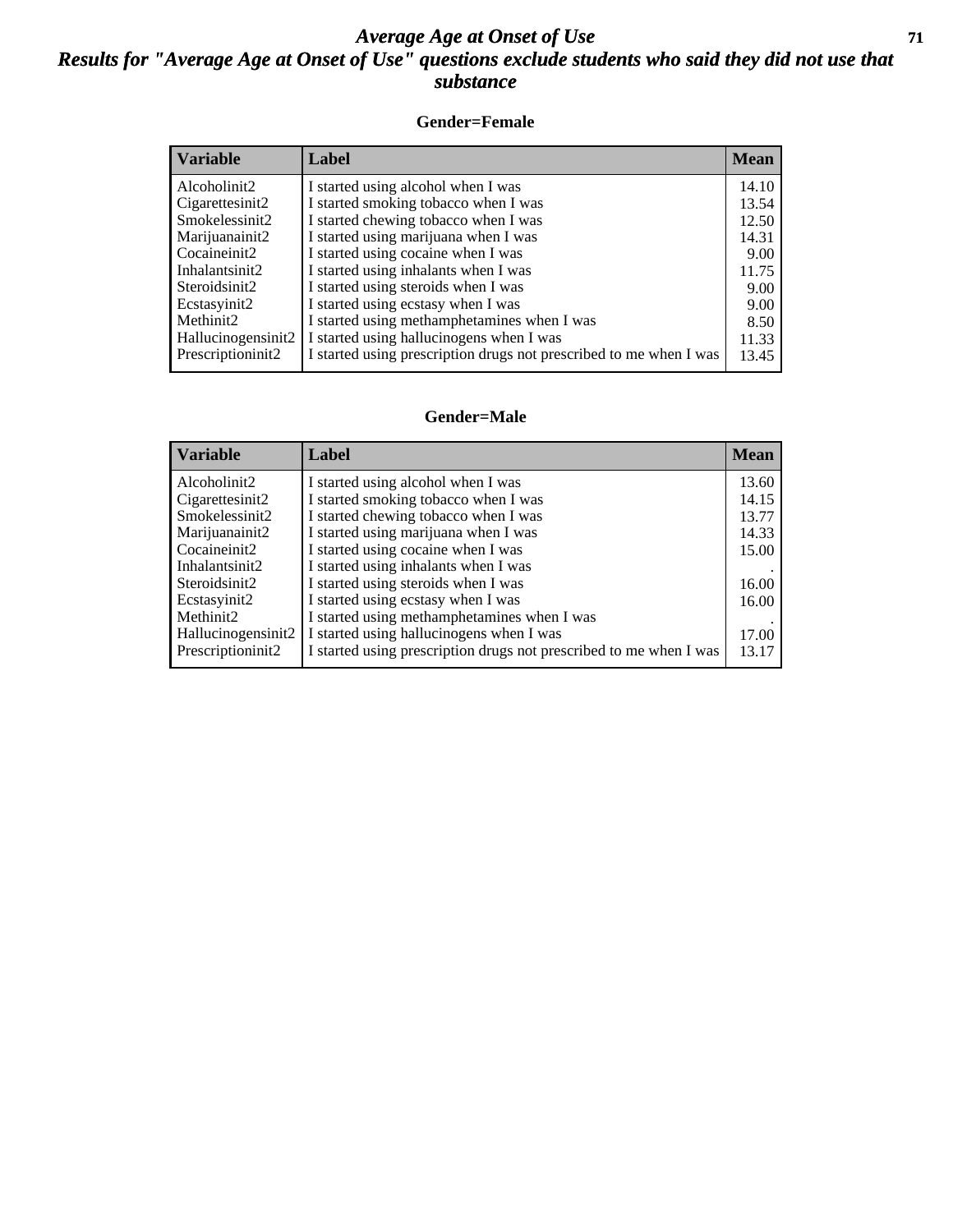# Average Age at Onset of Use

## Results for "Average Age at Onset of Use" questions exclude students who said they did not use that substance

### Gender=Female

| Variable | Label | Mean |
|---|---|---|
| Alcoholinit2 | I started using alcohol when I was | 14.10 |
| Cigarettesinit2 | I started smoking tobacco when I was | 13.54 |
| Smokelessinit2 | I started chewing tobacco when I was | 12.50 |
| Marijuanainit2 | I started using marijuana when I was | 14.31 |
| Cocaineinit2 | I started using cocaine when I was | 9.00 |
| Inhalantsinit2 | I started using inhalants when I was | 11.75 |
| Steroidsinit2 | I started using steroids when I was | 9.00 |
| Ecstasyinit2 | I started using ecstasy when I was | 9.00 |
| Methinit2 | I started using methamphetamines when I was | 8.50 |
| Hallucinogensinit2 | I started using hallucinogens when I was | 11.33 |
| Prescriptioninit2 | I started using prescription drugs not prescribed to me when I was | 13.45 |

### Gender=Male

| Variable | Label | Mean |
|---|---|---|
| Alcoholinit2 | I started using alcohol when I was | 13.60 |
| Cigarettesinit2 | I started smoking tobacco when I was | 14.15 |
| Smokelessinit2 | I started chewing tobacco when I was | 13.77 |
| Marijuanainit2 | I started using marijuana when I was | 14.33 |
| Cocaineinit2 | I started using cocaine when I was | 15.00 |
| Inhalantsinit2 | I started using inhalants when I was | . |
| Steroidsinit2 | I started using steroids when I was | 16.00 |
| Ecstasyinit2 | I started using ecstasy when I was | 16.00 |
| Methinit2 | I started using methamphetamines when I was | . |
| Hallucinogensinit2 | I started using hallucinogens when I was | 17.00 |
| Prescriptioninit2 | I started using prescription drugs not prescribed to me when I was | 13.17 |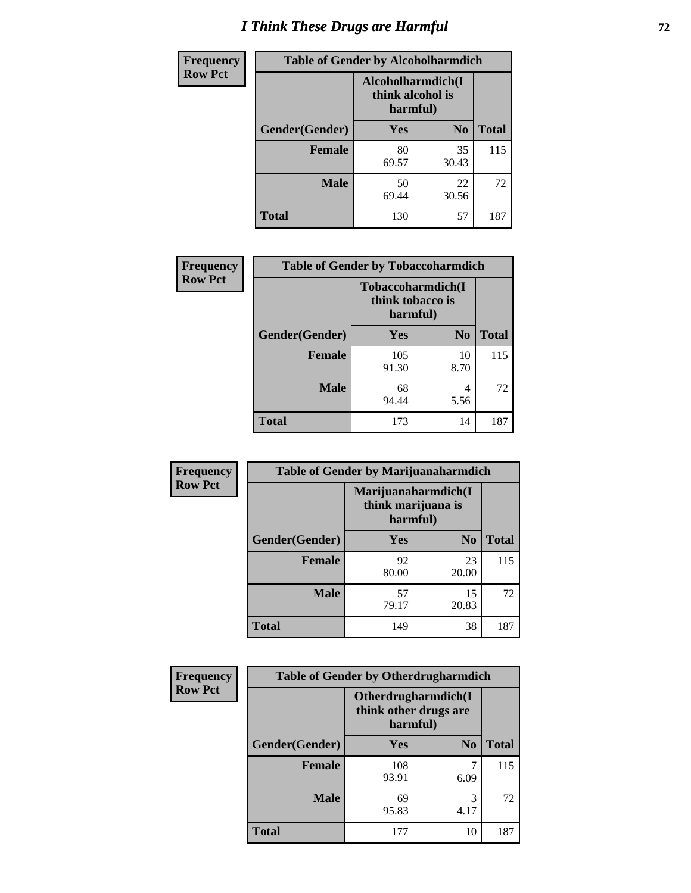# I Think These Drugs are Harmful

| Frequency<br>Row Pct | Table of Gender by Alcoholharmdich | | |
|---|---|---|---|
| | Alcoholharmdich(I think alcohol is harmful) | | |
| Gender(Gender) | Yes | No | Total |
| Female | 80<br>69.57 | 35<br>30.43 | 115 |
| Male | 50<br>69.44 | 22<br>30.56 | 72 |
| Total | 130 | 57 | 187 |

| Frequency<br>Row Pct | Table of Gender by Tobaccoharmdich | | |
|---|---|---|---|
| | Tobaccoharmdich(I think tobacco is harmful) | | |
| Gender(Gender) | Yes | No | Total |
| Female | 105<br>91.30 | 10<br>8.70 | 115 |
| Male | 68<br>94.44 | 4<br>5.56 | 72 |
| Total | 173 | 14 | 187 |

| Frequency<br>Row Pct | Table of Gender by Marijuanaharmdich | | |
|---|---|---|---|
| | Marijuanaharmdich(I think marijuana is harmful) | | |
| Gender(Gender) | Yes | No | Total |
| Female | 92<br>80.00 | 23<br>20.00 | 115 |
| Male | 57<br>79.17 | 15<br>20.83 | 72 |
| Total | 149 | 38 | 187 |

| Frequency<br>Row Pct | Table of Gender by Otherdrugharmdich | | |
|---|---|---|---|
| | Otherdrugharmdich(I think other drugs are harmful) | | |
| Gender(Gender) | Yes | No | Total |
| Female | 108<br>93.91 | 7<br>6.09 | 115 |
| Male | 69<br>95.83 | 3<br>4.17 | 72 |
| Total | 177 | 10 | 187 |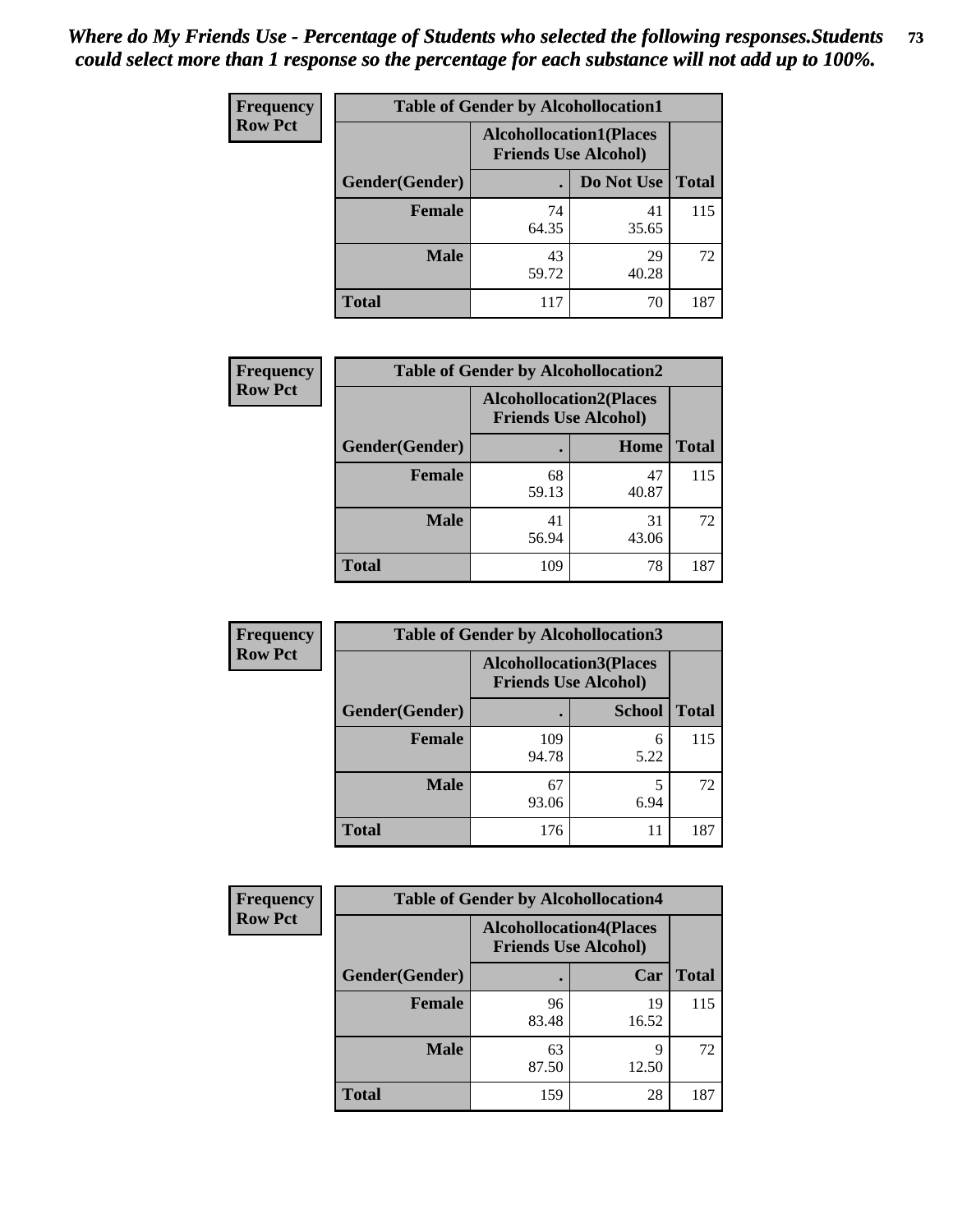*Where do My Friends Use - Percentage of Students who selected the following responses.Students could select more than 1 response so the percentage for each substance will not add up to 100%.*

**Frequency Row Pct**

**Table of Gender by Alcohollocation1**

| Gender(Gender) | Alcohollocation1(Places Friends Use Alcohol) . | Do Not Use | Total |
|---|---|---|---|
| **Female** | 74<br>64.35 | 41<br>35.65 | 115 |
| **Male** | 43<br>59.72 | 29<br>40.28 | 72 |
| **Total** | 117 | 70 | 187 |

**Frequency Row Pct**

**Table of Gender by Alcohollocation2**

| Gender(Gender) | Alcohollocation2(Places Friends Use Alcohol) . | Home | Total |
|---|---|---|---|
| **Female** | 68<br>59.13 | 47<br>40.87 | 115 |
| **Male** | 41<br>56.94 | 31<br>43.06 | 72 |
| **Total** | 109 | 78 | 187 |

**Frequency Row Pct**

**Table of Gender by Alcohollocation3**

| Gender(Gender) | Alcohollocation3(Places Friends Use Alcohol) . | School | Total |
|---|---|---|---|
| **Female** | 109<br>94.78 | 6<br>5.22 | 115 |
| **Male** | 67<br>93.06 | 5<br>6.94 | 72 |
| **Total** | 176 | 11 | 187 |

**Frequency Row Pct**

**Table of Gender by Alcohollocation4**

| Gender(Gender) | Alcohollocation4(Places Friends Use Alcohol) . | Car | Total |
|---|---|---|---|
| **Female** | 96<br>83.48 | 19<br>16.52 | 115 |
| **Male** | 63<br>87.50 | 9<br>12.50 | 72 |
| **Total** | 159 | 28 | 187 |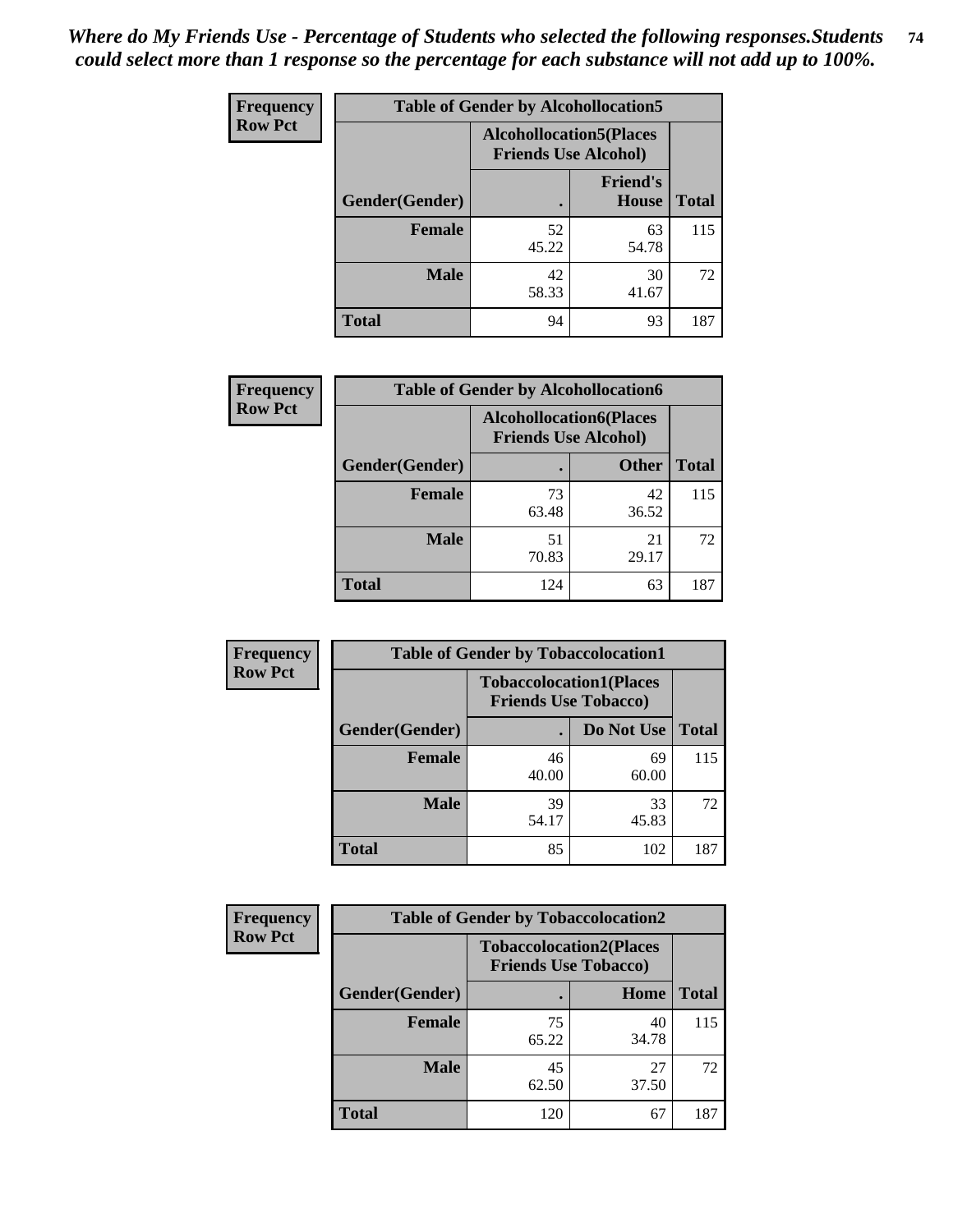*Where do My Friends Use - Percentage of Students who selected the following responses.Students could select more than 1 response so the percentage for each substance will not add up to 100%.*

**Frequency / Row Pct**

| Table of Gender by Alcohollocation5 | | | |
|---|---|---|---|
| | Alcohollocation5(Places Friends Use Alcohol) | | |
| Gender(Gender) | . | Friend's House | Total |
| **Female** | 52<br>45.22 | 63<br>54.78 | 115 |
| **Male** | 42<br>58.33 | 30<br>41.67 | 72 |
| **Total** | 94 | 93 | 187 |

**Frequency / Row Pct**

| Table of Gender by Alcohollocation6 | | | |
|---|---|---|---|
| | Alcohollocation6(Places Friends Use Alcohol) | | |
| Gender(Gender) | . | Other | Total |
| **Female** | 73<br>63.48 | 42<br>36.52 | 115 |
| **Male** | 51<br>70.83 | 21<br>29.17 | 72 |
| **Total** | 124 | 63 | 187 |

**Frequency / Row Pct**

| Table of Gender by Tobaccolocation1 | | | |
|---|---|---|---|
| | Tobaccolocation1(Places Friends Use Tobacco) | | |
| Gender(Gender) | . | Do Not Use | Total |
| **Female** | 46<br>40.00 | 69<br>60.00 | 115 |
| **Male** | 39<br>54.17 | 33<br>45.83 | 72 |
| **Total** | 85 | 102 | 187 |

**Frequency / Row Pct**

| Table of Gender by Tobaccolocation2 | | | |
|---|---|---|---|
| | Tobaccolocation2(Places Friends Use Tobacco) | | |
| Gender(Gender) | . | Home | Total |
| **Female** | 75<br>65.22 | 40<br>34.78 | 115 |
| **Male** | 45<br>62.50 | 27<br>37.50 | 72 |
| **Total** | 120 | 67 | 187 |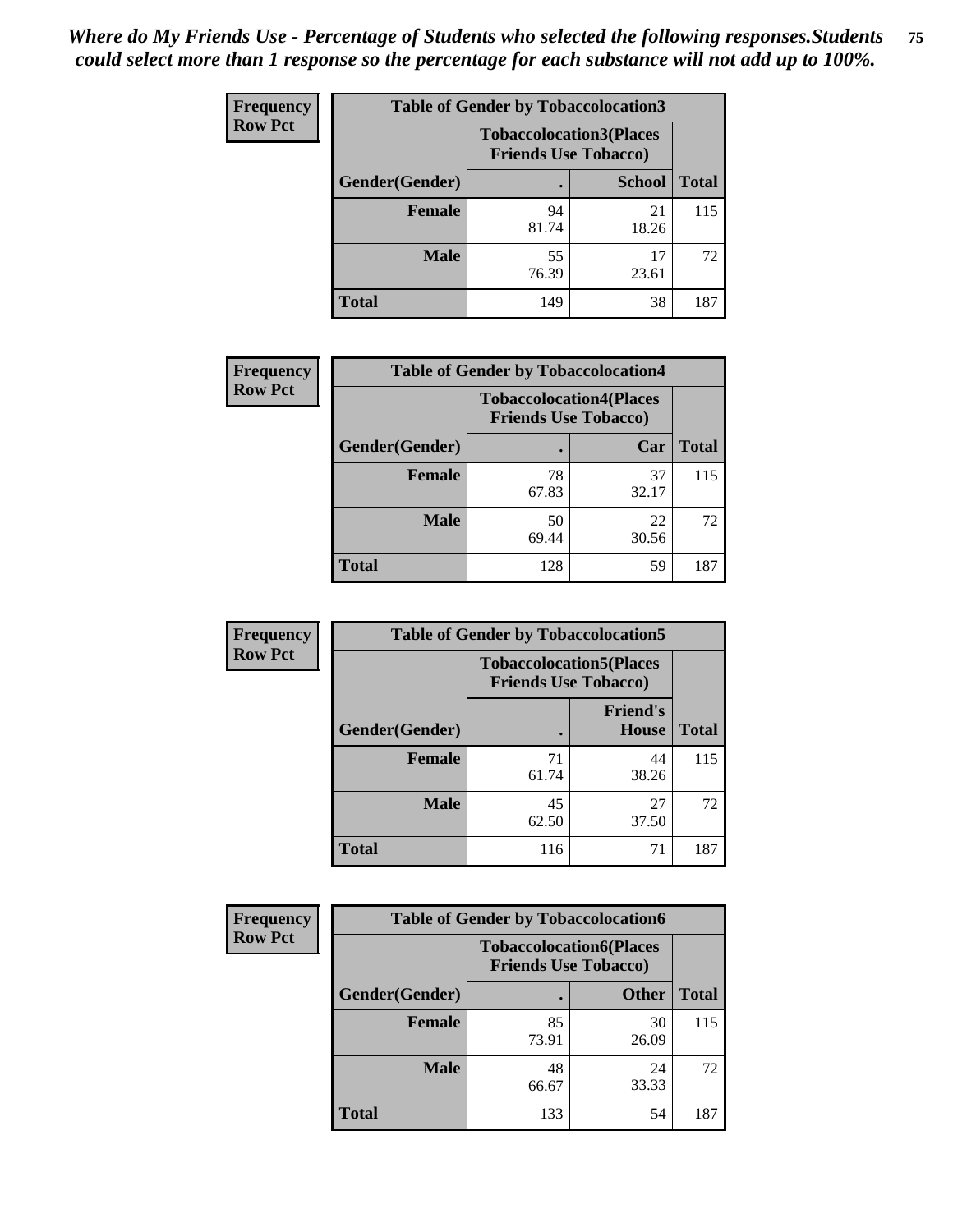*Where do My Friends Use - Percentage of Students who selected the following responses.Students could select more than 1 response so the percentage for each substance will not add up to 100%.*

**Frequency / Row Pct**

| Table of Gender by Tobaccolocation3 | | | |
|---|---|---|---|
| | Tobaccolocation3(Places Friends Use Tobacco) | | |
| Gender(Gender) | . | School | Total |
| Female | 94<br>81.74 | 21<br>18.26 | 115 |
| Male | 55<br>76.39 | 17<br>23.61 | 72 |
| Total | 149 | 38 | 187 |

**Frequency / Row Pct**

| Table of Gender by Tobaccolocation4 | | | |
|---|---|---|---|
| | Tobaccolocation4(Places Friends Use Tobacco) | | |
| Gender(Gender) | . | Car | Total |
| Female | 78<br>67.83 | 37<br>32.17 | 115 |
| Male | 50<br>69.44 | 22<br>30.56 | 72 |
| Total | 128 | 59 | 187 |

**Frequency / Row Pct**

| Table of Gender by Tobaccolocation5 | | | |
|---|---|---|---|
| | Tobaccolocation5(Places Friends Use Tobacco) | | |
| Gender(Gender) | . | Friend's House | Total |
| Female | 71<br>61.74 | 44<br>38.26 | 115 |
| Male | 45<br>62.50 | 27<br>37.50 | 72 |
| Total | 116 | 71 | 187 |

**Frequency / Row Pct**

| Table of Gender by Tobaccolocation6 | | | |
|---|---|---|---|
| | Tobaccolocation6(Places Friends Use Tobacco) | | |
| Gender(Gender) | . | Other | Total |
| Female | 85<br>73.91 | 30<br>26.09 | 115 |
| Male | 48<br>66.67 | 24<br>33.33 | 72 |
| Total | 133 | 54 | 187 |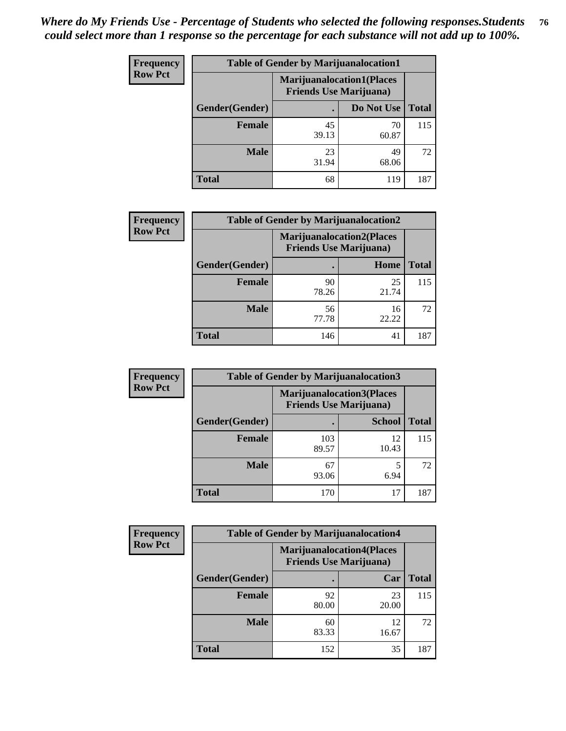*Where do My Friends Use - Percentage of Students who selected the following responses.Students could select more than 1 response so the percentage for each substance will not add up to 100%.*

**Frequency**
**Row Pct**

| Table of Gender by Marijuanalocation1 | | | |
|---|---|---|---|
| | Marijuanalocation1(Places Friends Use Marijuana) | | |
| Gender(Gender) | . | Do Not Use | Total |
| Female | 45<br>39.13 | 70<br>60.87 | 115 |
| Male | 23<br>31.94 | 49<br>68.06 | 72 |
| Total | 68 | 119 | 187 |

**Frequency**
**Row Pct**

| Table of Gender by Marijuanalocation2 | | | |
|---|---|---|---|
| | Marijuanalocation2(Places Friends Use Marijuana) | | |
| Gender(Gender) | . | Home | Total |
| Female | 90<br>78.26 | 25<br>21.74 | 115 |
| Male | 56<br>77.78 | 16<br>22.22 | 72 |
| Total | 146 | 41 | 187 |

**Frequency**
**Row Pct**

| Table of Gender by Marijuanalocation3 | | | |
|---|---|---|---|
| | Marijuanalocation3(Places Friends Use Marijuana) | | |
| Gender(Gender) | . | School | Total |
| Female | 103<br>89.57 | 12<br>10.43 | 115 |
| Male | 67<br>93.06 | 5<br>6.94 | 72 |
| Total | 170 | 17 | 187 |

**Frequency**
**Row Pct**

| Table of Gender by Marijuanalocation4 | | | |
|---|---|---|---|
| | Marijuanalocation4(Places Friends Use Marijuana) | | |
| Gender(Gender) | . | Car | Total |
| Female | 92<br>80.00 | 23<br>20.00 | 115 |
| Male | 60<br>83.33 | 12<br>16.67 | 72 |
| Total | 152 | 35 | 187 |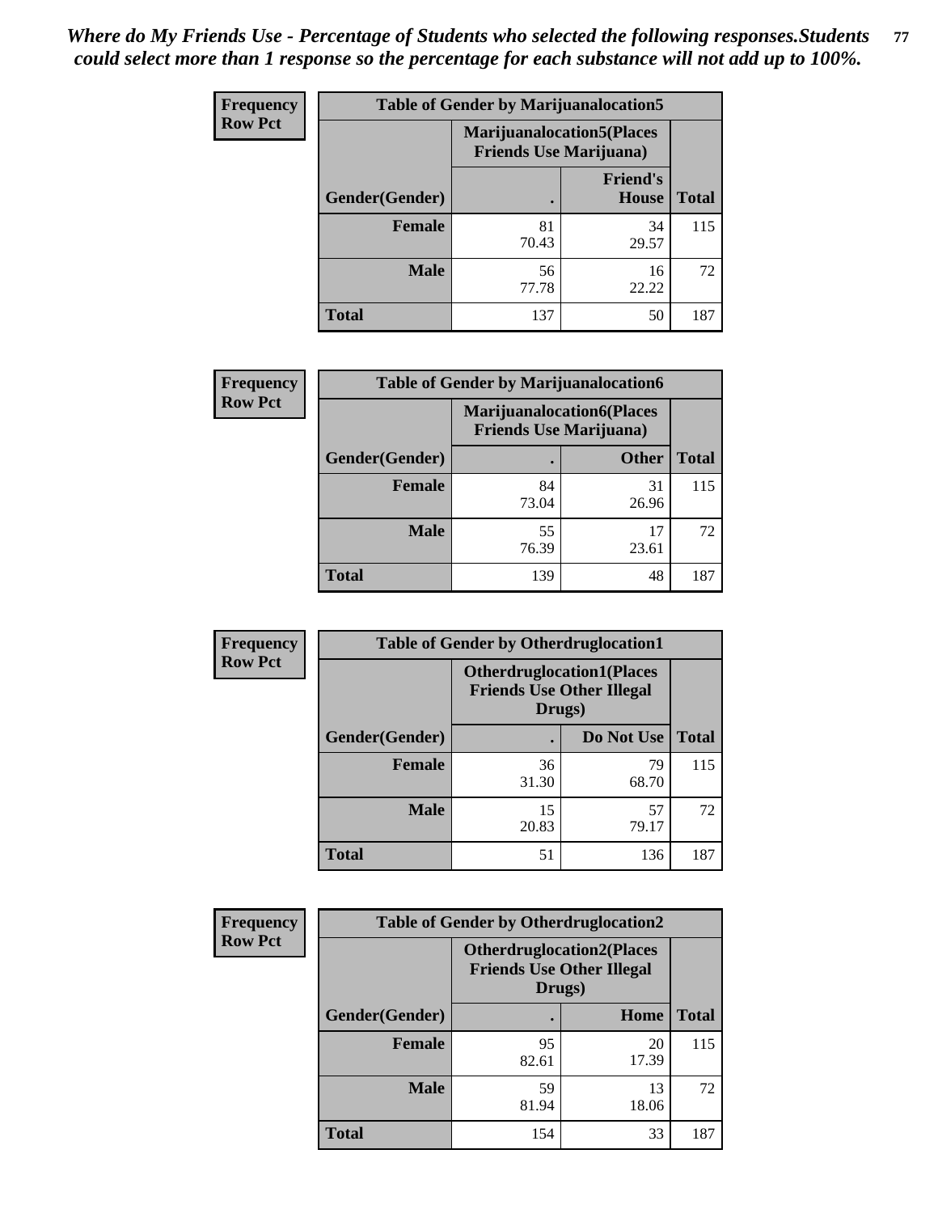***Where do My Friends Use - Percentage of Students who selected the following responses.Students could select more than 1 response so the percentage for each substance will not add up to 100%.***

**Frequency Row Pct**

| Table of Gender by Marijuanalocation5 | | | |
|---|---|---|---|
| | Marijuanalocation5(Places Friends Use Marijuana) | | |
| Gender(Gender) | . | Friend's House | Total |
| Female | 81<br>70.43 | 34<br>29.57 | 115 |
| Male | 56<br>77.78 | 16<br>22.22 | 72 |
| Total | 137 | 50 | 187 |

**Frequency Row Pct**

| Table of Gender by Marijuanalocation6 | | | |
|---|---|---|---|
| | Marijuanalocation6(Places Friends Use Marijuana) | | |
| Gender(Gender) | . | Other | Total |
| Female | 84<br>73.04 | 31<br>26.96 | 115 |
| Male | 55<br>76.39 | 17<br>23.61 | 72 |
| Total | 139 | 48 | 187 |

**Frequency Row Pct**

| Table of Gender by Otherdruglocation1 | | | |
|---|---|---|---|
| | Otherdruglocation1(Places Friends Use Other Illegal Drugs) | | |
| Gender(Gender) | . | Do Not Use | Total |
| Female | 36<br>31.30 | 79<br>68.70 | 115 |
| Male | 15<br>20.83 | 57<br>79.17 | 72 |
| Total | 51 | 136 | 187 |

**Frequency Row Pct**

| Table of Gender by Otherdruglocation2 | | | |
|---|---|---|---|
| | Otherdruglocation2(Places Friends Use Other Illegal Drugs) | | |
| Gender(Gender) | . | Home | Total |
| Female | 95<br>82.61 | 20<br>17.39 | 115 |
| Male | 59<br>81.94 | 13<br>18.06 | 72 |
| Total | 154 | 33 | 187 |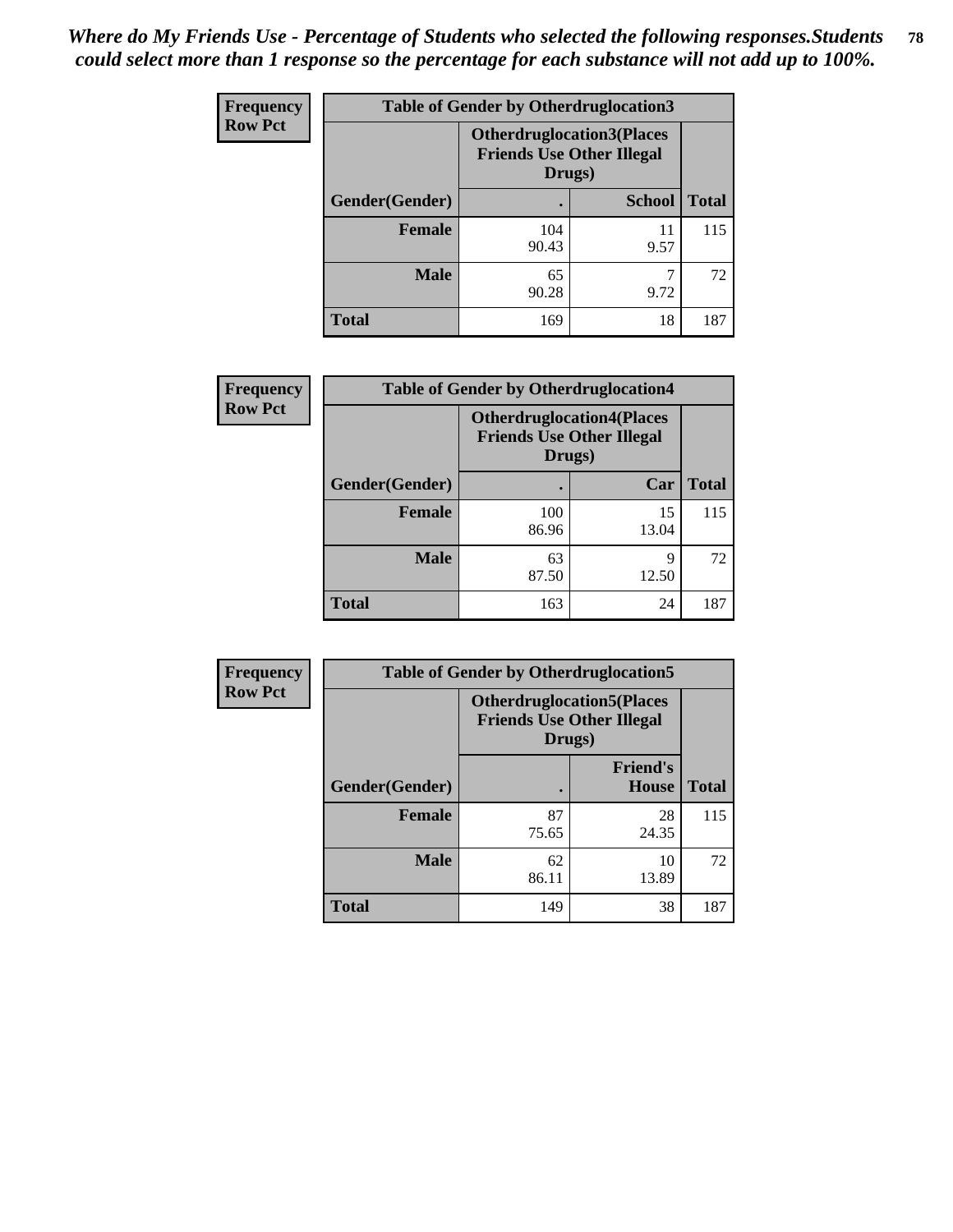*Where do My Friends Use - Percentage of Students who selected the following responses.Students could select more than 1 response so the percentage for each substance will not add up to 100%.*

**Frequency**
**Row Pct**

| Table of Gender by Otherdruglocation3 | | | |
|---|---|---|---|
| | Otherdruglocation3(Places Friends Use Other Illegal Drugs) | | |
| Gender(Gender) | . | School | Total |
| Female | 104<br>90.43 | 11<br>9.57 | 115 |
| Male | 65<br>90.28 | 7<br>9.72 | 72 |
| Total | 169 | 18 | 187 |

**Frequency**
**Row Pct**

| Table of Gender by Otherdruglocation4 | | | |
|---|---|---|---|
| | Otherdruglocation4(Places Friends Use Other Illegal Drugs) | | |
| Gender(Gender) | . | Car | Total |
| Female | 100<br>86.96 | 15<br>13.04 | 115 |
| Male | 63<br>87.50 | 9<br>12.50 | 72 |
| Total | 163 | 24 | 187 |

**Frequency**
**Row Pct**

| Table of Gender by Otherdruglocation5 | | | |
|---|---|---|---|
| | Otherdruglocation5(Places Friends Use Other Illegal Drugs) | | |
| Gender(Gender) | . | Friend's House | Total |
| Female | 87<br>75.65 | 28<br>24.35 | 115 |
| Male | 62<br>86.11 | 10<br>13.89 | 72 |
| Total | 149 | 38 | 187 |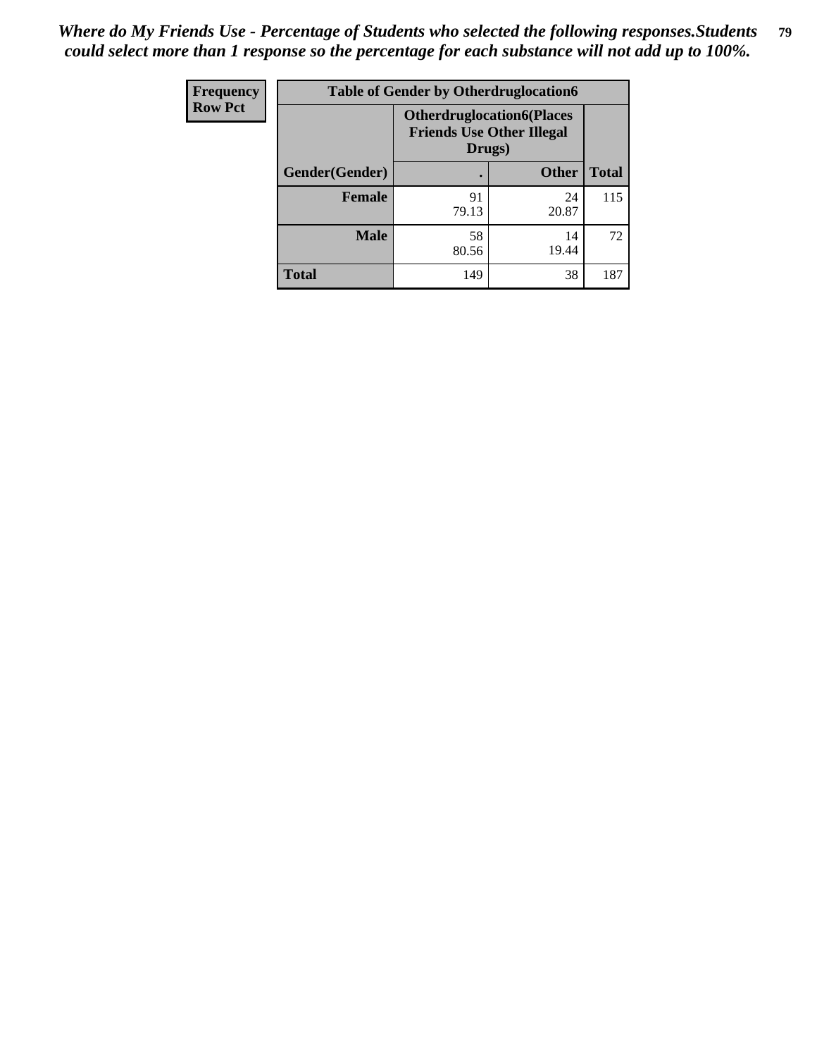*Where do My Friends Use - Percentage of Students who selected the following responses.Students could select more than 1 response so the percentage for each substance will not add up to 100%.*

**Frequency**
**Row Pct**

| Table of Gender by Otherdruglocation6 | | | |
|---|---|---|---|
| | Otherdruglocation6(Places Friends Use Other Illegal Drugs) | | |
| Gender(Gender) | . | Other | Total |
| **Female** | 91<br>79.13 | 24<br>20.87 | 115 |
| **Male** | 58<br>80.56 | 14<br>19.44 | 72 |
| **Total** | 149 | 38 | 187 |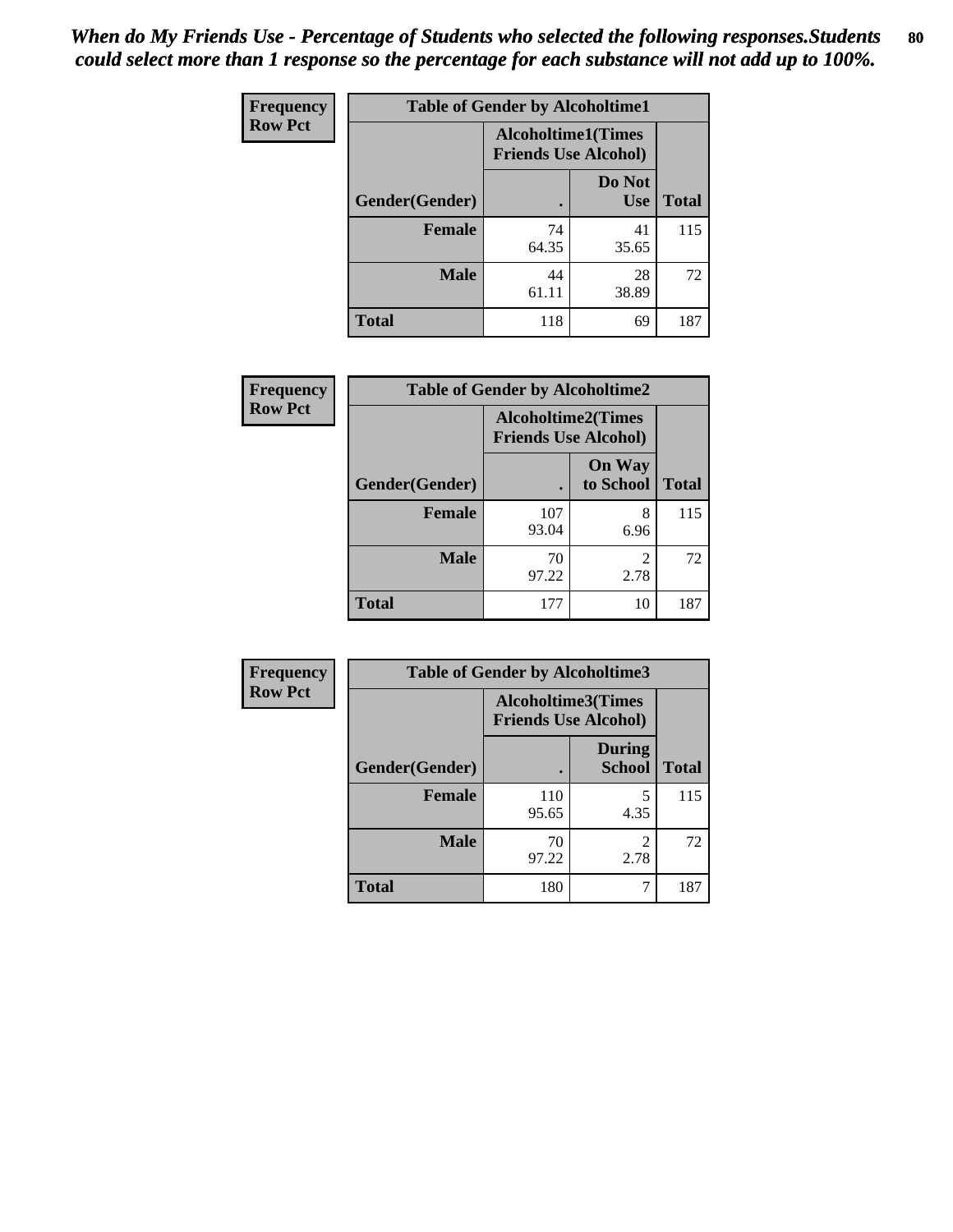*When do My Friends Use - Percentage of Students who selected the following responses.Students could select more than 1 response so the percentage for each substance will not add up to 100%.*

| Frequency<br>Row Pct | Table of Gender by Alcoholtime1 | | |
|---|---|---|---|
| | Alcoholtime1(Times Friends Use Alcohol) | | |
| Gender(Gender) | . | Do Not Use | Total |
| **Female** | 74<br>64.35 | 41<br>35.65 | 115 |
| **Male** | 44<br>61.11 | 28<br>38.89 | 72 |
| **Total** | 118 | 69 | 187 |

| Frequency<br>Row Pct | Table of Gender by Alcoholtime2 | | |
|---|---|---|---|
| | Alcoholtime2(Times Friends Use Alcohol) | | |
| Gender(Gender) | . | On Way to School | Total |
| **Female** | 107<br>93.04 | 8<br>6.96 | 115 |
| **Male** | 70<br>97.22 | 2<br>2.78 | 72 |
| **Total** | 177 | 10 | 187 |

| Frequency<br>Row Pct | Table of Gender by Alcoholtime3 | | |
|---|---|---|---|
| | Alcoholtime3(Times Friends Use Alcohol) | | |
| Gender(Gender) | . | During School | Total |
| **Female** | 110<br>95.65 | 5<br>4.35 | 115 |
| **Male** | 70<br>97.22 | 2<br>2.78 | 72 |
| **Total** | 180 | 7 | 187 |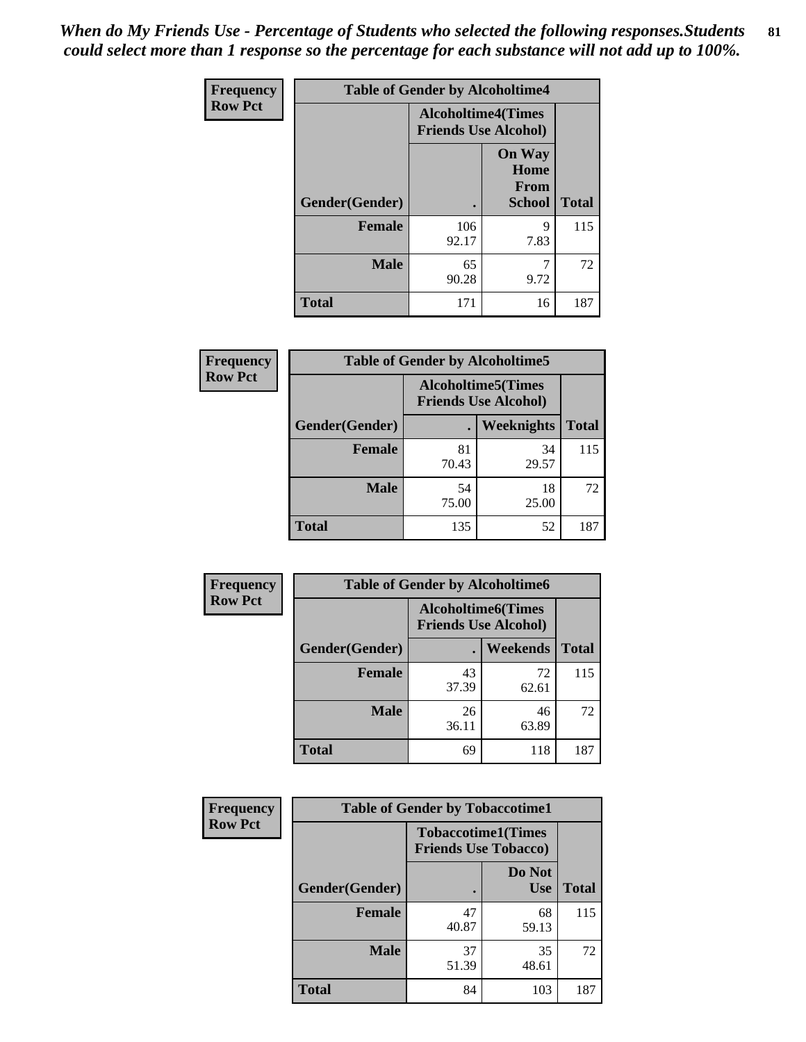*When do My Friends Use - Percentage of Students who selected the following responses.Students could select more than 1 response so the percentage for each substance will not add up to 100%.*

**Frequency Row Pct**

| Table of Gender by Alcoholtime4 | | | |
|---|---|---|---|
| | Alcoholtime4(Times Friends Use Alcohol) | | |
| Gender(Gender) | . | On Way Home From School | Total |
| Female | 106<br>92.17 | 9<br>7.83 | 115 |
| Male | 65<br>90.28 | 7<br>9.72 | 72 |
| Total | 171 | 16 | 187 |

**Frequency Row Pct**

| Table of Gender by Alcoholtime5 | | | |
|---|---|---|---|
| | Alcoholtime5(Times Friends Use Alcohol) | | |
| Gender(Gender) | . | Weeknights | Total |
| Female | 81<br>70.43 | 34<br>29.57 | 115 |
| Male | 54<br>75.00 | 18<br>25.00 | 72 |
| Total | 135 | 52 | 187 |

**Frequency Row Pct**

| Table of Gender by Alcoholtime6 | | | |
|---|---|---|---|
| | Alcoholtime6(Times Friends Use Alcohol) | | |
| Gender(Gender) | . | Weekends | Total |
| Female | 43<br>37.39 | 72<br>62.61 | 115 |
| Male | 26<br>36.11 | 46<br>63.89 | 72 |
| Total | 69 | 118 | 187 |

**Frequency Row Pct**

| Table of Gender by Tobaccotime1 | | | |
|---|---|---|---|
| | Tobaccotime1(Times Friends Use Tobacco) | | |
| Gender(Gender) | . | Do Not Use | Total |
| Female | 47<br>40.87 | 68<br>59.13 | 115 |
| Male | 37<br>51.39 | 35<br>48.61 | 72 |
| Total | 84 | 103 | 187 |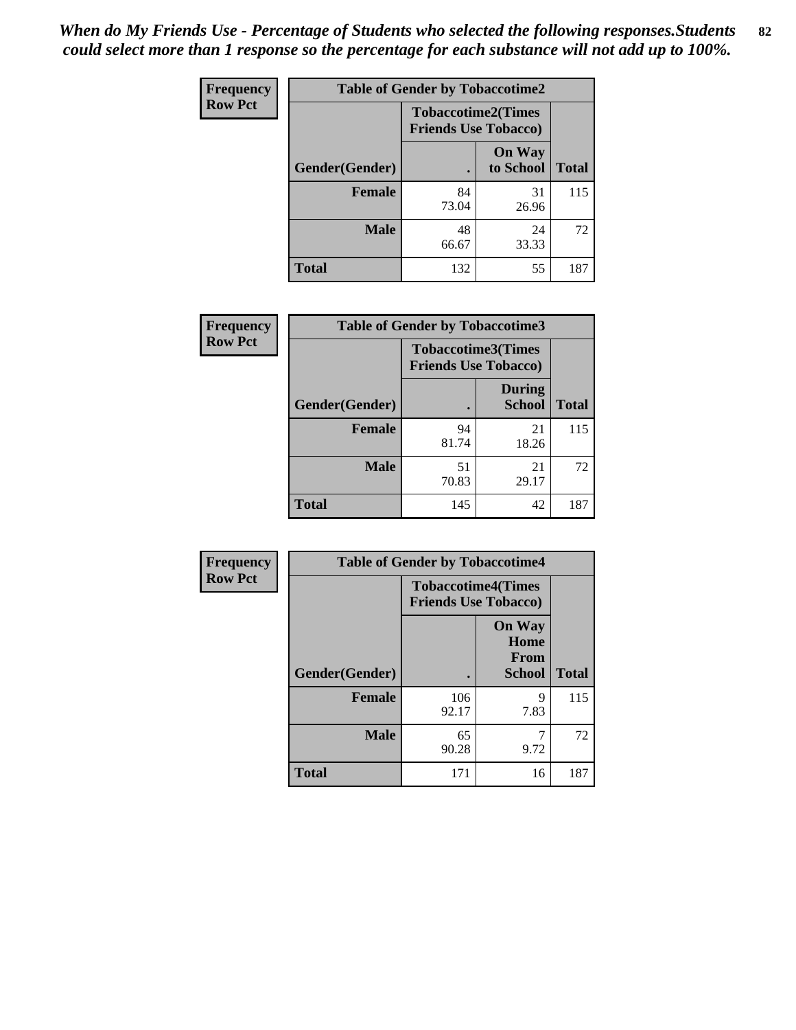*When do My Friends Use - Percentage of Students who selected the following responses.Students could select more than 1 response so the percentage for each substance will not add up to 100%.*

| Frequency Row Pct | Table of Gender by Tobaccotime2 | | |
|---|---|---|---|
| | Tobaccotime2(Times Friends Use Tobacco) | | |
| Gender(Gender) | . | On Way to School | Total |
| **Female** | 84<br>73.04 | 31<br>26.96 | 115 |
| **Male** | 48<br>66.67 | 24<br>33.33 | 72 |
| **Total** | 132 | 55 | 187 |

| Frequency Row Pct | Table of Gender by Tobaccotime3 | | |
|---|---|---|---|
| | Tobaccotime3(Times Friends Use Tobacco) | | |
| Gender(Gender) | . | During School | Total |
| **Female** | 94<br>81.74 | 21<br>18.26 | 115 |
| **Male** | 51<br>70.83 | 21<br>29.17 | 72 |
| **Total** | 145 | 42 | 187 |

| Frequency Row Pct | Table of Gender by Tobaccotime4 | | |
|---|---|---|---|
| | Tobaccotime4(Times Friends Use Tobacco) | | |
| Gender(Gender) | . | On Way Home From School | Total |
| **Female** | 106<br>92.17 | 9<br>7.83 | 115 |
| **Male** | 65<br>90.28 | 7<br>9.72 | 72 |
| **Total** | 171 | 16 | 187 |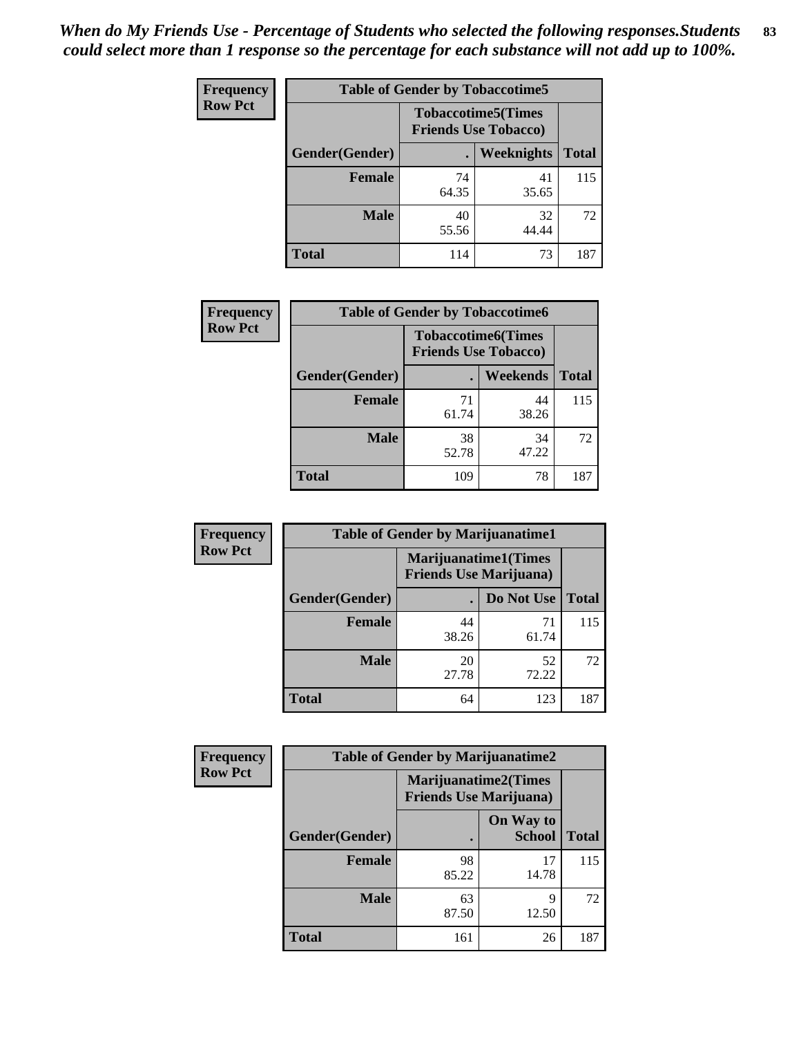*When do My Friends Use - Percentage of Students who selected the following responses.Students could select more than 1 response so the percentage for each substance will not add up to 100%.*

**Frequency**
**Row Pct**

| Table of Gender by Tobaccotime5 | | | |
|---|---|---|---|
| | Tobaccotime5(Times Friends Use Tobacco) | | |
| Gender(Gender) | . | Weeknights | Total |
| **Female** | 74<br>64.35 | 41<br>35.65 | 115 |
| **Male** | 40<br>55.56 | 32<br>44.44 | 72 |
| **Total** | 114 | 73 | 187 |

**Frequency**
**Row Pct**

| Table of Gender by Tobaccotime6 | | | |
|---|---|---|---|
| | Tobaccotime6(Times Friends Use Tobacco) | | |
| Gender(Gender) | . | Weekends | Total |
| **Female** | 71<br>61.74 | 44<br>38.26 | 115 |
| **Male** | 38<br>52.78 | 34<br>47.22 | 72 |
| **Total** | 109 | 78 | 187 |

**Frequency**
**Row Pct**

| Table of Gender by Marijuanatime1 | | | |
|---|---|---|---|
| | Marijuanatime1(Times Friends Use Marijuana) | | |
| Gender(Gender) | . | Do Not Use | Total |
| **Female** | 44<br>38.26 | 71<br>61.74 | 115 |
| **Male** | 20<br>27.78 | 52<br>72.22 | 72 |
| **Total** | 64 | 123 | 187 |

**Frequency**
**Row Pct**

| Table of Gender by Marijuanatime2 | | | |
|---|---|---|---|
| | Marijuanatime2(Times Friends Use Marijuana) | | |
| Gender(Gender) | . | On Way to School | Total |
| **Female** | 98<br>85.22 | 17<br>14.78 | 115 |
| **Male** | 63<br>87.50 | 9<br>12.50 | 72 |
| **Total** | 161 | 26 | 187 |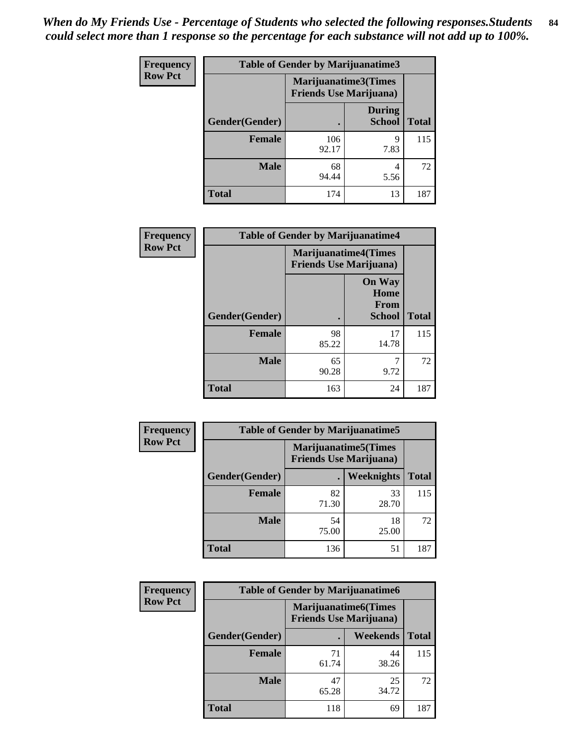*When do My Friends Use - Percentage of Students who selected the following responses.Students could select more than 1 response so the percentage for each substance will not add up to 100%.*

**Frequency**
**Row Pct**

| Table of Gender by Marijuanatime3 | | | |
|---|---|---|---|
| | Marijuanatime3(Times Friends Use Marijuana) | | |
| Gender(Gender) | . | During School | Total |
| **Female** | 106<br>92.17 | 9<br>7.83 | 115 |
| **Male** | 68<br>94.44 | 4<br>5.56 | 72 |
| **Total** | 174 | 13 | 187 |

**Frequency**
**Row Pct**

| Table of Gender by Marijuanatime4 | | | |
|---|---|---|---|
| | Marijuanatime4(Times Friends Use Marijuana) | | |
| Gender(Gender) | . | On Way Home From School | Total |
| **Female** | 98<br>85.22 | 17<br>14.78 | 115 |
| **Male** | 65<br>90.28 | 7<br>9.72 | 72 |
| **Total** | 163 | 24 | 187 |

**Frequency**
**Row Pct**

| Table of Gender by Marijuanatime5 | | | |
|---|---|---|---|
| | Marijuanatime5(Times Friends Use Marijuana) | | |
| Gender(Gender) | . | Weeknights | Total |
| **Female** | 82<br>71.30 | 33<br>28.70 | 115 |
| **Male** | 54<br>75.00 | 18<br>25.00 | 72 |
| **Total** | 136 | 51 | 187 |

**Frequency**
**Row Pct**

| Table of Gender by Marijuanatime6 | | | |
|---|---|---|---|
| | Marijuanatime6(Times Friends Use Marijuana) | | |
| Gender(Gender) | . | Weekends | Total |
| **Female** | 71<br>61.74 | 44<br>38.26 | 115 |
| **Male** | 47<br>65.28 | 25<br>34.72 | 72 |
| **Total** | 118 | 69 | 187 |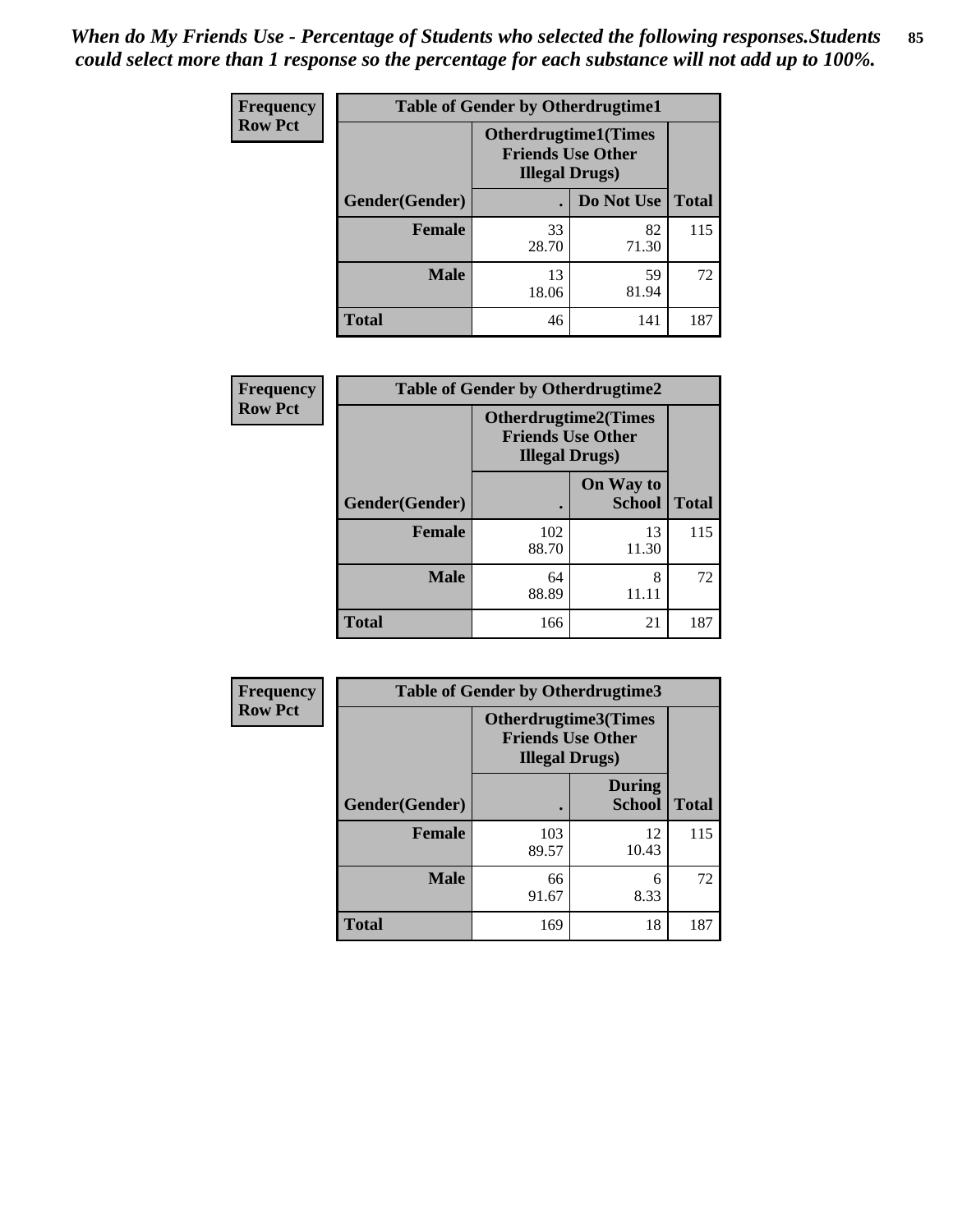*When do My Friends Use - Percentage of Students who selected the following responses.Students could select more than 1 response so the percentage for each substance will not add up to 100%.*

**Frequency**
**Row Pct**

| Table of Gender by Otherdrugtime1 | | | |
|---|---|---|---|
| | Otherdrugtime1(Times Friends Use Other Illegal Drugs) | | |
| Gender(Gender) | . | Do Not Use | Total |
| Female | 33<br>28.70 | 82<br>71.30 | 115 |
| Male | 13<br>18.06 | 59<br>81.94 | 72 |
| Total | 46 | 141 | 187 |

**Frequency**
**Row Pct**

| Table of Gender by Otherdrugtime2 | | | |
|---|---|---|---|
| | Otherdrugtime2(Times Friends Use Other Illegal Drugs) | | |
| Gender(Gender) | . | On Way to School | Total |
| Female | 102<br>88.70 | 13<br>11.30 | 115 |
| Male | 64<br>88.89 | 8<br>11.11 | 72 |
| Total | 166 | 21 | 187 |

**Frequency**
**Row Pct**

| Table of Gender by Otherdrugtime3 | | | |
|---|---|---|---|
| | Otherdrugtime3(Times Friends Use Other Illegal Drugs) | | |
| Gender(Gender) | . | During School | Total |
| Female | 103<br>89.57 | 12<br>10.43 | 115 |
| Male | 66<br>91.67 | 6<br>8.33 | 72 |
| Total | 169 | 18 | 187 |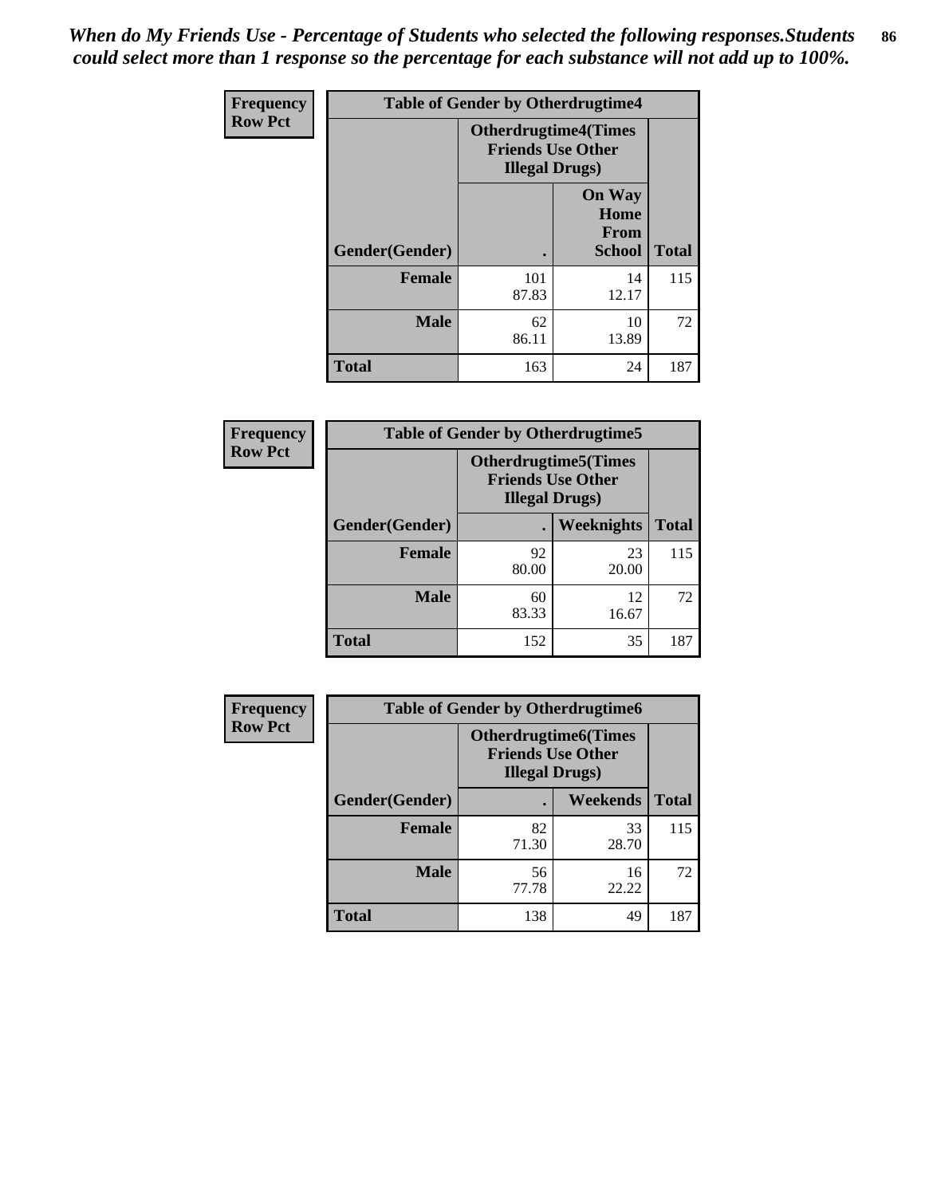*When do My Friends Use - Percentage of Students who selected the following responses.Students could select more than 1 response so the percentage for each substance will not add up to 100%.*

| Frequency Row Pct | Table of Gender by Otherdrugtime4 | | |
|---|---|---|---|
| | Otherdrugtime4(Times Friends Use Other Illegal Drugs) | | |
| Gender(Gender) | . | On Way Home From School | Total |
| Female | 101<br>87.83 | 14<br>12.17 | 115 |
| Male | 62<br>86.11 | 10<br>13.89 | 72 |
| Total | 163 | 24 | 187 |

| Frequency Row Pct | Table of Gender by Otherdrugtime5 | | |
|---|---|---|---|
| | Otherdrugtime5(Times Friends Use Other Illegal Drugs) | | |
| Gender(Gender) | . | Weeknights | Total |
| Female | 92<br>80.00 | 23<br>20.00 | 115 |
| Male | 60<br>83.33 | 12<br>16.67 | 72 |
| Total | 152 | 35 | 187 |

| Frequency Row Pct | Table of Gender by Otherdrugtime6 | | |
|---|---|---|---|
| | Otherdrugtime6(Times Friends Use Other Illegal Drugs) | | |
| Gender(Gender) | . | Weekends | Total |
| Female | 82<br>71.30 | 33<br>28.70 | 115 |
| Male | 56<br>77.78 | 16<br>22.22 | 72 |
| Total | 138 | 49 | 187 |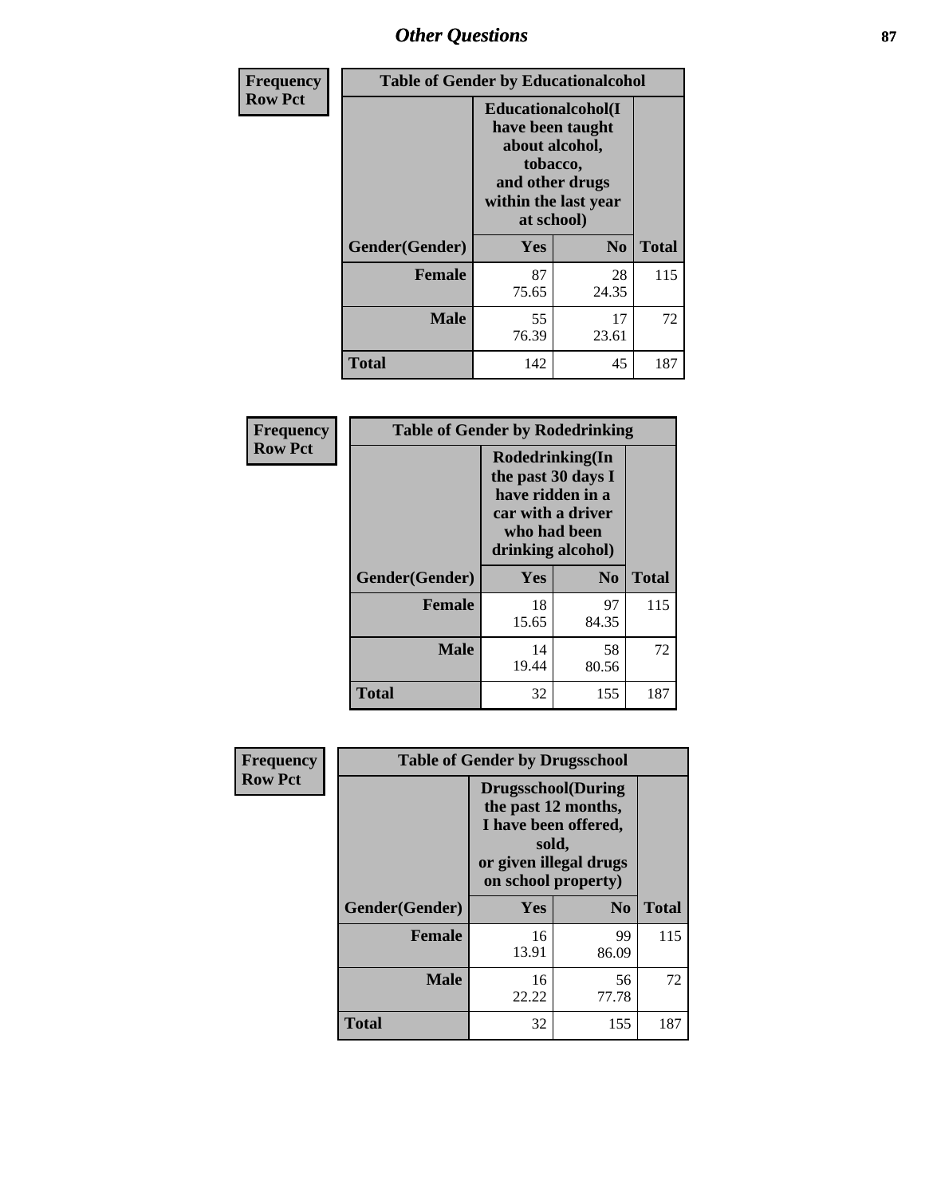| Frequency Row Pct | Table of Gender by Educationalcohol | | |
|---|---|---|---|
| | Educationalcohol(I have been taught about alcohol, tobacco, and other drugs within the last year at school) | | |
| Gender(Gender) | Yes | No | Total |
| Female | 87<br>75.65 | 28<br>24.35 | 115 |
| Male | 55<br>76.39 | 17<br>23.61 | 72 |
| Total | 142 | 45 | 187 |

| Frequency Row Pct | Table of Gender by Rodedrinking | | |
|---|---|---|---|
| | Rodedrinking(In the past 30 days I have ridden in a car with a driver who had been drinking alcohol) | | |
| Gender(Gender) | Yes | No | Total |
| Female | 18<br>15.65 | 97<br>84.35 | 115 |
| Male | 14<br>19.44 | 58<br>80.56 | 72 |
| Total | 32 | 155 | 187 |

| Frequency Row Pct | Table of Gender by Drugsschool | | |
|---|---|---|---|
| | Drugsschool(During the past 12 months, I have been offered, sold, or given illegal drugs on school property) | | |
| Gender(Gender) | Yes | No | Total |
| Female | 16<br>13.91 | 99<br>86.09 | 115 |
| Male | 16<br>22.22 | 56<br>77.78 | 72 |
| Total | 32 | 155 | 187 |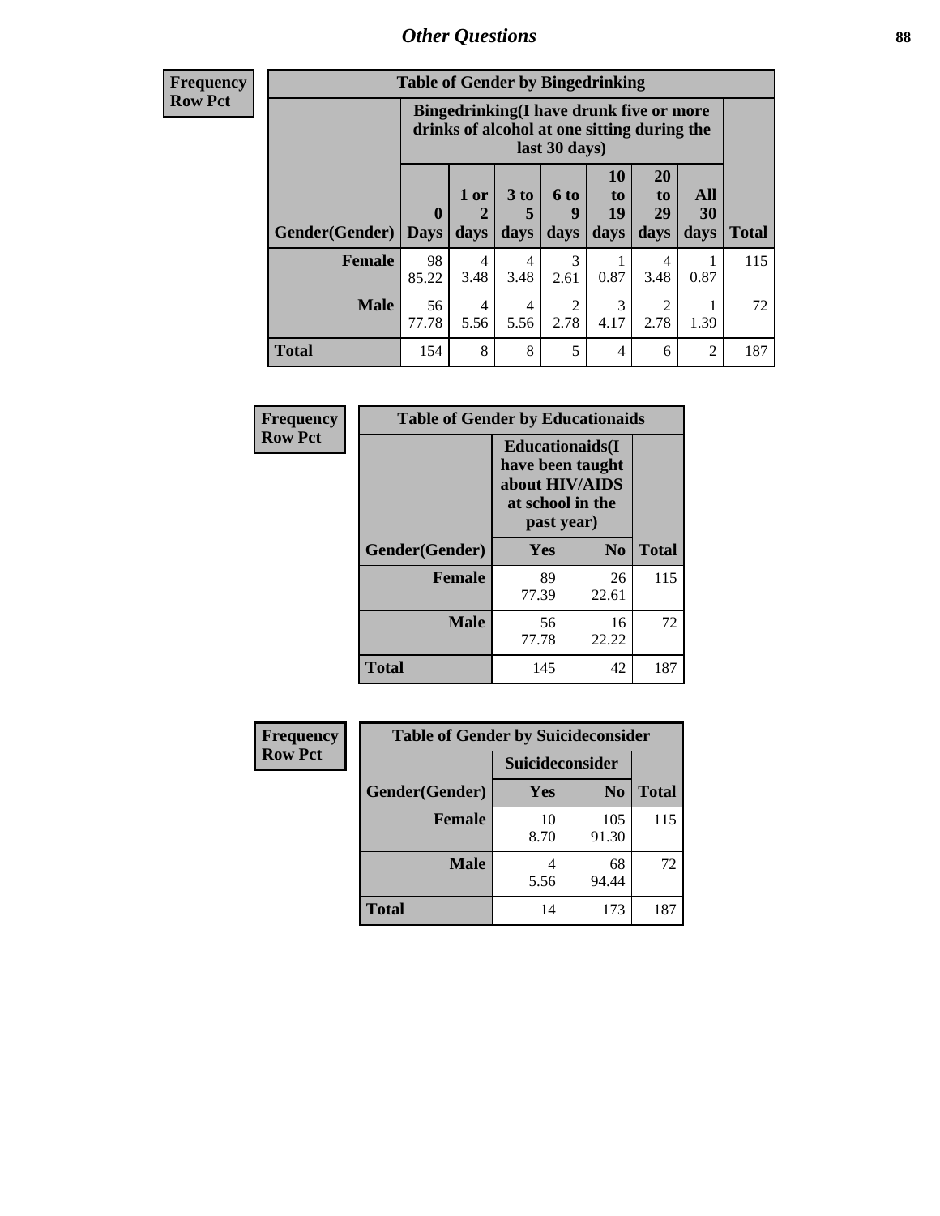## Other Questions

**Frequency**
**Row Pct**

| Table of Gender by Bingedrinking | | | | | | | | |
|---|---|---|---|---|---|---|---|---|
| | Bingedrinking(I have drunk five or more drinks of alcohol at one sitting during the last 30 days) | | | | | | | |
| Gender(Gender) | 0 Days | 1 or 2 days | 3 to 5 days | 6 to 9 days | 10 to 19 days | 20 to 29 days | All 30 days | Total |
| **Female** | 98<br>85.22 | 4<br>3.48 | 4<br>3.48 | 3<br>2.61 | 1<br>0.87 | 4<br>3.48 | 1<br>0.87 | 115 |
| **Male** | 56<br>77.78 | 4<br>5.56 | 4<br>5.56 | 2<br>2.78 | 3<br>4.17 | 2<br>2.78 | 1<br>1.39 | 72 |
| **Total** | 154 | 8 | 8 | 5 | 4 | 6 | 2 | 187 |

**Frequency**
**Row Pct**

| Table of Gender by Educationaids | | | |
|---|---|---|---|
| | Educationaids(I have been taught about HIV/AIDS at school in the past year) | | |
| Gender(Gender) | Yes | No | Total |
| **Female** | 89<br>77.39 | 26<br>22.61 | 115 |
| **Male** | 56<br>77.78 | 16<br>22.22 | 72 |
| **Total** | 145 | 42 | 187 |

**Frequency**
**Row Pct**

| Table of Gender by Suicideconsider | | | |
|---|---|---|---|
| | Suicideconsider | | |
| Gender(Gender) | Yes | No | Total |
| **Female** | 10<br>8.70 | 105<br>91.30 | 115 |
| **Male** | 4<br>5.56 | 68<br>94.44 | 72 |
| **Total** | 14 | 173 | 187 |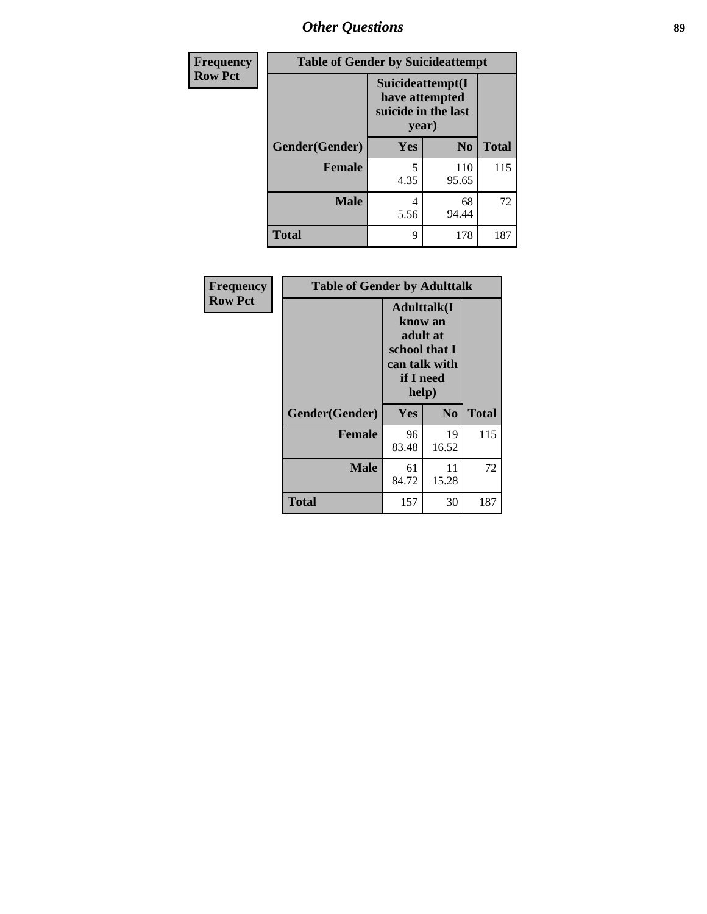| Frequency Row Pct | Table of Gender by Suicideattempt | | |
|---|---|---|---|
| | Suicideattempt(I have attempted suicide in the last year) | | |
| Gender(Gender) | Yes | No | Total |
| Female | 5<br>4.35 | 110<br>95.65 | 115 |
| Male | 4<br>5.56 | 68<br>94.44 | 72 |
| Total | 9 | 178 | 187 |

| Frequency Row Pct | Table of Gender by Adulttalk | | |
|---|---|---|---|
| | Adulttalk(I know an adult at school that I can talk with if I need help) | | |
| Gender(Gender) | Yes | No | Total |
| Female | 96<br>83.48 | 19<br>16.52 | 115 |
| Male | 61<br>84.72 | 11<br>15.28 | 72 |
| Total | 157 | 30 | 187 |